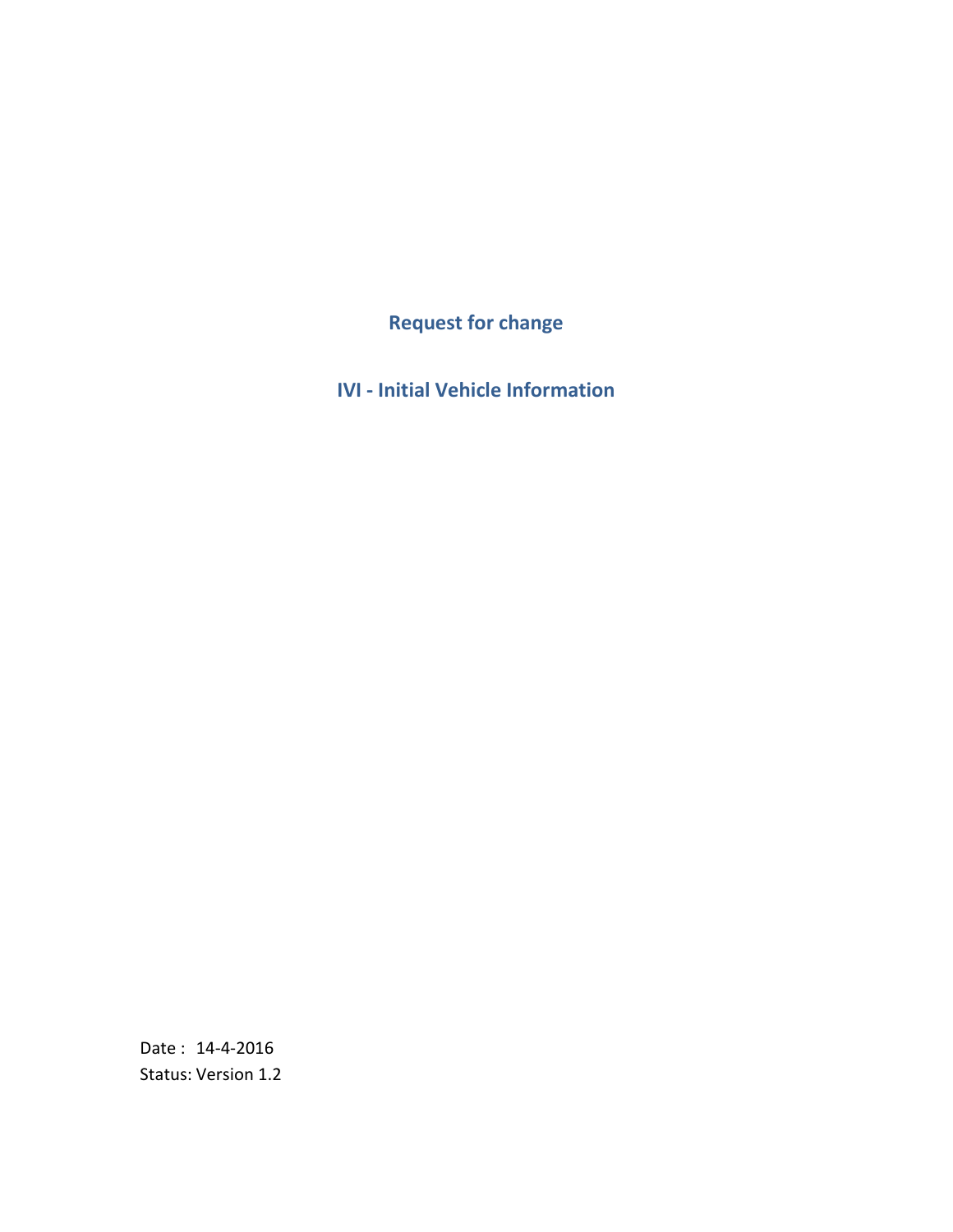# Request for change

# IVI - Initial Vehicle Information

Date : 14-4-2016

Status: Version 1.2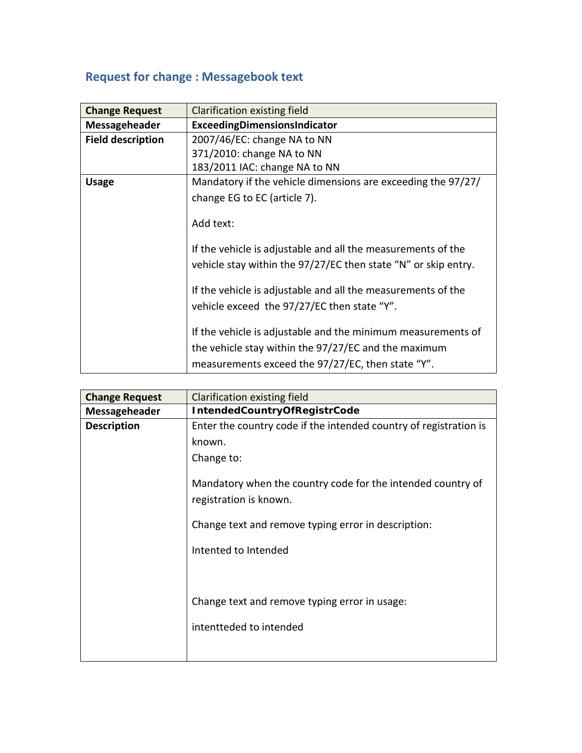## Request for change : Messagebook text

| Change Request | Clarification existing field |
| --- | --- |
| **Messageheader** | **ExceedingDimensionsIndicator** |
| **Field description** | 2007/46/EC: change NA to NN<br>371/2010: change NA to NN<br>183/2011 IAC: change NA to NN |
| **Usage** | Mandatory if the vehicle dimensions are exceeding the 97/27/ change EG to EC (article 7).<br><br>Add text:<br><br>If the vehicle is adjustable and all the measurements of the vehicle stay within the 97/27/EC then state "N" or skip entry.<br><br>If the vehicle is adjustable and all the measurements of the vehicle exceed the 97/27/EC then state "Y".<br><br>If the vehicle is adjustable and the minimum measurements of the vehicle stay within the 97/27/EC and the maximum measurements exceed the 97/27/EC, then state "Y". |

| Change Request | Clarification existing field |
| --- | --- |
| **Messageheader** | **IntendedCountryOfRegistrCode** |
| **Description** | Enter the country code if the intended country of registration is known.<br>Change to:<br><br>Mandatory when the country code for the intended country of registration is known.<br><br>Change text and remove typing error in description:<br><br>Intented to Intended<br><br>Change text and remove typing error in usage:<br><br>intentteded to intended |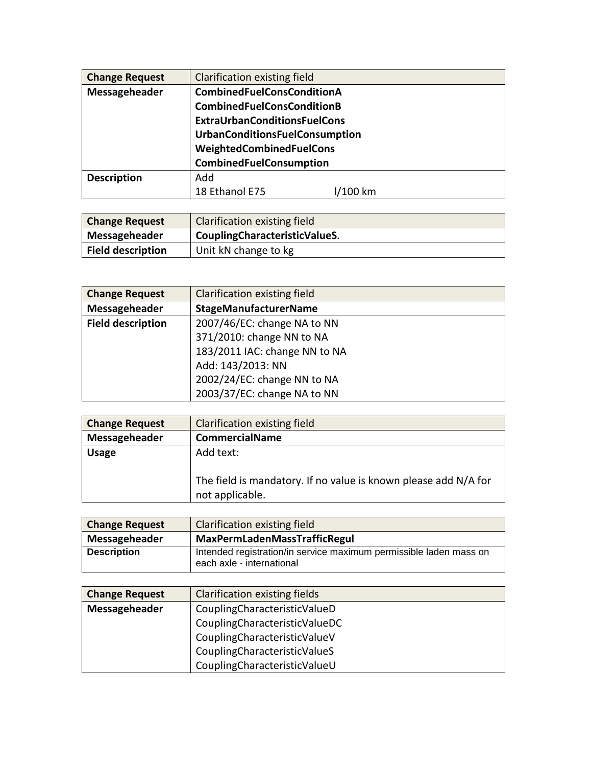| **Change Request** | Clarification existing field |
|---|---|
| **Messageheader** | **CombinedFuelConsConditionA**<br>**CombinedFuelConsConditionB**<br>**ExtraUrbanConditionsFuelCons**<br>**UrbanConditionsFuelConsumption**<br>**WeightedCombinedFuelCons**<br>**CombinedFuelConsumption** |
| **Description** | Add<br>18 Ethanol E75 l/100 km |

| **Change Request** | Clarification existing field |
|---|---|
| **Messageheader** | **CouplingCharacteristicValueS**. |
| **Field description** | Unit kN change to kg |

| **Change Request** | Clarification existing field |
|---|---|
| **Messageheader** | **StageManufacturerName** |
| **Field description** | 2007/46/EC: change NA to NN<br>371/2010: change NN to NA<br>183/2011 IAC: change NN to NA<br>Add: 143/2013: NN<br>2002/24/EC: change NN to NA<br>2003/37/EC: change NA to NN |

| **Change Request** | Clarification existing field |
|---|---|
| **Messageheader** | **CommercialName** |
| **Usage** | Add text:<br><br>The field is mandatory. If no value is known please add N/A for not applicable. |

| **Change Request** | Clarification existing field |
|---|---|
| **Messageheader** | **MaxPermLadenMassTrafficRegul** |
| **Description** | Intended registration/in service maximum permissible laden mass on each axle - international |

| **Change Request** | Clarification existing fields |
|---|---|
| **Messageheader** | CouplingCharacteristicValueD<br>CouplingCharacteristicValueDC<br>CouplingCharacteristicValueV<br>CouplingCharacteristicValueS<br>CouplingCharacteristicValueU |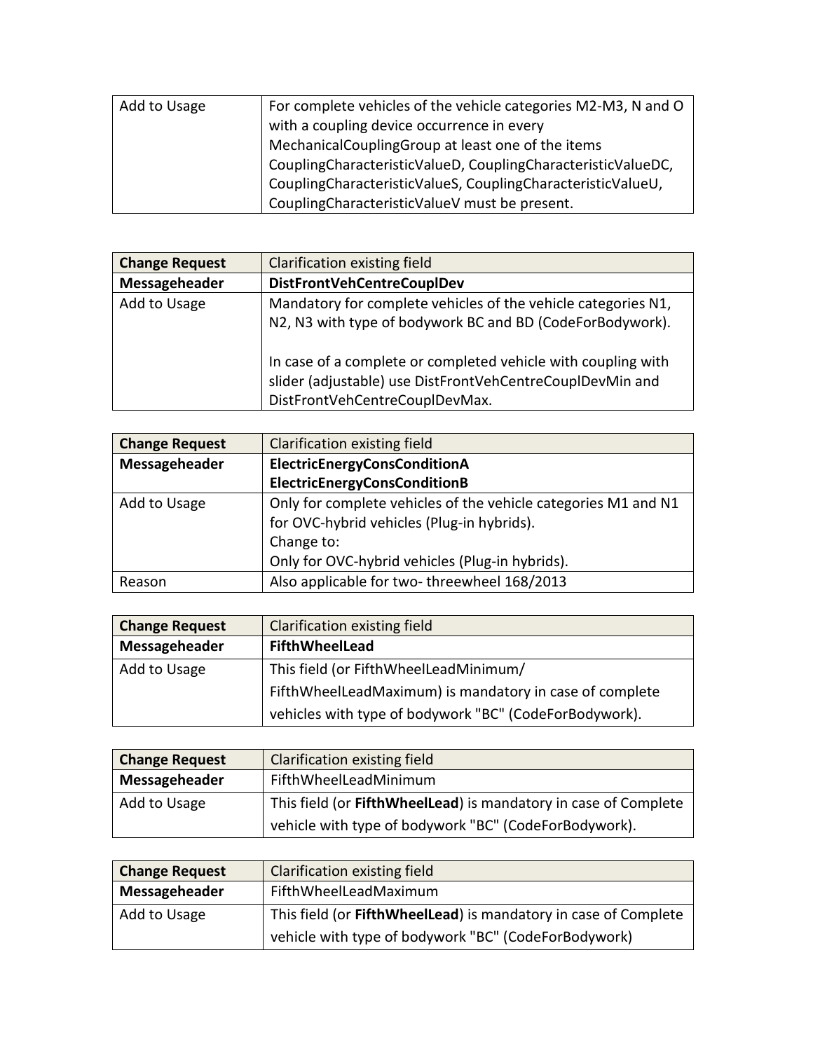| Add to Usage | For complete vehicles of the vehicle categories M2-M3, N and O with a coupling device occurrence in every MechanicalCouplingGroup at least one of the items CouplingCharacteristicValueD, CouplingCharacteristicValueDC, CouplingCharacteristicValueS, CouplingCharacteristicValueU, CouplingCharacteristicValueV must be present. |
|---|---|

| **Change Request** | Clarification existing field |
|---|---|
| **Messageheader** | **DistFrontVehCentreCouplDev** |
| Add to Usage | Mandatory for complete vehicles of the vehicle categories N1, N2, N3 with type of bodywork BC and BD (CodeForBodywork).<br><br>In case of a complete or completed vehicle with coupling with slider (adjustable) use DistFrontVehCentreCouplDevMin and DistFrontVehCentreCouplDevMax. |

| **Change Request** | Clarification existing field |
|---|---|
| **Messageheader** | **ElectricEnergyConsConditionA**<br>**ElectricEnergyConsConditionB** |
| Add to Usage | Only for complete vehicles of the vehicle categories M1 and N1 for OVC-hybrid vehicles (Plug-in hybrids).<br>Change to:<br>Only for OVC-hybrid vehicles (Plug-in hybrids). |
| Reason | Also applicable for two- threewheel 168/2013 |

| **Change Request** | Clarification existing field |
|---|---|
| **Messageheader** | **FifthWheelLead** |
| Add to Usage | This field (or FifthWheelLeadMinimum/ FifthWheelLeadMaximum) is mandatory in case of complete vehicles with type of bodywork "BC" (CodeForBodywork). |

| **Change Request** | Clarification existing field |
|---|---|
| **Messageheader** | FifthWheelLeadMinimum |
| Add to Usage | This field (or **FifthWheelLead**) is mandatory in case of Complete vehicle with type of bodywork "BC" (CodeForBodywork). |

| **Change Request** | Clarification existing field |
|---|---|
| **Messageheader** | FifthWheelLeadMaximum |
| Add to Usage | This field (or **FifthWheelLead**) is mandatory in case of Complete vehicle with type of bodywork "BC" (CodeForBodywork) |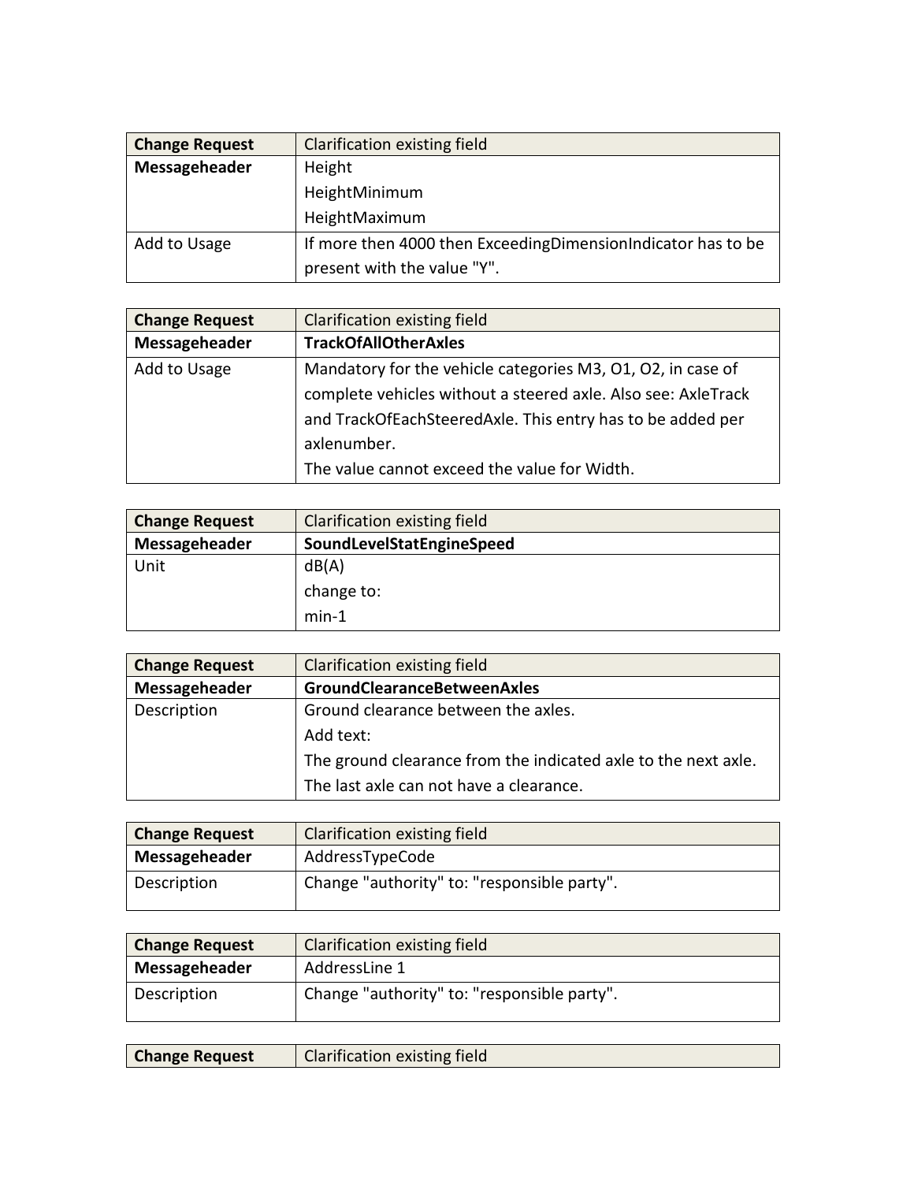| **Change Request** | Clarification existing field |
|---|---|
| **Messageheader** | Height<br>HeightMinimum<br>HeightMaximum |
| Add to Usage | If more then 4000 then ExceedingDimensionIndicator has to be present with the value "Y". |

| **Change Request** | Clarification existing field |
|---|---|
| **Messageheader** | **TrackOfAllOtherAxles** |
| Add to Usage | Mandatory for the vehicle categories M3, O1, O2, in case of complete vehicles without a steered axle. Also see: AxleTrack and TrackOfEachSteeredAxle. This entry has to be added per axlenumber.<br>The value cannot exceed the value for Width. |

| **Change Request** | Clarification existing field |
|---|---|
| **Messageheader** | **SoundLevelStatEngineSpeed** |
| Unit | dB(A)<br>change to:<br>min-1 |

| **Change Request** | Clarification existing field |
|---|---|
| **Messageheader** | **GroundClearanceBetweenAxles** |
| Description | Ground clearance between the axles.<br>Add text:<br>The ground clearance from the indicated axle to the next axle.<br>The last axle can not have a clearance. |

| **Change Request** | Clarification existing field |
|---|---|
| **Messageheader** | AddressTypeCode |
| Description | Change "authority" to: "responsible party". |

| **Change Request** | Clarification existing field |
|---|---|
| **Messageheader** | AddressLine 1 |
| Description | Change "authority" to: "responsible party". |

| **Change Request** | Clarification existing field |
|---|---|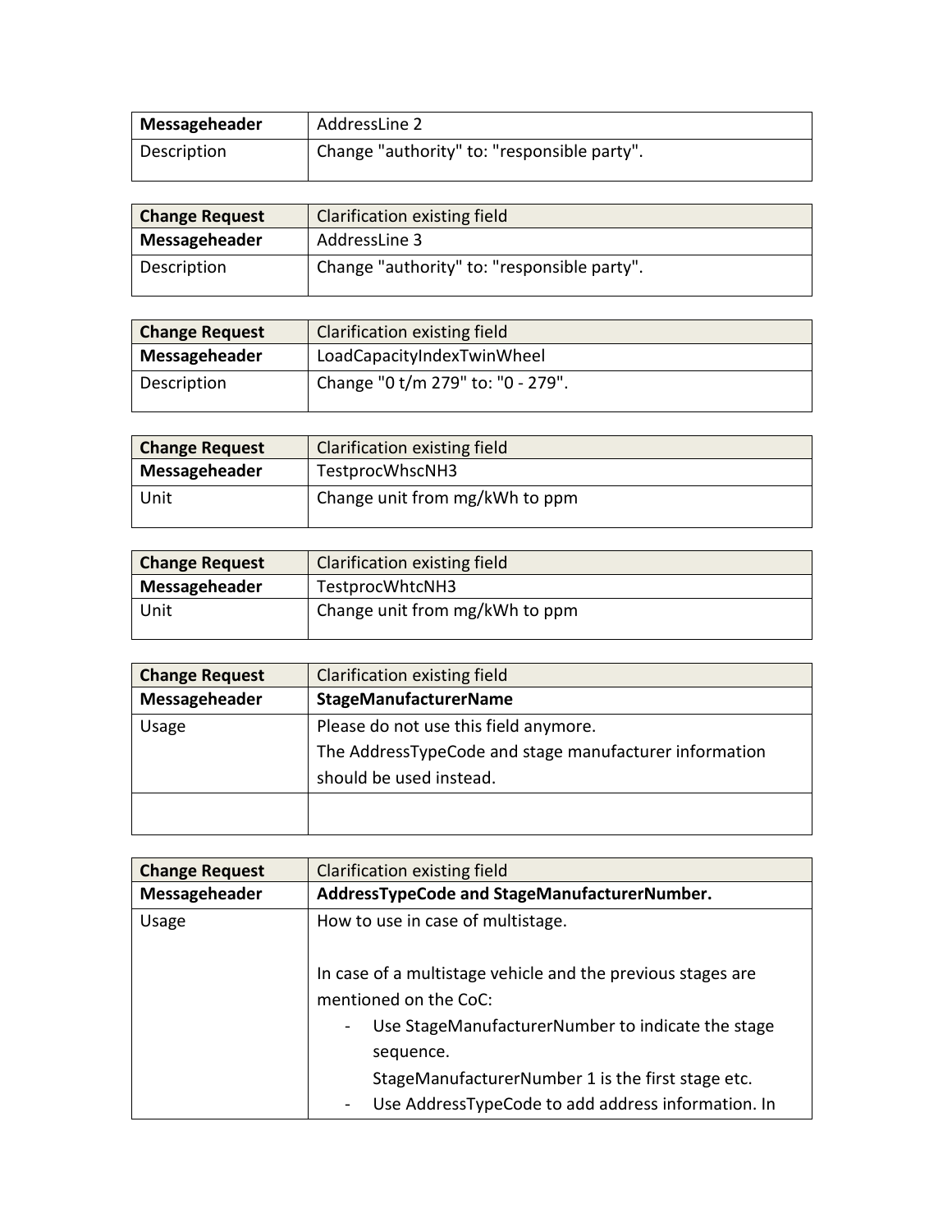| Messageheader | AddressLine 2 |
|---|---|
| Description | Change "authority" to: "responsible party". |

| Change Request | Clarification existing field |
|---|---|
| Messageheader | AddressLine 3 |
| Description | Change "authority" to: "responsible party". |

| Change Request | Clarification existing field |
|---|---|
| Messageheader | LoadCapacityIndexTwinWheel |
| Description | Change "0 t/m 279" to: "0 - 279". |

| Change Request | Clarification existing field |
|---|---|
| Messageheader | TestprocWhscNH3 |
| Unit | Change unit from mg/kWh to ppm |

| Change Request | Clarification existing field |
|---|---|
| Messageheader | TestprocWhtcNH3 |
| Unit | Change unit from mg/kWh to ppm |

| Change Request | Clarification existing field |
|---|---|
| Messageheader | **StageManufacturerName** |
| Usage | Please do not use this field anymore.<br>The AddressTypeCode and stage manufacturer information should be used instead. |
| | |

| Change Request | Clarification existing field |
|---|---|
| Messageheader | **AddressTypeCode and StageManufacturerNumber.** |
| Usage | How to use in case of multistage.<br><br>In case of a multistage vehicle and the previous stages are mentioned on the CoC:<br>- Use StageManufacturerNumber to indicate the stage sequence. StageManufacturerNumber 1 is the first stage etc.<br>- Use AddressTypeCode to add address information. In |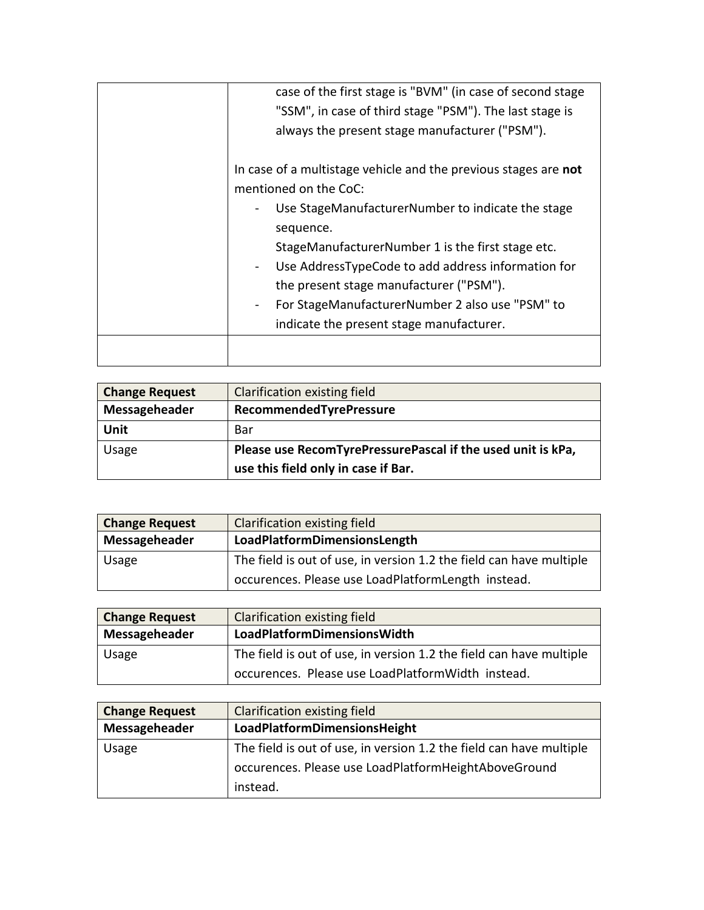| | |
|---|---|
| | case of the first stage is "BVM" (in case of second stage "SSM", in case of third stage "PSM"). The last stage is always the present stage manufacturer ("PSM").<br><br>In case of a multistage vehicle and the previous stages are **not** mentioned on the CoC:<br>- Use StageManufacturerNumber to indicate the stage sequence.<br>StageManufacturerNumber 1 is the first stage etc.<br>- Use AddressTypeCode to add address information for the present stage manufacturer ("PSM").<br>- For StageManufacturerNumber 2 also use "PSM" to indicate the present stage manufacturer. |
| | |

| **Change Request** | Clarification existing field |
|---|---|
| **Messageheader** | **RecommendedTyrePressure** |
| **Unit** | Bar |
| Usage | **Please use RecomTyrePressurePascal if the used unit is kPa, use this field only in case if Bar.** |

| **Change Request** | Clarification existing field |
|---|---|
| **Messageheader** | **LoadPlatformDimensionsLength** |
| Usage | The field is out of use, in version 1.2 the field can have multiple occurences. Please use LoadPlatformLength instead. |

| **Change Request** | Clarification existing field |
|---|---|
| **Messageheader** | **LoadPlatformDimensionsWidth** |
| Usage | The field is out of use, in version 1.2 the field can have multiple occurences. Please use LoadPlatformWidth instead. |

| **Change Request** | Clarification existing field |
|---|---|
| **Messageheader** | **LoadPlatformDimensionsHeight** |
| Usage | The field is out of use, in version 1.2 the field can have multiple occurences. Please use LoadPlatformHeightAboveGround instead. |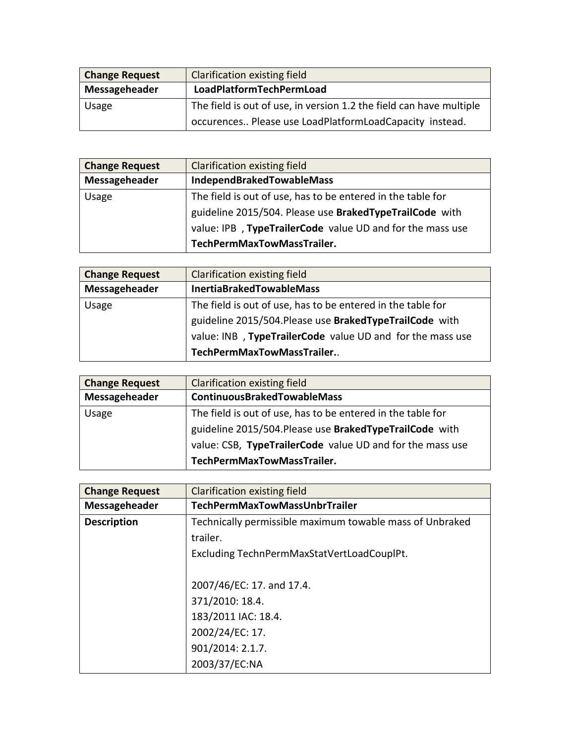| **Change Request** | Clarification existing field |
|---|---|
| **Messageheader** | **LoadPlatformTechPermLoad** |
| Usage | The field is out of use, in version 1.2 the field can have multiple occurences.. Please use LoadPlatformLoadCapacity instead. |

| **Change Request** | Clarification existing field |
|---|---|
| **Messageheader** | **IndependBrakedTowableMass** |
| Usage | The field is out of use, has to be entered in the table for guideline 2015/504. Please use **BrakedTypeTrailCode** with value: IPB , **TypeTrailerCode** value UD and for the mass use **TechPermMaxTowMassTrailer.** |

| **Change Request** | Clarification existing field |
|---|---|
| **Messageheader** | **InertiaBrakedTowableMass** |
| Usage | The field is out of use, has to be entered in the table for guideline 2015/504.Please use **BrakedTypeTrailCode** with value: INB , **TypeTrailerCode** value UD and for the mass use **TechPermMaxTowMassTrailer.**. |

| **Change Request** | Clarification existing field |
|---|---|
| **Messageheader** | **ContinuousBrakedTowableMass** |
| Usage | The field is out of use, has to be entered in the table for guideline 2015/504.Please use **BrakedTypeTrailCode** with value: CSB, **TypeTrailerCode** value UD and for the mass use **TechPermMaxTowMassTrailer.** |

| **Change Request** | Clarification existing field |
|---|---|
| **Messageheader** | **TechPermMaxTowMassUnbrTrailer** |
| **Description** | Technically permissible maximum towable mass of Unbraked trailer.<br>Excluding TechnPermMaxStatVertLoadCouplPt.<br><br>2007/46/EC: 17. and 17.4.<br>371/2010: 18.4.<br>183/2011 IAC: 18.4.<br>2002/24/EC: 17.<br>901/2014: 2.1.7.<br>2003/37/EC:NA |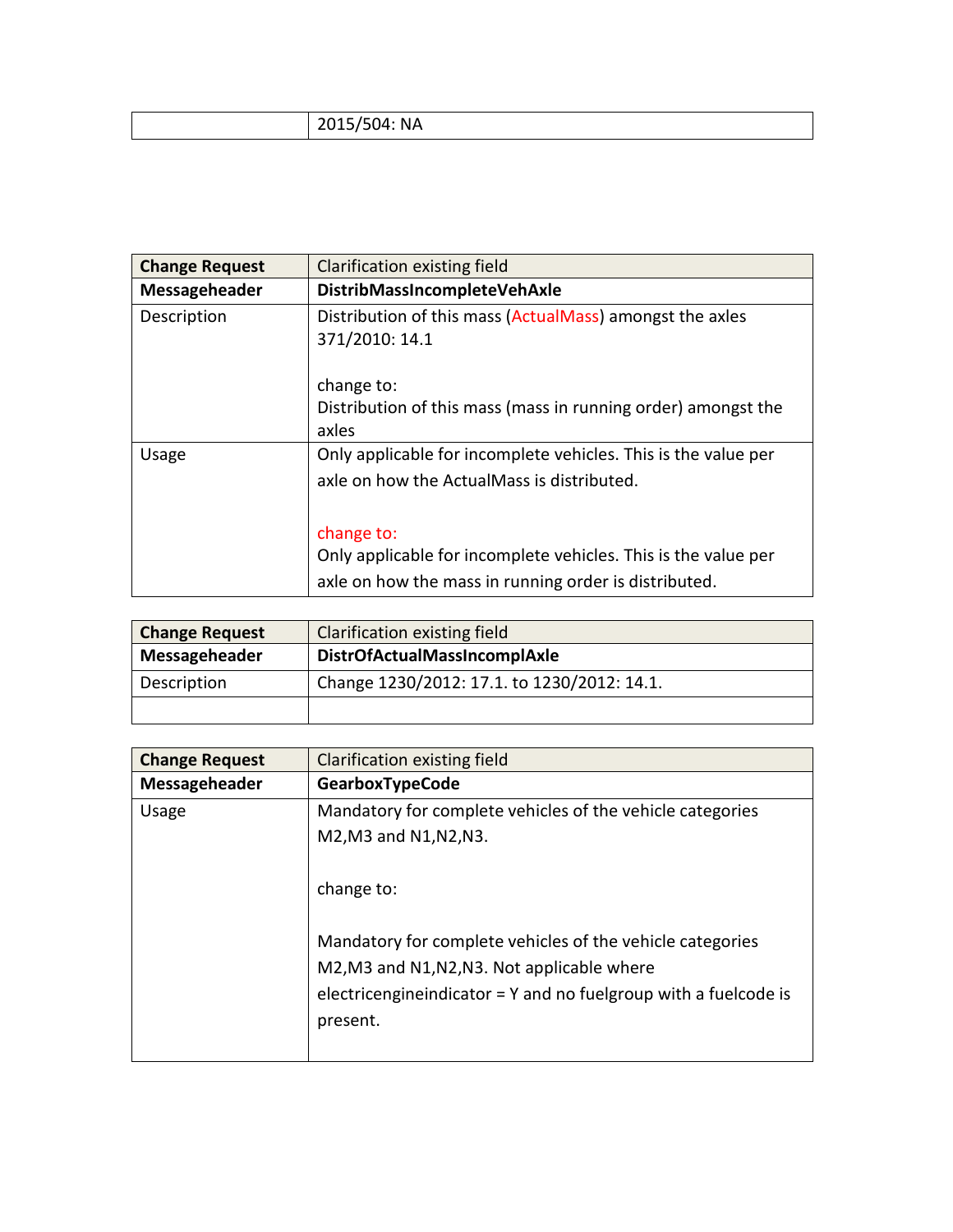| | 2015/504: NA |
|---|---|

| Change Request | Clarification existing field |
|---|---|
| **Messageheader** | **DistribMassIncompleteVehAxle** |
| Description | Distribution of this mass (ActualMass) amongst the axles<br>371/2010: 14.1<br><br>change to:<br>Distribution of this mass (mass in running order) amongst the axles |
| Usage | Only applicable for incomplete vehicles. This is the value per axle on how the ActualMass is distributed.<br><br>change to:<br>Only applicable for incomplete vehicles. This is the value per axle on how the mass in running order is distributed. |

| Change Request | Clarification existing field |
|---|---|
| **Messageheader** | **DistrOfActualMassIncomplAxle** |
| Description | Change 1230/2012: 17.1. to 1230/2012: 14.1. |
| | |

| Change Request | Clarification existing field |
|---|---|
| **Messageheader** | **GearboxTypeCode** |
| Usage | Mandatory for complete vehicles of the vehicle categories M2,M3 and N1,N2,N3.<br><br>change to:<br><br>Mandatory for complete vehicles of the vehicle categories M2,M3 and N1,N2,N3. Not applicable where electricengineindicator = Y and no fuelgroup with a fuelcode is present. |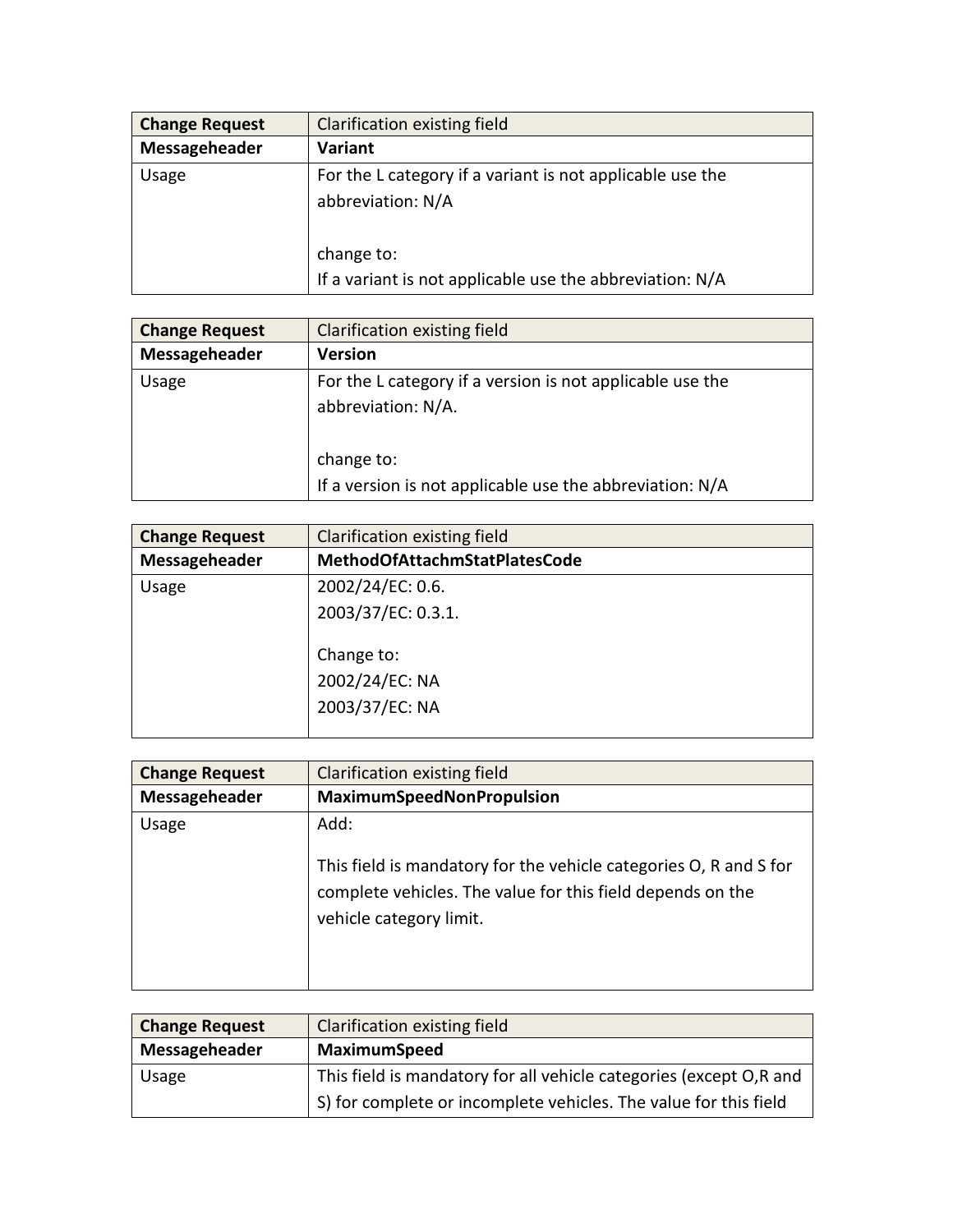| Change Request | Clarification existing field |
|---|---|
| **Messageheader** | **Variant** |
| Usage | For the L category if a variant is not applicable use the abbreviation: N/A<br><br>change to:<br>If a variant is not applicable use the abbreviation: N/A |

| Change Request | Clarification existing field |
|---|---|
| **Messageheader** | **Version** |
| Usage | For the L category if a version is not applicable use the abbreviation: N/A.<br><br>change to:<br>If a version is not applicable use the abbreviation: N/A |

| Change Request | Clarification existing field |
|---|---|
| **Messageheader** | **MethodOfAttachmStatPlatesCode** |
| Usage | 2002/24/EC: 0.6.<br>2003/37/EC: 0.3.1.<br><br>Change to:<br>2002/24/EC: NA<br>2003/37/EC: NA |

| Change Request | Clarification existing field |
|---|---|
| **Messageheader** | **MaximumSpeedNonPropulsion** |
| Usage | Add:<br><br>This field is mandatory for the vehicle categories O, R and S for complete vehicles. The value for this field depends on the vehicle category limit. |

| Change Request | Clarification existing field |
|---|---|
| **Messageheader** | **MaximumSpeed** |
| Usage | This field is mandatory for all vehicle categories (except O,R and S) for complete or incomplete vehicles. The value for this field |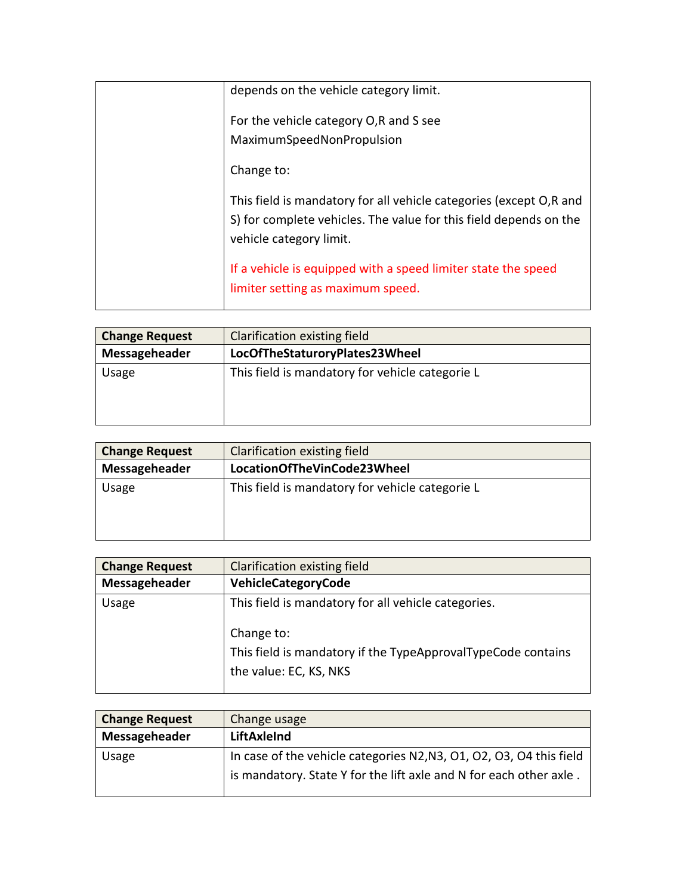| | |
|---|---|
| | depends on the vehicle category limit.<br><br>For the vehicle category O,R and S see MaximumSpeedNonPropulsion<br><br>Change to:<br><br>This field is mandatory for all vehicle categories (except O,R and S) for complete vehicles. The value for this field depends on the vehicle category limit.<br><br>If a vehicle is equipped with a speed limiter state the speed limiter setting as maximum speed. |

| **Change Request** | Clarification existing field |
|---|---|
| **Messageheader** | **LocOfTheStaturoryPlates23Wheel** |
| Usage | This field is mandatory for vehicle categorie L |

| **Change Request** | Clarification existing field |
|---|---|
| **Messageheader** | **LocationOfTheVinCode23Wheel** |
| Usage | This field is mandatory for vehicle categorie L |

| **Change Request** | Clarification existing field |
|---|---|
| **Messageheader** | **VehicleCategoryCode** |
| Usage | This field is mandatory for all vehicle categories.<br><br>Change to:<br>This field is mandatory if the TypeApprovalTypeCode contains the value: EC, KS, NKS |

| **Change Request** | Change usage |
|---|---|
| **Messageheader** | **LiftAxleInd** |
| Usage | In case of the vehicle categories N2,N3, O1, O2, O3, O4 this field is mandatory. State Y for the lift axle and N for each other axle . |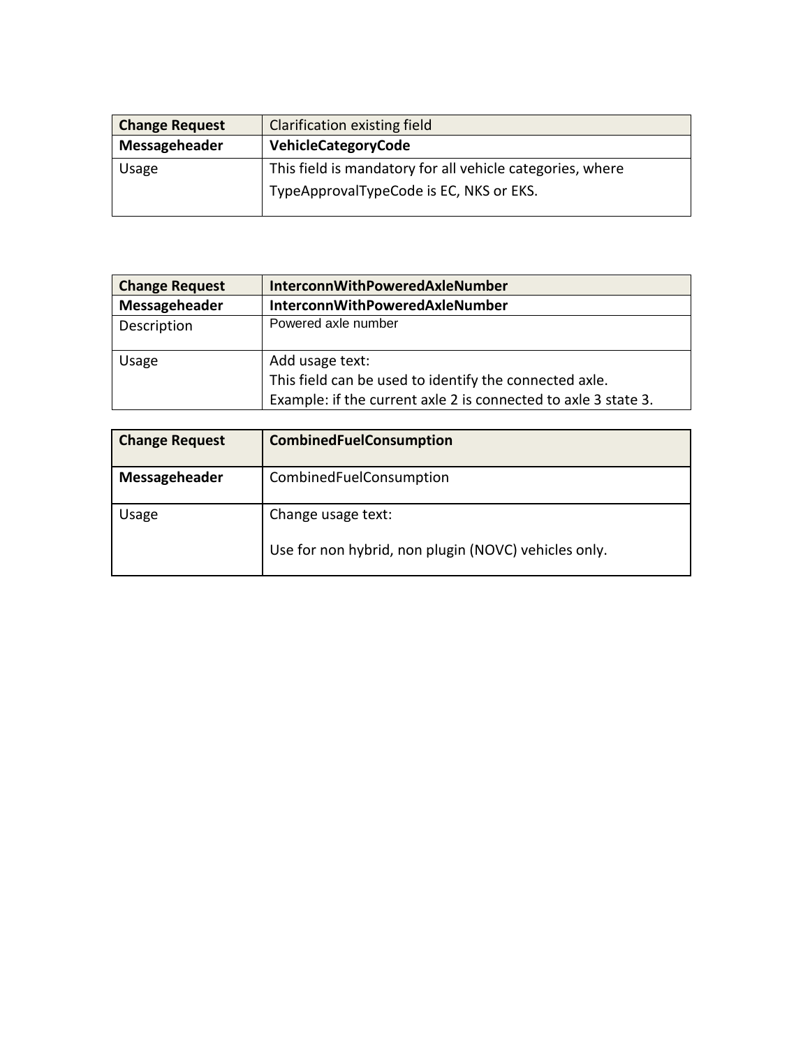| **Change Request** | Clarification existing field |
| --- | --- |
| **Messageheader** | **VehicleCategoryCode** |
| Usage | This field is mandatory for all vehicle categories, where TypeApprovalTypeCode is EC, NKS or EKS. |

| **Change Request** | **InterconnWithPoweredAxleNumber** |
| --- | --- |
| **Messageheader** | **InterconnWithPoweredAxleNumber** |
| Description | Powered axle number |
| Usage | Add usage text:<br>This field can be used to identify the connected axle.<br>Example: if the current axle 2 is connected to axle 3 state 3. |

| **Change Request** | **CombinedFuelConsumption** |
| --- | --- |
| **Messageheader** | CombinedFuelConsumption |
| Usage | Change usage text:<br><br>Use for non hybrid, non plugin (NOVC) vehicles only. |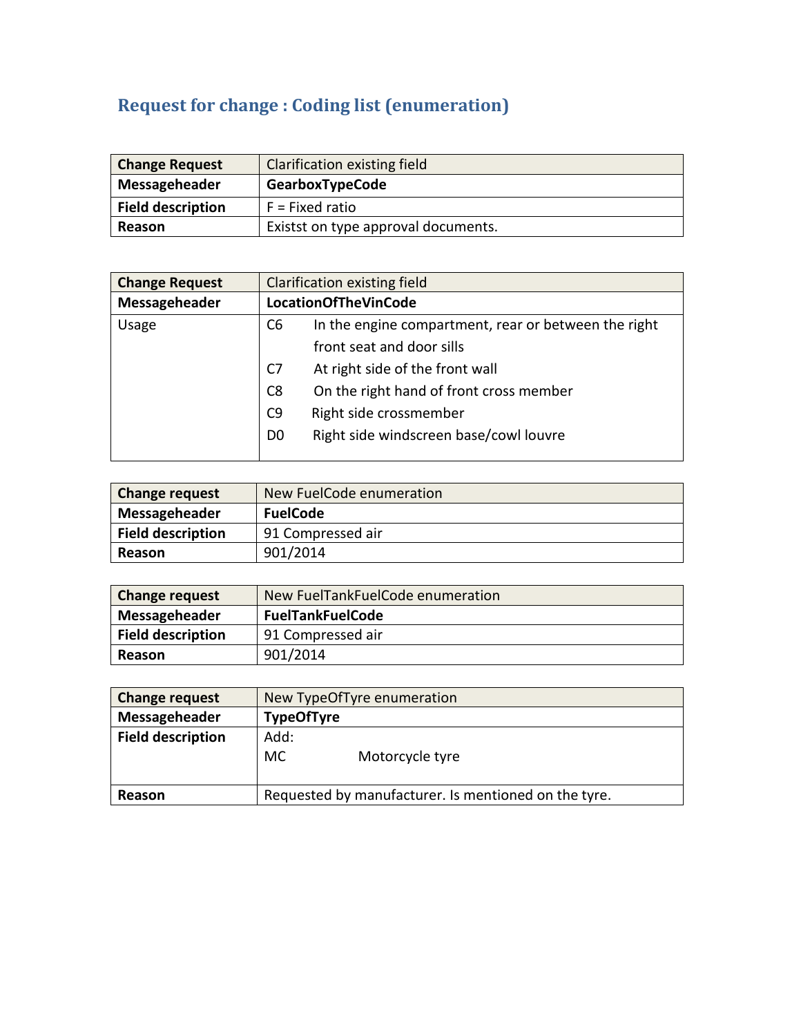## Request for change : Coding list (enumeration)

| Change Request | Clarification existing field |
|---|---|
| **Messageheader** | **GearboxTypeCode** |
| **Field description** | F = Fixed ratio |
| **Reason** | Existst on type approval documents. |

| Change Request | Clarification existing field |
|---|---|
| **Messageheader** | **LocationOfTheVinCode** |
| Usage | C6 In the engine compartment, rear or between the right front seat and door sills<br>C7 At right side of the front wall<br>C8 On the right hand of front cross member<br>C9 Right side crossmember<br>D0 Right side windscreen base/cowl louvre |

| Change request | New FuelCode enumeration |
|---|---|
| **Messageheader** | **FuelCode** |
| **Field description** | 91 Compressed air |
| **Reason** | 901/2014 |

| Change request | New FuelTankFuelCode enumeration |
|---|---|
| **Messageheader** | **FuelTankFuelCode** |
| **Field description** | 91 Compressed air |
| **Reason** | 901/2014 |

| Change request | New TypeOfTyre enumeration |
|---|---|
| **Messageheader** | **TypeOfTyre** |
| **Field description** | Add:<br>MC Motorcycle tyre |
| **Reason** | Requested by manufacturer. Is mentioned on the tyre. |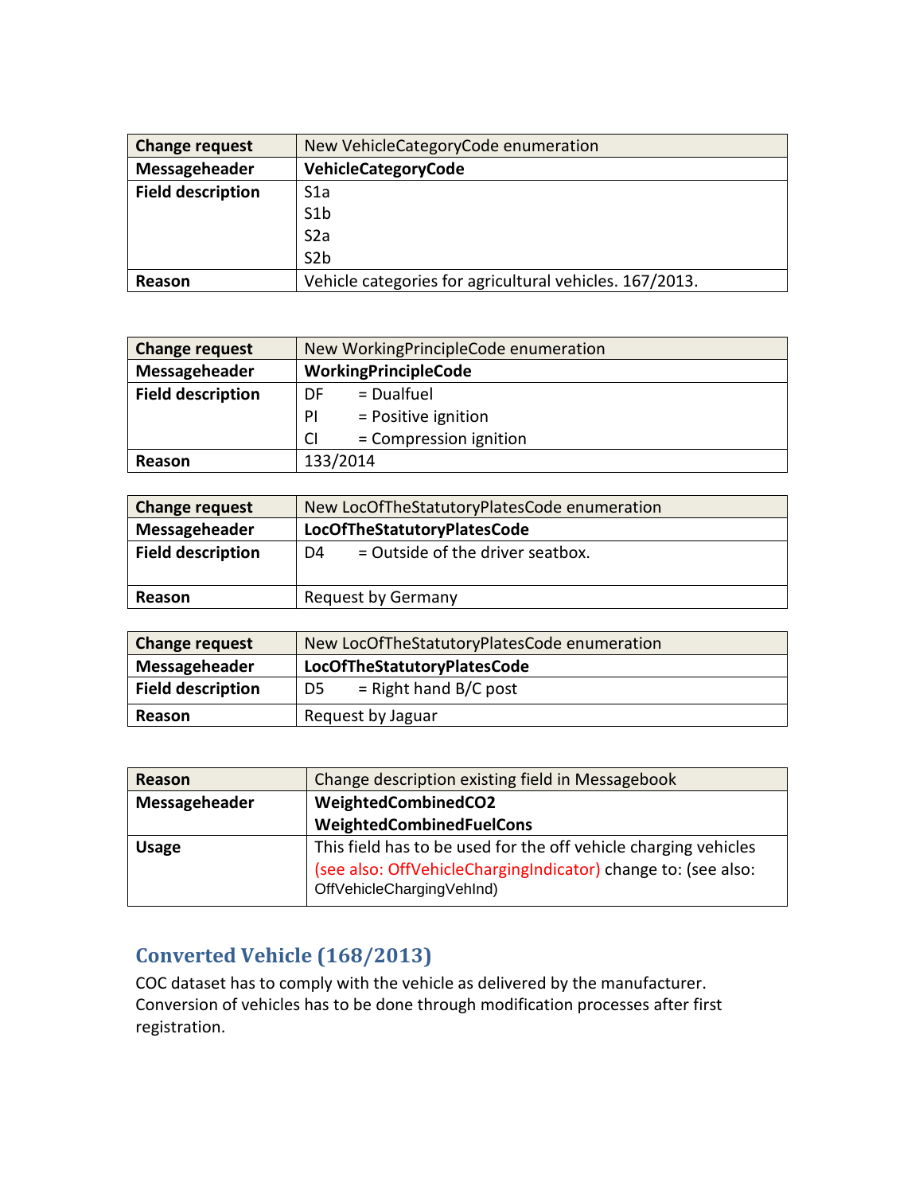| Change request | New VehicleCategoryCode enumeration |
|---|---|
| Messageheader | **VehicleCategoryCode** |
| Field description | S1a<br>S1b<br>S2a<br>S2b |
| Reason | Vehicle categories for agricultural vehicles. 167/2013. |

| Change request | New WorkingPrincipleCode enumeration |
|---|---|
| Messageheader | **WorkingPrincipleCode** |
| Field description | DF = Dualfuel<br>PI = Positive ignition<br>CI = Compression ignition |
| Reason | 133/2014 |

| Change request | New LocOfTheStatutoryPlatesCode enumeration |
|---|---|
| Messageheader | **LocOfTheStatutoryPlatesCode** |
| Field description | D4 = Outside of the driver seatbox. |
| Reason | Request by Germany |

| Change request | New LocOfTheStatutoryPlatesCode enumeration |
|---|---|
| Messageheader | **LocOfTheStatutoryPlatesCode** |
| Field description | D5 = Right hand B/C post |
| Reason | Request by Jaguar |

| Reason | Change description existing field in Messagebook |
|---|---|
| Messageheader | **WeightedCombinedCO2**<br>**WeightedCombinedFuelCons** |
| Usage | This field has to be used for the off vehicle charging vehicles (see also: OffVehicleChargingIndicator) change to: (see also: OffVehicleChargingVehInd) |

## Converted Vehicle (168/2013)

COC dataset has to comply with the vehicle as delivered by the manufacturer. Conversion of vehicles has to be done through modification processes after first registration.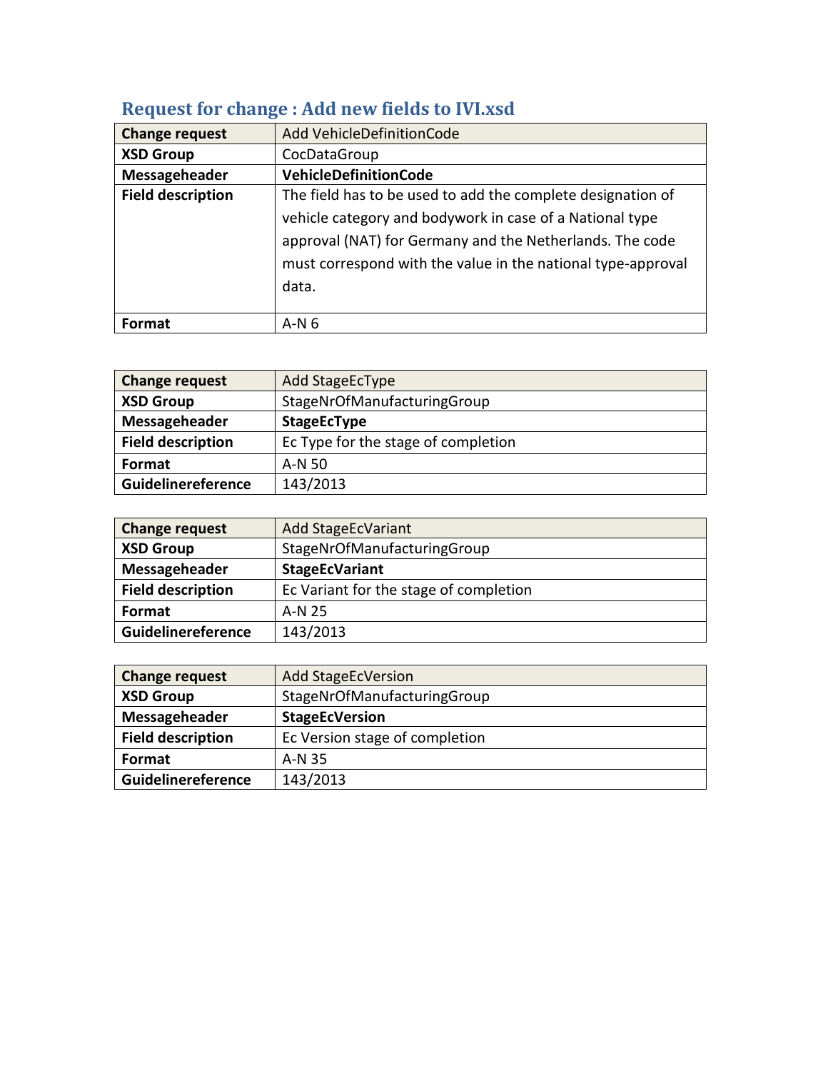## Request for change : Add new fields to IVI.xsd

| Change request | Add VehicleDefinitionCode |
|---|---|
| XSD Group | CocDataGroup |
| Messageheader | **VehicleDefinitionCode** |
| Field description | The field has to be used to add the complete designation of vehicle category and bodywork in case of a National type approval (NAT) for Germany and the Netherlands. The code must correspond with the value in the national type-approval data. |
| Format | A-N 6 |

| Change request | Add StageEcType |
|---|---|
| XSD Group | StageNrOfManufacturingGroup |
| Messageheader | **StageEcType** |
| Field description | Ec Type for the stage of completion |
| Format | A-N 50 |
| Guidelinereference | 143/2013 |

| Change request | Add StageEcVariant |
|---|---|
| XSD Group | StageNrOfManufacturingGroup |
| Messageheader | **StageEcVariant** |
| Field description | Ec Variant for the stage of completion |
| Format | A-N 25 |
| Guidelinereference | 143/2013 |

| Change request | Add StageEcVersion |
|---|---|
| XSD Group | StageNrOfManufacturingGroup |
| Messageheader | **StageEcVersion** |
| Field description | Ec Version stage of completion |
| Format | A-N 35 |
| Guidelinereference | 143/2013 |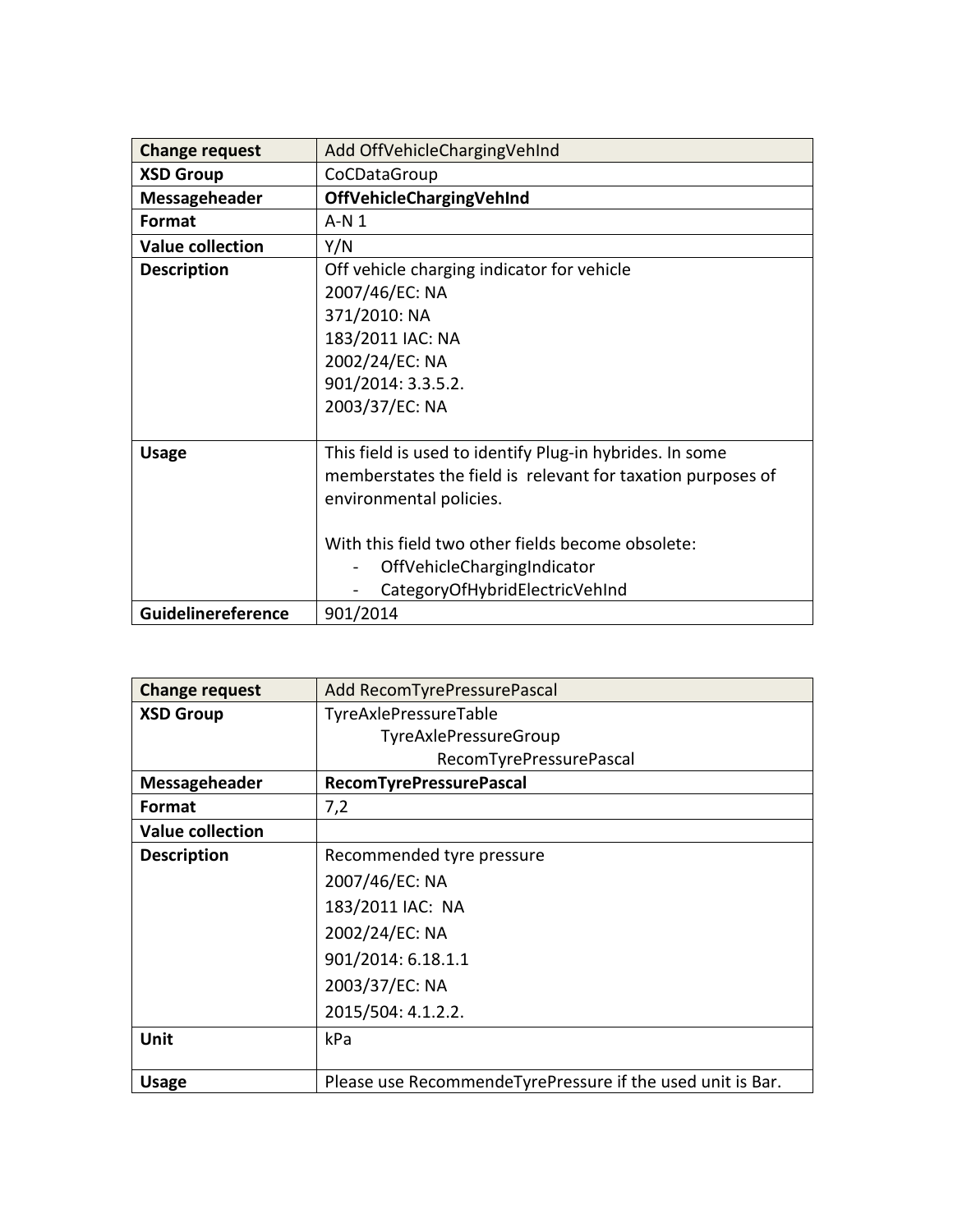| Change request | Add OffVehicleChargingVehInd |
| --- | --- |
| **XSD Group** | CoCDataGroup |
| **Messageheader** | **OffVehicleChargingVehInd** |
| **Format** | A-N 1 |
| **Value collection** | Y/N |
| **Description** | Off vehicle charging indicator for vehicle<br>2007/46/EC: NA<br>371/2010: NA<br>183/2011 IAC: NA<br>2002/24/EC: NA<br>901/2014: 3.3.5.2.<br>2003/37/EC: NA |
| **Usage** | This field is used to identify Plug-in hybrides. In some memberstates the field is relevant for taxation purposes of environmental policies.<br><br>With this field two other fields become obsolete:<br>- OffVehicleChargingIndicator<br>- CategoryOfHybridElectricVehInd |
| **Guidelinereference** | 901/2014 |

| Change request | Add RecomTyrePressurePascal |
| --- | --- |
| **XSD Group** | TyreAxlePressureTable<br>TyreAxlePressureGroup<br>RecomTyrePressurePascal |
| **Messageheader** | **RecomTyrePressurePascal** |
| **Format** | 7,2 |
| **Value collection** | |
| **Description** | Recommended tyre pressure<br>2007/46/EC: NA<br>183/2011 IAC: NA<br>2002/24/EC: NA<br>901/2014: 6.18.1.1<br>2003/37/EC: NA<br>2015/504: 4.1.2.2. |
| **Unit** | kPa |
| **Usage** | Please use RecommendeTyrePressure if the used unit is Bar. |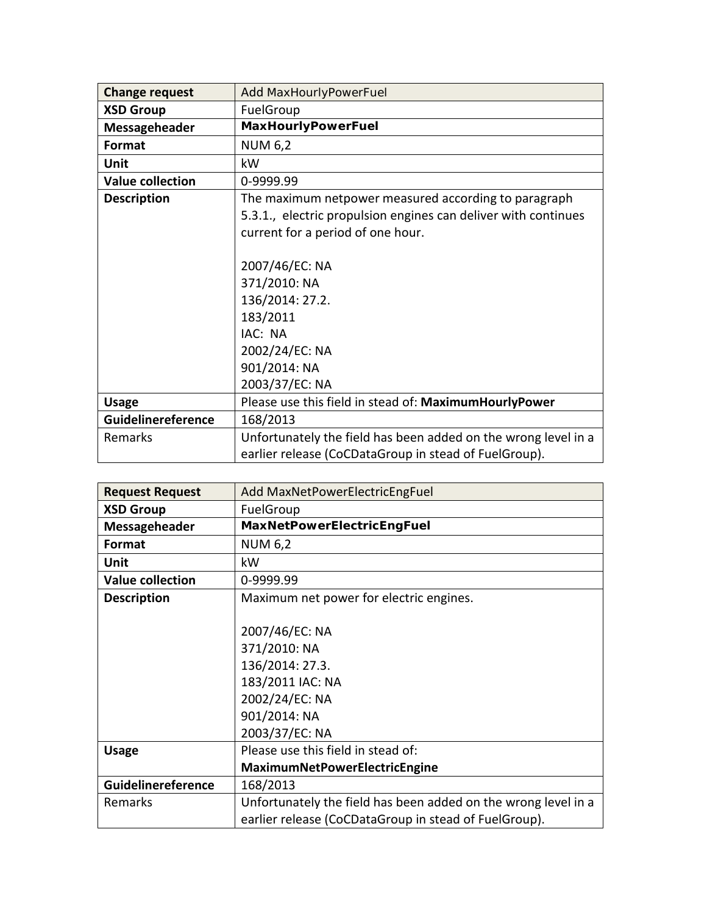| Change request | Add MaxHourlyPowerFuel |
|---|---|
| **XSD Group** | FuelGroup |
| **Messageheader** | **MaxHourlyPowerFuel** |
| **Format** | NUM 6,2 |
| **Unit** | kW |
| **Value collection** | 0-9999.99 |
| **Description** | The maximum netpower measured according to paragraph 5.3.1., electric propulsion engines can deliver with continues current for a period of one hour.<br><br>2007/46/EC: NA<br>371/2010: NA<br>136/2014: 27.2.<br>183/2011<br>IAC: NA<br>2002/24/EC: NA<br>901/2014: NA<br>2003/37/EC: NA |
| **Usage** | Please use this field in stead of: **MaximumHourlyPower** |
| **Guidelinereference** | 168/2013 |
| Remarks | Unfortunately the field has been added on the wrong level in a earlier release (CoCDataGroup in stead of FuelGroup). |

| Request Request | Add MaxNetPowerElectricEngFuel |
|---|---|
| **XSD Group** | FuelGroup |
| **Messageheader** | **MaxNetPowerElectricEngFuel** |
| **Format** | NUM 6,2 |
| **Unit** | kW |
| **Value collection** | 0-9999.99 |
| **Description** | Maximum net power for electric engines.<br><br>2007/46/EC: NA<br>371/2010: NA<br>136/2014: 27.3.<br>183/2011 IAC: NA<br>2002/24/EC: NA<br>901/2014: NA<br>2003/37/EC: NA |
| **Usage** | Please use this field in stead of: **MaximumNetPowerElectricEngine** |
| **Guidelinereference** | 168/2013 |
| Remarks | Unfortunately the field has been added on the wrong level in a earlier release (CoCDataGroup in stead of FuelGroup). |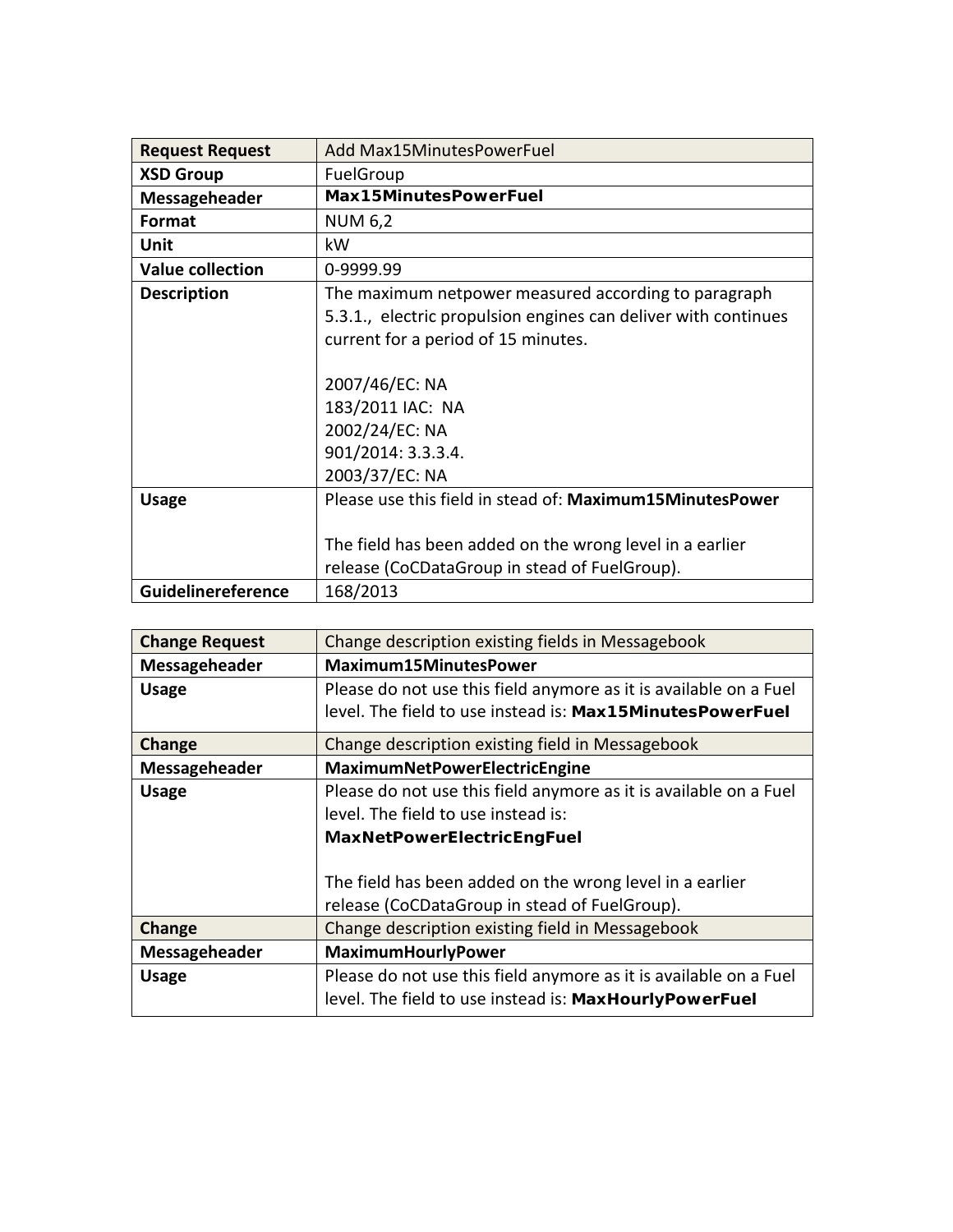| Request Request | Add Max15MinutesPowerFuel |
|---|---|
| **XSD Group** | FuelGroup |
| **Messageheader** | **Max15MinutesPowerFuel** |
| **Format** | NUM 6,2 |
| **Unit** | kW |
| **Value collection** | 0-9999.99 |
| **Description** | The maximum netpower measured according to paragraph 5.3.1., electric propulsion engines can deliver with continues current for a period of 15 minutes.<br><br>2007/46/EC: NA<br>183/2011 IAC: NA<br>2002/24/EC: NA<br>901/2014: 3.3.3.4.<br>2003/37/EC: NA |
| **Usage** | Please use this field in stead of: **Maximum15MinutesPower**<br><br>The field has been added on the wrong level in a earlier release (CoCDataGroup in stead of FuelGroup). |
| **Guidelinereference** | 168/2013 |

| Change Request | Change description existing fields in Messagebook |
|---|---|
| **Messageheader** | **Maximum15MinutesPower** |
| **Usage** | Please do not use this field anymore as it is available on a Fuel level. The field to use instead is: **Max15MinutesPowerFuel** |
| **Change** | Change description existing field in Messagebook |
| **Messageheader** | **MaximumNetPowerElectricEngine** |
| **Usage** | Please do not use this field anymore as it is available on a Fuel level. The field to use instead is: **MaxNetPowerElectricEngFuel**<br><br>The field has been added on the wrong level in a earlier release (CoCDataGroup in stead of FuelGroup). |
| **Change** | Change description existing field in Messagebook |
| **Messageheader** | **MaximumHourlyPower** |
| **Usage** | Please do not use this field anymore as it is available on a Fuel level. The field to use instead is: **MaxHourlyPowerFuel** |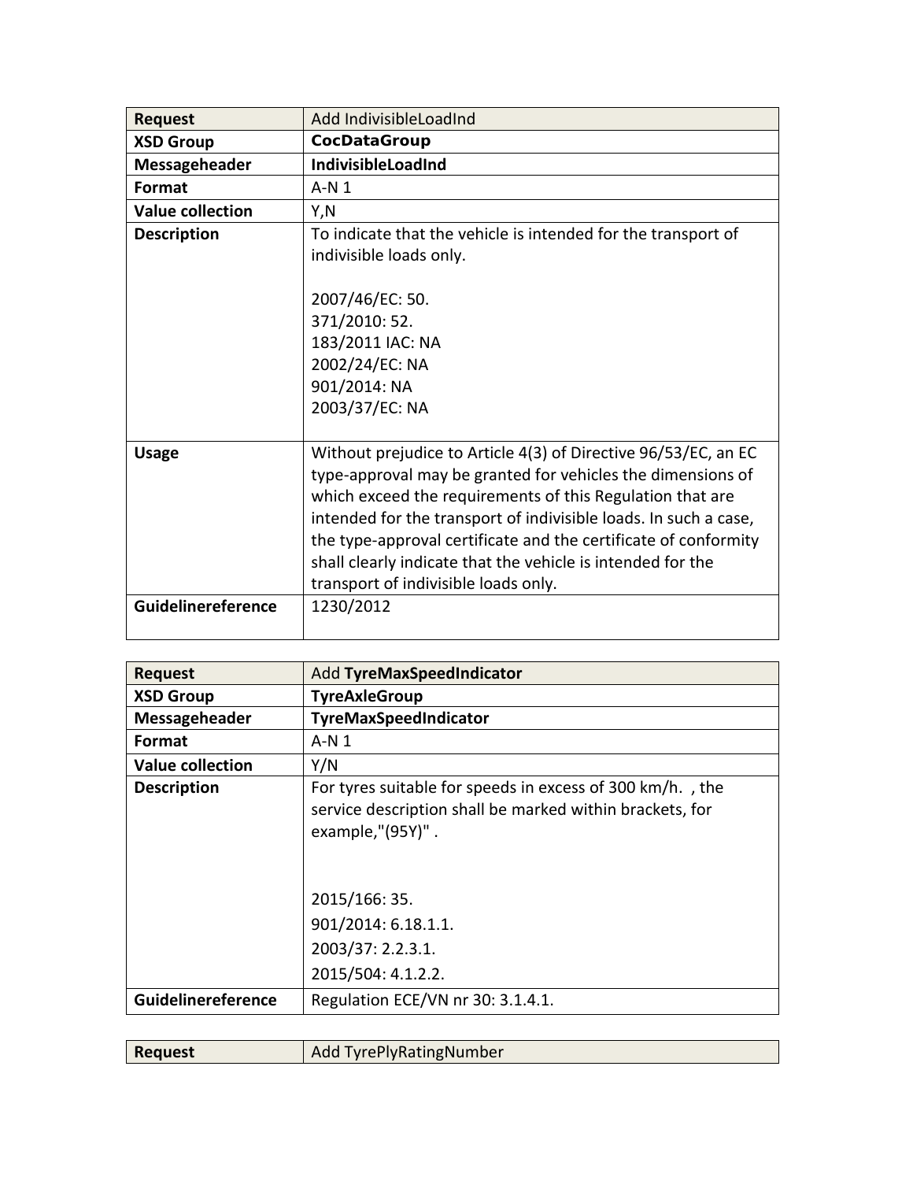| Request | Add IndivisibleLoadInd |
|---|---|
| **XSD Group** | **CocDataGroup** |
| **Messageheader** | **IndivisibleLoadInd** |
| **Format** | A-N 1 |
| **Value collection** | Y,N |
| **Description** | To indicate that the vehicle is intended for the transport of indivisible loads only.<br><br>2007/46/EC: 50.<br>371/2010: 52.<br>183/2011 IAC: NA<br>2002/24/EC: NA<br>901/2014: NA<br>2003/37/EC: NA |
| **Usage** | Without prejudice to Article 4(3) of Directive 96/53/EC, an EC type-approval may be granted for vehicles the dimensions of which exceed the requirements of this Regulation that are intended for the transport of indivisible loads. In such a case, the type-approval certificate and the certificate of conformity shall clearly indicate that the vehicle is intended for the transport of indivisible loads only. |
| **Guidelinereference** | 1230/2012 |

| Request | Add **TyreMaxSpeedIndicator** |
|---|---|
| **XSD Group** | **TyreAxleGroup** |
| **Messageheader** | **TyreMaxSpeedIndicator** |
| **Format** | A-N 1 |
| **Value collection** | Y/N |
| **Description** | For tyres suitable for speeds in excess of 300 km/h. , the service description shall be marked within brackets, for example,"(95Y)" .<br><br>2015/166: 35.<br>901/2014: 6.18.1.1.<br>2003/37: 2.2.3.1.<br>2015/504: 4.1.2.2. |
| **Guidelinereference** | Regulation ECE/VN nr 30: 3.1.4.1. |

| Request | Add TyrePlyRatingNumber |
|---|---|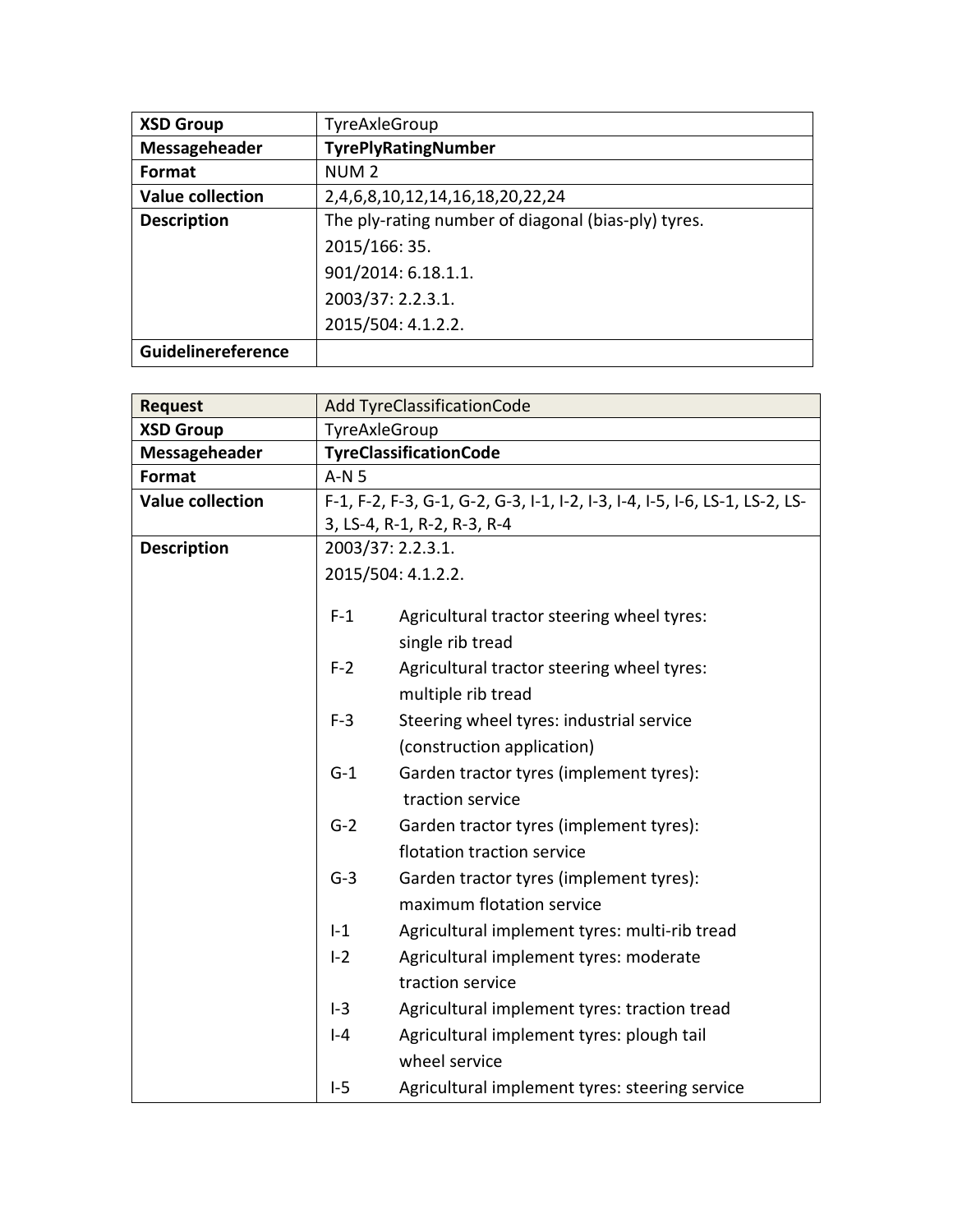| XSD Group | TyreAxleGroup |
|---|---|
| Messageheader | **TyrePlyRatingNumber** |
| Format | NUM 2 |
| Value collection | 2,4,6,8,10,12,14,16,18,20,22,24 |
| Description | The ply-rating number of diagonal (bias-ply) tyres.<br>2015/166: 35.<br>901/2014: 6.18.1.1.<br>2003/37: 2.2.3.1.<br>2015/504: 4.1.2.2. |
| Guidelinereference | |

| Request | Add TyreClassificationCode |
|---|---|
| XSD Group | TyreAxleGroup |
| Messageheader | **TyreClassificationCode** |
| Format | A-N 5 |
| Value collection | F-1, F-2, F-3, G-1, G-2, G-3, I-1, I-2, I-3, I-4, I-5, I-6, LS-1, LS-2, LS-3, LS-4, R-1, R-2, R-3, R-4 |
| Description | 2003/37: 2.2.3.1.<br>2015/504: 4.1.2.2.<br><br>F-1 Agricultural tractor steering wheel tyres: single rib tread<br>F-2 Agricultural tractor steering wheel tyres: multiple rib tread<br>F-3 Steering wheel tyres: industrial service (construction application)<br>G-1 Garden tractor tyres (implement tyres): traction service<br>G-2 Garden tractor tyres (implement tyres): flotation traction service<br>G-3 Garden tractor tyres (implement tyres): maximum flotation service<br>I-1 Agricultural implement tyres: multi-rib tread<br>I-2 Agricultural implement tyres: moderate traction service<br>I-3 Agricultural implement tyres: traction tread<br>I-4 Agricultural implement tyres: plough tail wheel service<br>I-5 Agricultural implement tyres: steering service |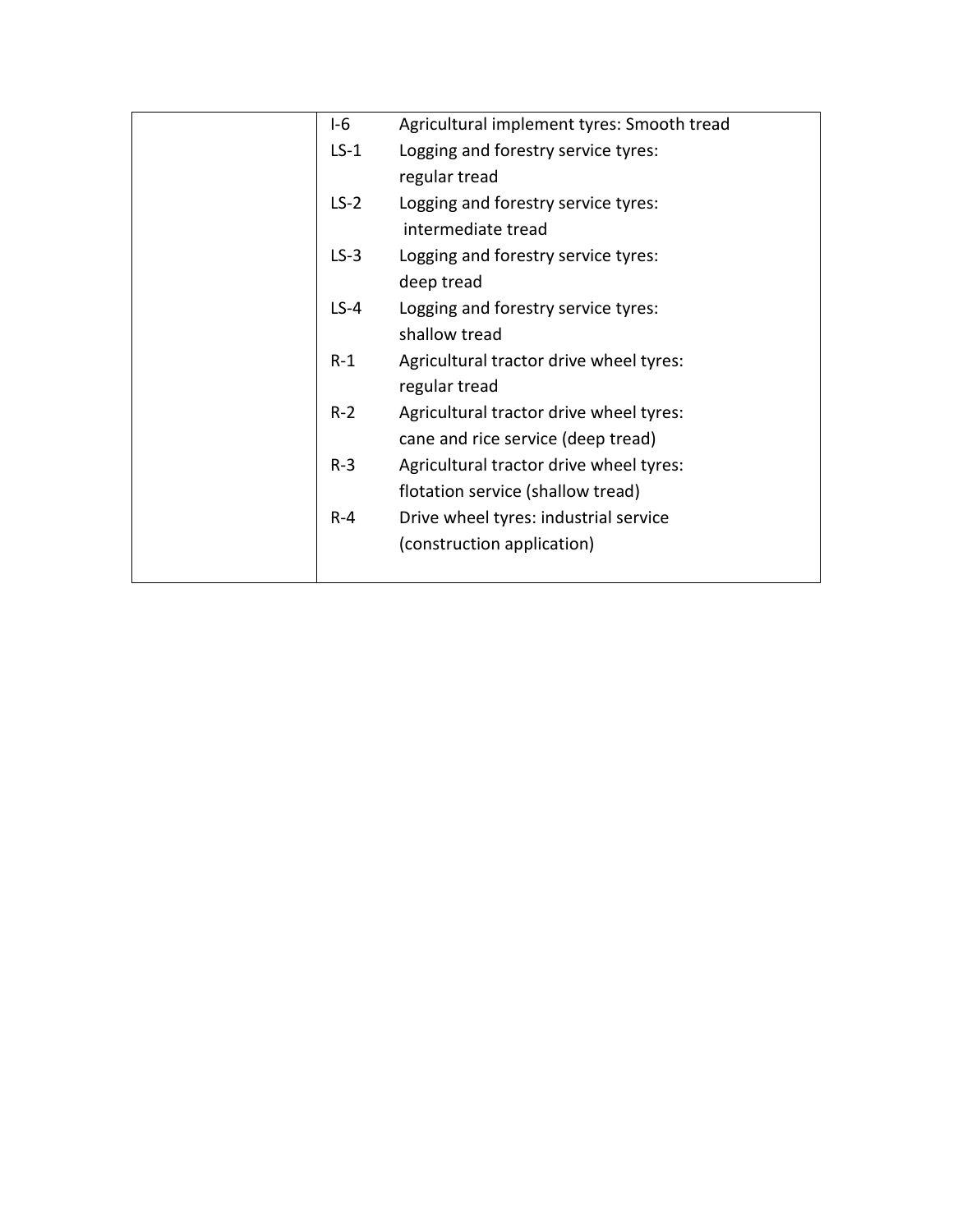| | | |
|---|---|---|
| | I-6 | Agricultural implement tyres: Smooth tread |
| | LS-1 | Logging and forestry service tyres: regular tread |
| | LS-2 | Logging and forestry service tyres: intermediate tread |
| | LS-3 | Logging and forestry service tyres: deep tread |
| | LS-4 | Logging and forestry service tyres: shallow tread |
| | R-1 | Agricultural tractor drive wheel tyres: regular tread |
| | R-2 | Agricultural tractor drive wheel tyres: cane and rice service (deep tread) |
| | R-3 | Agricultural tractor drive wheel tyres: flotation service (shallow tread) |
| | R-4 | Drive wheel tyres: industrial service (construction application) |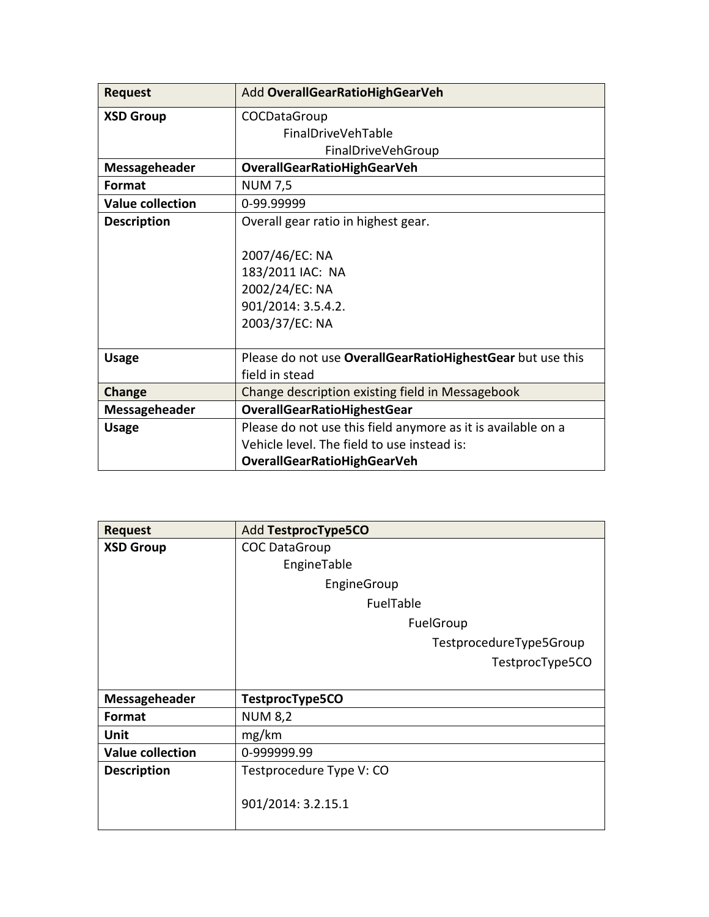| Request | Add **OverallGearRatioHighGearVeh** |
|---|---|
| **XSD Group** | COCDataGroup<br>    FinalDriveVehTable<br>        FinalDriveVehGroup |
| **Messageheader** | **OverallGearRatioHighGearVeh** |
| **Format** | NUM 7,5 |
| **Value collection** | 0-99.99999 |
| **Description** | Overall gear ratio in highest gear.<br><br>2007/46/EC: NA<br>183/2011 IAC: NA<br>2002/24/EC: NA<br>901/2014: 3.5.4.2.<br>2003/37/EC: NA |
| **Usage** | Please do not use **OverallGearRatioHighestGear** but use this field in stead |
| **Change** | Change description existing field in Messagebook |
| **Messageheader** | **OverallGearRatioHighestGear** |
| **Usage** | Please do not use this field anymore as it is available on a Vehicle level. The field to use instead is: **OverallGearRatioHighGearVeh** |

| Request | Add **TestprocType5CO** |
|---|---|
| **XSD Group** | COC DataGroup<br>    EngineTable<br>        EngineGroup<br>            FuelTable<br>                FuelGroup<br>                    TestprocedureType5Group<br>                        TestprocType5CO |
| **Messageheader** | **TestprocType5CO** |
| **Format** | NUM 8,2 |
| **Unit** | mg/km |
| **Value collection** | 0-999999.99 |
| **Description** | Testprocedure Type V: CO<br><br>901/2014: 3.2.15.1 |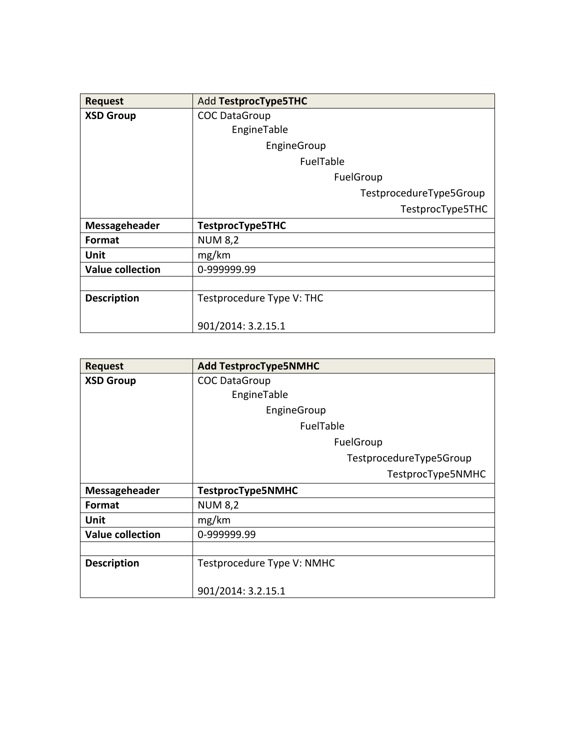| Request | Add **TestprocType5THC** |
| --- | --- |
| **XSD Group** | COC DataGroup<br>EngineTable<br>EngineGroup<br>FuelTable<br>FuelGroup<br>TestprocedureType5Group<br>TestprocType5THC |
| **Messageheader** | **TestprocType5THC** |
| **Format** | NUM 8,2 |
| **Unit** | mg/km |
| **Value collection** | 0-999999.99 |
| | |
| **Description** | Testprocedure Type V: THC<br><br>901/2014: 3.2.15.1 |

| Request | Add TestprocType5NMHC |
| --- | --- |
| **XSD Group** | COC DataGroup<br>EngineTable<br>EngineGroup<br>FuelTable<br>FuelGroup<br>TestprocedureType5Group<br>TestprocType5NMHC |
| **Messageheader** | **TestprocType5NMHC** |
| **Format** | NUM 8,2 |
| **Unit** | mg/km |
| **Value collection** | 0-999999.99 |
| | |
| **Description** | Testprocedure Type V: NMHC<br><br>901/2014: 3.2.15.1 |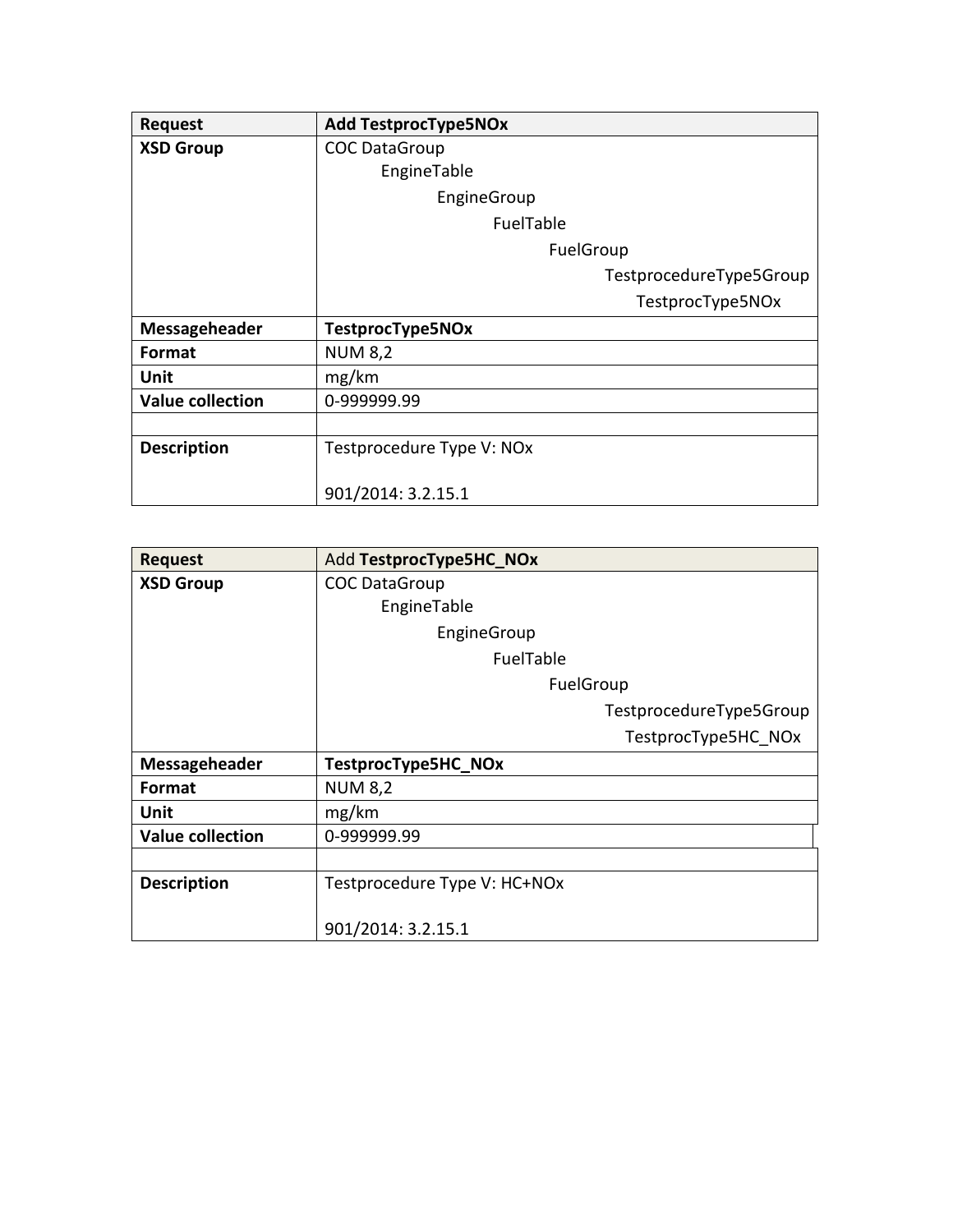| Request | **Add TestprocType5NOx** |
| --- | --- |
| **XSD Group** | COC DataGroup<br>EngineTable<br>EngineGroup<br>FuelTable<br>FuelGroup<br>TestprocedureType5Group<br>TestprocType5NOx |
| **Messageheader** | **TestprocType5NOx** |
| **Format** | NUM 8,2 |
| **Unit** | mg/km |
| **Value collection** | 0-999999.99 |
| | |
| **Description** | Testprocedure Type V: NOx<br><br>901/2014: 3.2.15.1 |

| Request | Add **TestprocType5HC_NOx** |
| --- | --- |
| **XSD Group** | COC DataGroup<br>EngineTable<br>EngineGroup<br>FuelTable<br>FuelGroup<br>TestprocedureType5Group<br>TestprocType5HC_NOx |
| **Messageheader** | **TestprocType5HC_NOx** |
| **Format** | NUM 8,2 |
| **Unit** | mg/km |
| **Value collection** | 0-999999.99 |
| | |
| **Description** | Testprocedure Type V: HC+NOx<br><br>901/2014: 3.2.15.1 |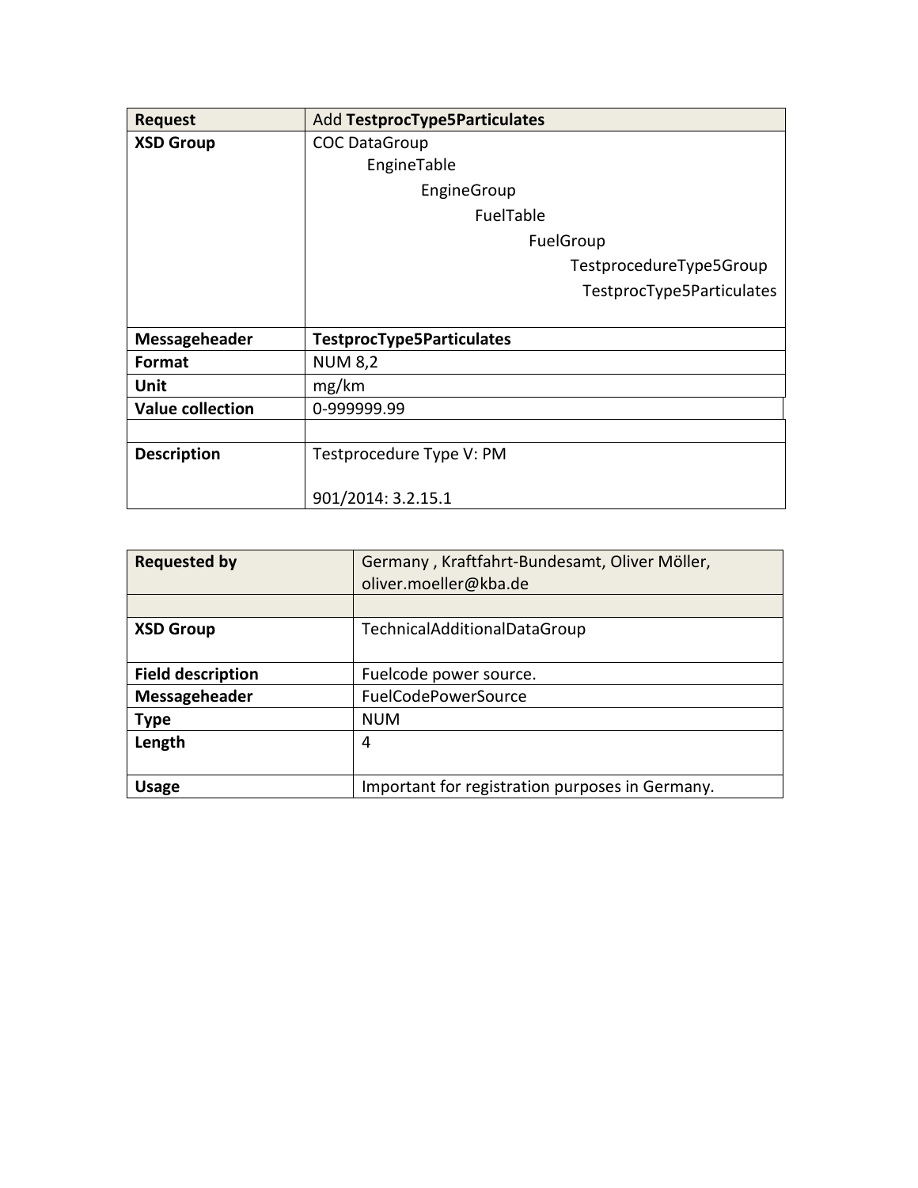| Request | Add **TestprocType5Particulates** |
| --- | --- |
| XSD Group | COC DataGroup<br>EngineTable<br>EngineGroup<br>FuelTable<br>FuelGroup<br>TestprocedureType5Group<br>TestprocType5Particulates |
| Messageheader | **TestprocType5Particulates** |
| Format | NUM 8,2 |
| Unit | mg/km |
| Value collection | 0-999999.99 |
| | |
| Description | Testprocedure Type V: PM<br><br>901/2014: 3.2.15.1 |

| Requested by | Germany , Kraftfahrt-Bundesamt, Oliver Möller, oliver.moeller@kba.de |
| --- | --- |
| | |
| XSD Group | TechnicalAdditionalDataGroup |
| Field description | Fuelcode power source. |
| Messageheader | FuelCodePowerSource |
| Type | NUM |
| Length | 4 |
| Usage | Important for registration purposes in Germany. |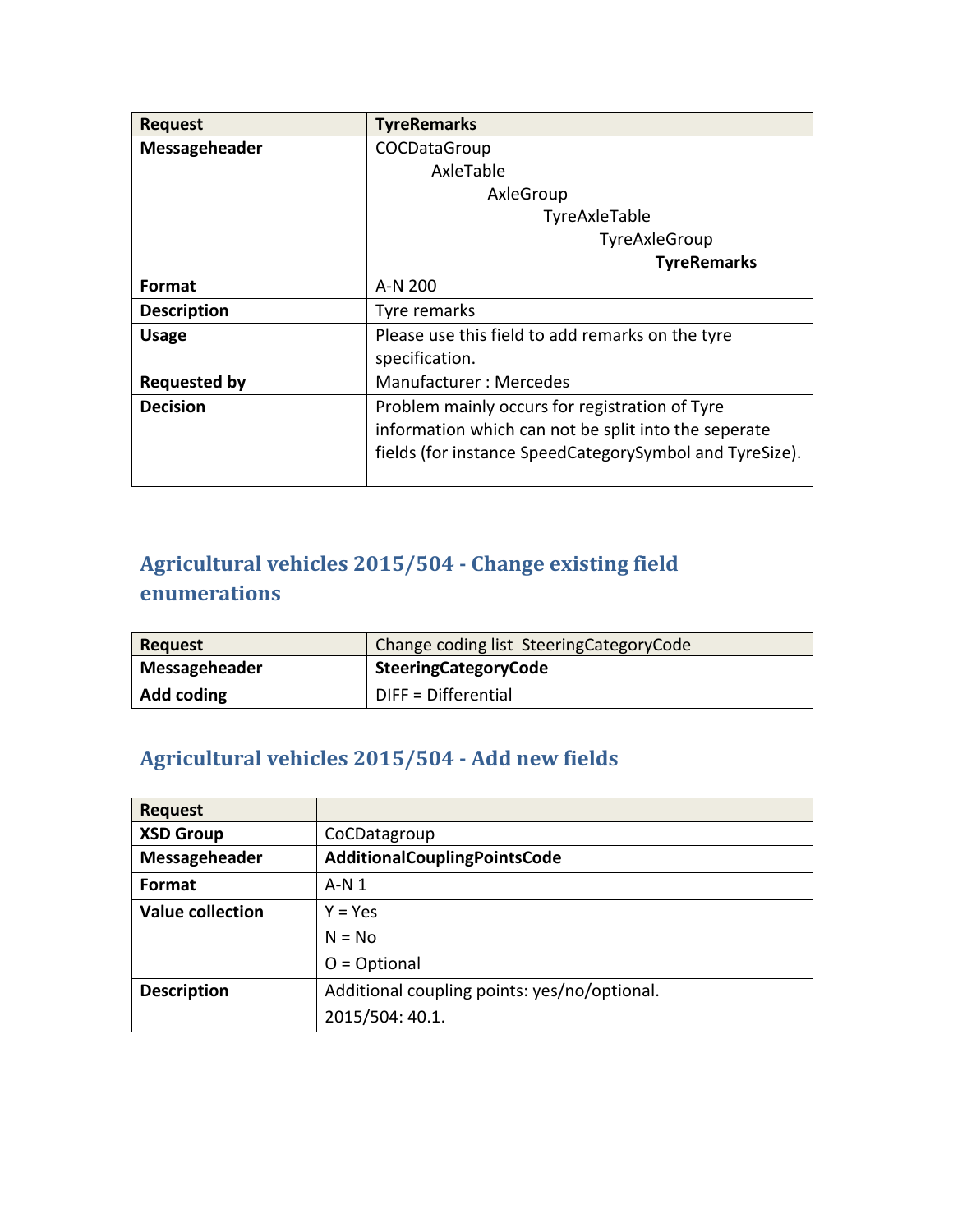| Request | TyreRemarks |
|---|---|
| Messageheader | COCDataGroup<br>AxleTable<br>AxleGroup<br>TyreAxleTable<br>TyreAxleGroup<br>**TyreRemarks** |
| Format | A-N 200 |
| Description | Tyre remarks |
| Usage | Please use this field to add remarks on the tyre specification. |
| Requested by | Manufacturer : Mercedes |
| Decision | Problem mainly occurs for registration of Tyre information which can not be split into the seperate fields (for instance SpeedCategorySymbol and TyreSize). |

## Agricultural vehicles 2015/504 - Change existing field enumerations

| Request | Change coding list SteeringCategoryCode |
|---|---|
| Messageheader | **SteeringCategoryCode** |
| Add coding | DIFF = Differential |

## Agricultural vehicles 2015/504 - Add new fields

| Request | |
|---|---|
| XSD Group | CoCDatagroup |
| Messageheader | **AdditionalCouplingPointsCode** |
| Format | A-N 1 |
| Value collection | Y = Yes<br>N = No<br>O = Optional |
| Description | Additional coupling points: yes/no/optional.<br>2015/504: 40.1. |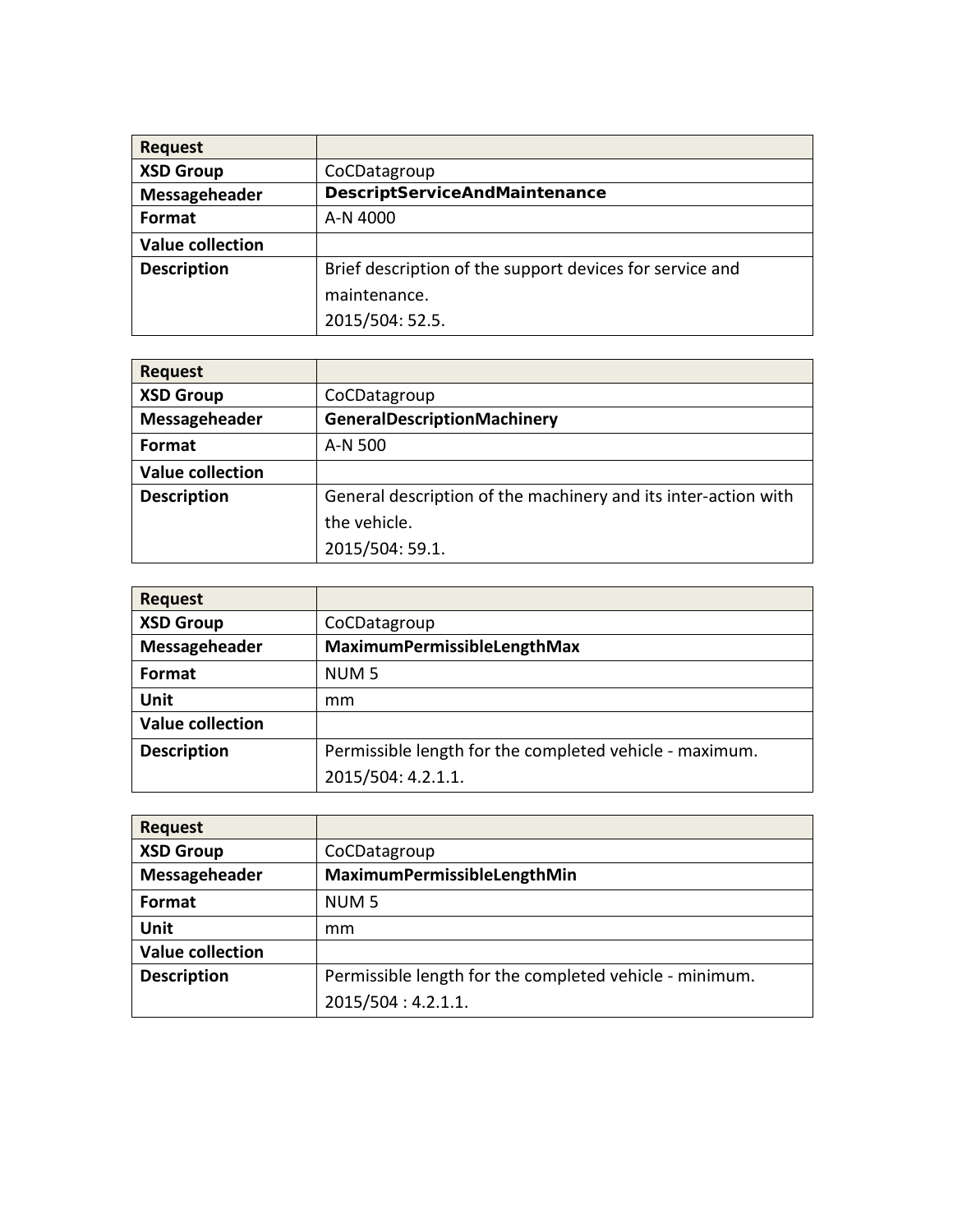| Request | |
|---|---|
| **XSD Group** | CoCDatagroup |
| **Messageheader** | **DescriptServiceAndMaintenance** |
| **Format** | A-N 4000 |
| **Value collection** | |
| **Description** | Brief description of the support devices for service and maintenance.<br>2015/504: 52.5. |

| Request | |
|---|---|
| **XSD Group** | CoCDatagroup |
| **Messageheader** | **GeneralDescriptionMachinery** |
| **Format** | A-N 500 |
| **Value collection** | |
| **Description** | General description of the machinery and its inter-action with the vehicle.<br>2015/504: 59.1. |

| Request | |
|---|---|
| **XSD Group** | CoCDatagroup |
| **Messageheader** | **MaximumPermissibleLengthMax** |
| **Format** | NUM 5 |
| **Unit** | mm |
| **Value collection** | |
| **Description** | Permissible length for the completed vehicle - maximum.<br>2015/504: 4.2.1.1. |

| Request | |
|---|---|
| **XSD Group** | CoCDatagroup |
| **Messageheader** | **MaximumPermissibleLengthMin** |
| **Format** | NUM 5 |
| **Unit** | mm |
| **Value collection** | |
| **Description** | Permissible length for the completed vehicle - minimum.<br>2015/504 : 4.2.1.1. |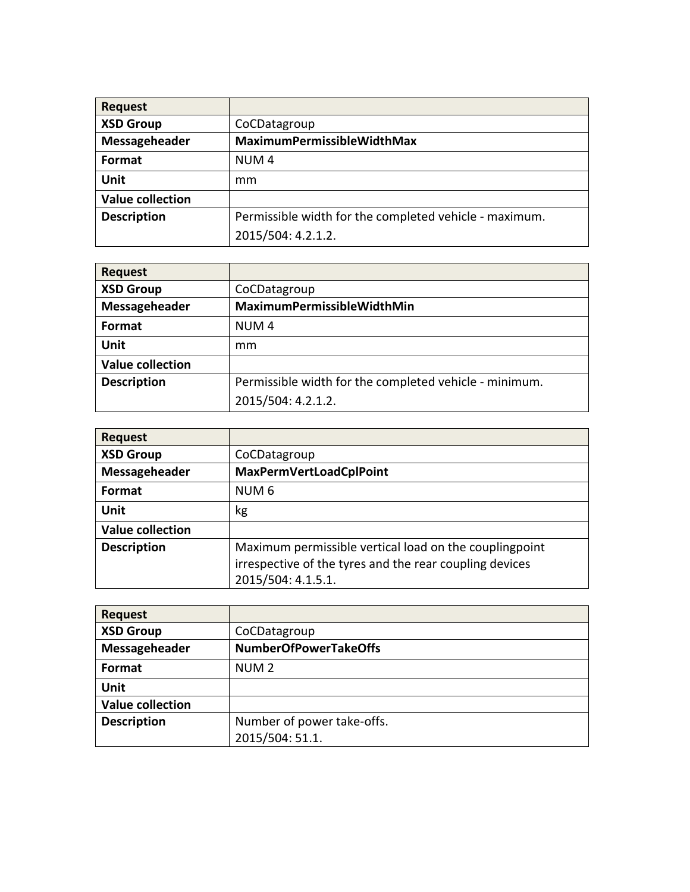| Request | |
|---|---|
| **XSD Group** | CoCDatagroup |
| **Messageheader** | **MaximumPermissibleWidthMax** |
| **Format** | NUM 4 |
| **Unit** | mm |
| **Value collection** | |
| **Description** | Permissible width for the completed vehicle - maximum.<br>2015/504: 4.2.1.2. |

| Request | |
|---|---|
| **XSD Group** | CoCDatagroup |
| **Messageheader** | **MaximumPermissibleWidthMin** |
| **Format** | NUM 4 |
| **Unit** | mm |
| **Value collection** | |
| **Description** | Permissible width for the completed vehicle - minimum.<br>2015/504: 4.2.1.2. |

| Request | |
|---|---|
| **XSD Group** | CoCDatagroup |
| **Messageheader** | **MaxPermVertLoadCplPoint** |
| **Format** | NUM 6 |
| **Unit** | kg |
| **Value collection** | |
| **Description** | Maximum permissible vertical load on the couplingpoint irrespective of the tyres and the rear coupling devices<br>2015/504: 4.1.5.1. |

| Request | |
|---|---|
| **XSD Group** | CoCDatagroup |
| **Messageheader** | **NumberOfPowerTakeOffs** |
| **Format** | NUM 2 |
| **Unit** | |
| **Value collection** | |
| **Description** | Number of power take-offs.<br>2015/504: 51.1. |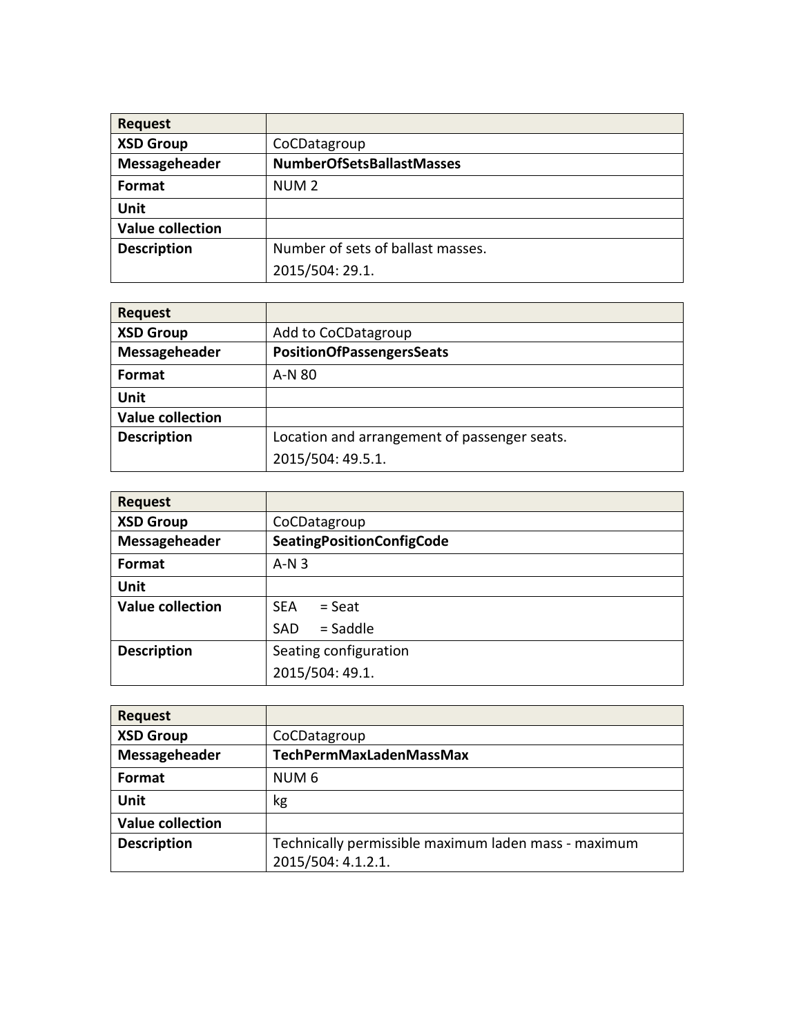| Request | |
|---|---|
| **XSD Group** | CoCDatagroup |
| **Messageheader** | **NumberOfSetsBallastMasses** |
| **Format** | NUM 2 |
| **Unit** | |
| **Value collection** | |
| **Description** | Number of sets of ballast masses.<br>2015/504: 29.1. |

| Request | |
|---|---|
| **XSD Group** | Add to CoCDatagroup |
| **Messageheader** | **PositionOfPassengersSeats** |
| **Format** | A-N 80 |
| **Unit** | |
| **Value collection** | |
| **Description** | Location and arrangement of passenger seats.<br>2015/504: 49.5.1. |

| Request | |
|---|---|
| **XSD Group** | CoCDatagroup |
| **Messageheader** | **SeatingPositionConfigCode** |
| **Format** | A-N 3 |
| **Unit** | |
| **Value collection** | SEA = Seat<br>SAD = Saddle |
| **Description** | Seating configuration<br>2015/504: 49.1. |

| Request | |
|---|---|
| **XSD Group** | CoCDatagroup |
| **Messageheader** | **TechPermMaxLadenMassMax** |
| **Format** | NUM 6 |
| **Unit** | kg |
| **Value collection** | |
| **Description** | Technically permissible maximum laden mass - maximum<br>2015/504: 4.1.2.1. |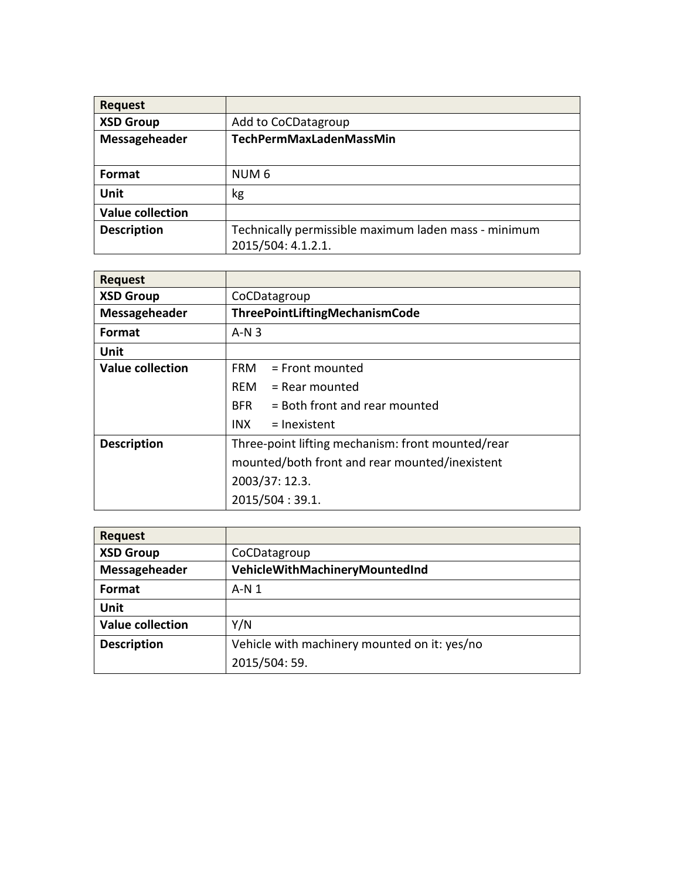| Request | |
|---|---|
| XSD Group | Add to CoCDatagroup |
| Messageheader | **TechPermMaxLadenMassMin** |
| Format | NUM 6 |
| Unit | kg |
| Value collection | |
| Description | Technically permissible maximum laden mass - minimum<br>2015/504: 4.1.2.1. |

| Request | |
|---|---|
| XSD Group | CoCDatagroup |
| Messageheader | **ThreePointLiftingMechanismCode** |
| Format | A-N 3 |
| Unit | |
| Value collection | FRM = Front mounted<br>REM = Rear mounted<br>BFR = Both front and rear mounted<br>INX = Inexistent |
| Description | Three-point lifting mechanism: front mounted/rear mounted/both front and rear mounted/inexistent<br>2003/37: 12.3.<br>2015/504 : 39.1. |

| Request | |
|---|---|
| XSD Group | CoCDatagroup |
| Messageheader | **VehicleWithMachineryMountedInd** |
| Format | A-N 1 |
| Unit | |
| Value collection | Y/N |
| Description | Vehicle with machinery mounted on it: yes/no<br>2015/504: 59. |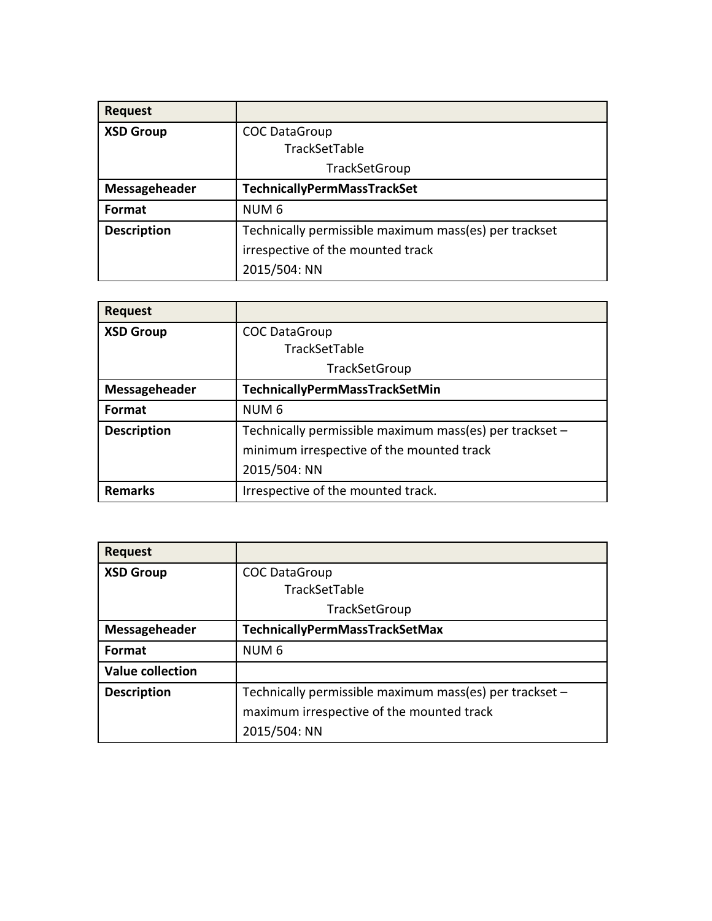| Request | |
|---|---|
| **XSD Group** | COC DataGroup<br>TrackSetTable<br>TrackSetGroup |
| **Messageheader** | **TechnicallyPermMassTrackSet** |
| **Format** | NUM 6 |
| **Description** | Technically permissible maximum mass(es) per trackset irrespective of the mounted track<br>2015/504: NN |

| Request | |
|---|---|
| **XSD Group** | COC DataGroup<br>TrackSetTable<br>TrackSetGroup |
| **Messageheader** | **TechnicallyPermMassTrackSetMin** |
| **Format** | NUM 6 |
| **Description** | Technically permissible maximum mass(es) per trackset – minimum irrespective of the mounted track<br>2015/504: NN |
| **Remarks** | Irrespective of the mounted track. |

| Request | |
|---|---|
| **XSD Group** | COC DataGroup<br>TrackSetTable<br>TrackSetGroup |
| **Messageheader** | **TechnicallyPermMassTrackSetMax** |
| **Format** | NUM 6 |
| **Value collection** | |
| **Description** | Technically permissible maximum mass(es) per trackset – maximum irrespective of the mounted track<br>2015/504: NN |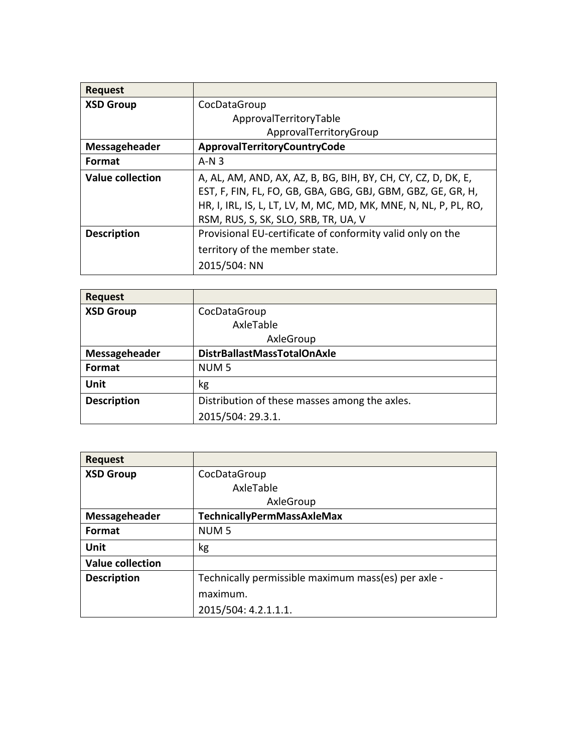| Request | |
|---|---|
| **XSD Group** | CocDataGroup<br>ApprovalTerritoryTable<br>ApprovalTerritoryGroup |
| **Messageheader** | **ApprovalTerritoryCountryCode** |
| **Format** | A-N 3 |
| **Value collection** | A, AL, AM, AND, AX, AZ, B, BG, BIH, BY, CH, CY, CZ, D, DK, E, EST, F, FIN, FL, FO, GB, GBA, GBG, GBJ, GBM, GBZ, GE, GR, H, HR, I, IRL, IS, L, LT, LV, M, MC, MD, MK, MNE, N, NL, P, PL, RO, RSM, RUS, S, SK, SLO, SRB, TR, UA, V |
| **Description** | Provisional EU-certificate of conformity valid only on the territory of the member state.<br>2015/504: NN |

| Request | |
|---|---|
| **XSD Group** | CocDataGroup<br>AxleTable<br>AxleGroup |
| **Messageheader** | **DistrBallastMassTotalOnAxle** |
| **Format** | NUM 5 |
| **Unit** | kg |
| **Description** | Distribution of these masses among the axles.<br>2015/504: 29.3.1. |

| Request | |
|---|---|
| **XSD Group** | CocDataGroup<br>AxleTable<br>AxleGroup |
| **Messageheader** | **TechnicallyPermMassAxleMax** |
| **Format** | NUM 5 |
| **Unit** | kg |
| **Value collection** | |
| **Description** | Technically permissible maximum mass(es) per axle - maximum.<br>2015/504: 4.2.1.1.1. |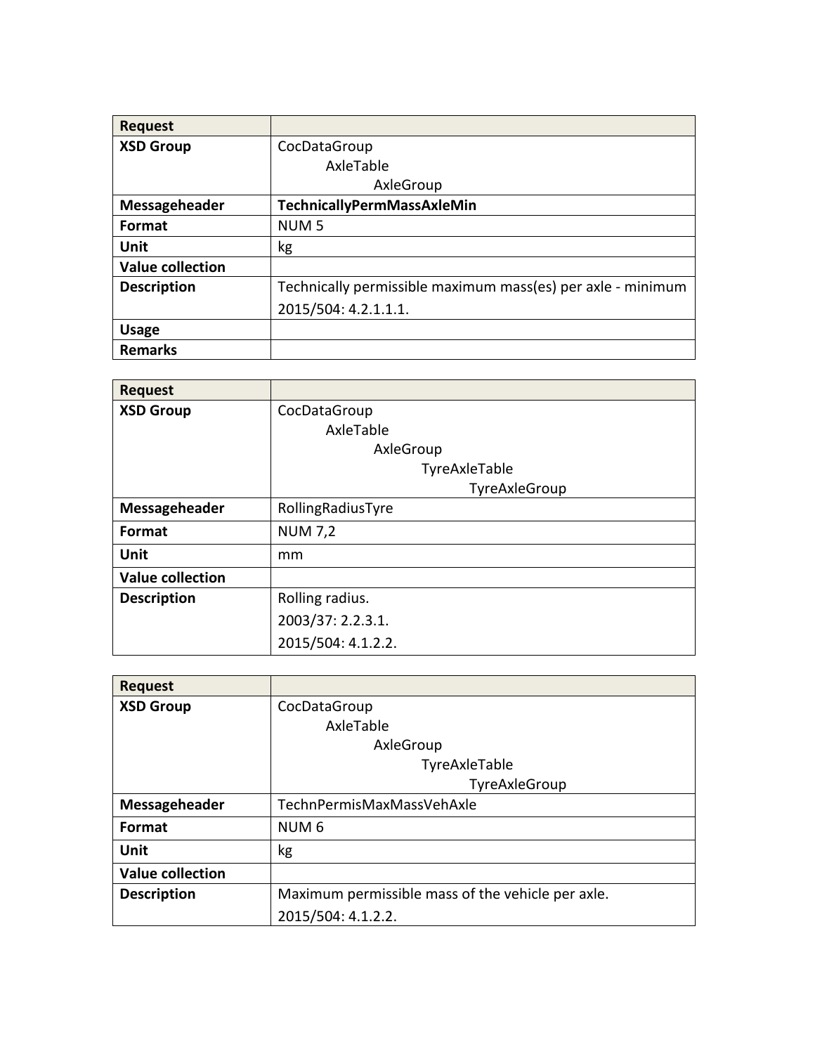| Request | |
|---|---|
| **XSD Group** | CocDataGroup<br>AxleTable<br>AxleGroup |
| **Messageheader** | **TechnicallyPermMassAxleMin** |
| **Format** | NUM 5 |
| **Unit** | kg |
| **Value collection** | |
| **Description** | Technically permissible maximum mass(es) per axle - minimum<br>2015/504: 4.2.1.1.1. |
| **Usage** | |
| **Remarks** | |

| Request | |
|---|---|
| **XSD Group** | CocDataGroup<br>AxleTable<br>AxleGroup<br>TyreAxleTable<br>TyreAxleGroup |
| **Messageheader** | RollingRadiusTyre |
| **Format** | NUM 7,2 |
| **Unit** | mm |
| **Value collection** | |
| **Description** | Rolling radius.<br>2003/37: 2.2.3.1.<br>2015/504: 4.1.2.2. |

| Request | |
|---|---|
| **XSD Group** | CocDataGroup<br>AxleTable<br>AxleGroup<br>TyreAxleTable<br>TyreAxleGroup |
| **Messageheader** | TechnPermisMaxMassVehAxle |
| **Format** | NUM 6 |
| **Unit** | kg |
| **Value collection** | |
| **Description** | Maximum permissible mass of the vehicle per axle.<br>2015/504: 4.1.2.2. |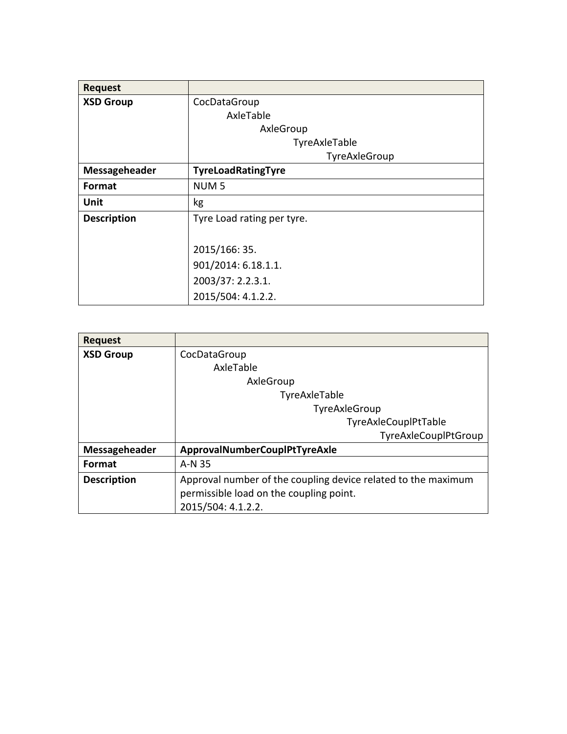| Request | |
|---|---|
| **XSD Group** | CocDataGroup<br>AxleTable<br>AxleGroup<br>TyreAxleTable<br>TyreAxleGroup |
| **Messageheader** | **TyreLoadRatingTyre** |
| **Format** | NUM 5 |
| **Unit** | kg |
| **Description** | Tyre Load rating per tyre.<br><br>2015/166: 35.<br>901/2014: 6.18.1.1.<br>2003/37: 2.2.3.1.<br>2015/504: 4.1.2.2. |

| Request | |
|---|---|
| **XSD Group** | CocDataGroup<br>AxleTable<br>AxleGroup<br>TyreAxleTable<br>TyreAxleGroup<br>TyreAxleCouplPtTable<br>TyreAxleCouplPtGroup |
| **Messageheader** | **ApprovalNumberCouplPtTyreAxle** |
| **Format** | A-N 35 |
| **Description** | Approval number of the coupling device related to the maximum permissible load on the coupling point.<br>2015/504: 4.1.2.2. |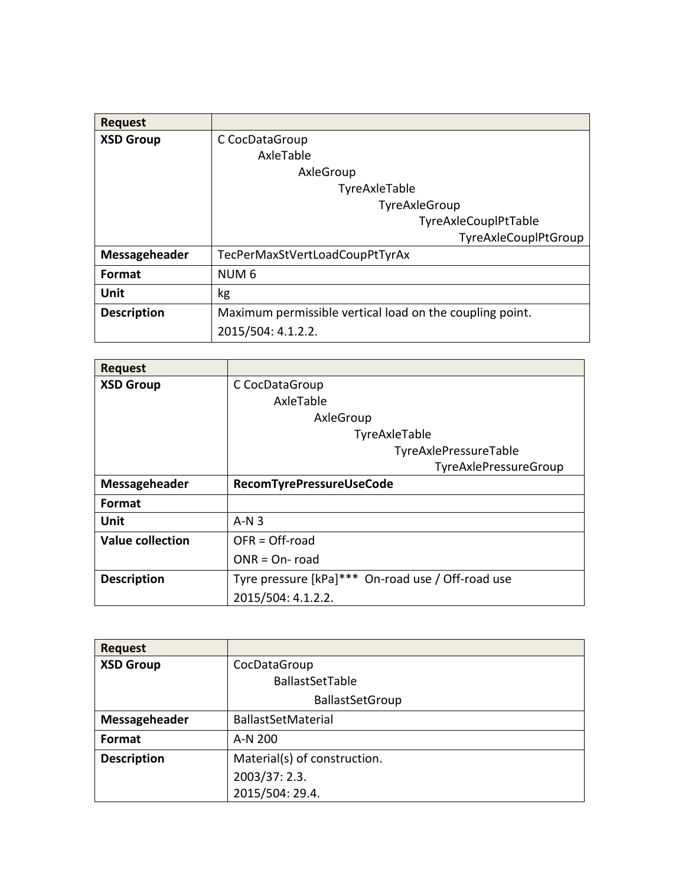| Request | |
|---|---|
| **XSD Group** | C CocDataGroup<br>AxleTable<br>AxleGroup<br>TyreAxleTable<br>TyreAxleGroup<br>TyreAxleCouplPtTable<br>TyreAxleCouplPtGroup |
| **Messageheader** | TecPerMaxStVertLoadCoupPtTyrAx |
| **Format** | NUM 6 |
| **Unit** | kg |
| **Description** | Maximum permissible vertical load on the coupling point.<br>2015/504: 4.1.2.2. |

| Request | |
|---|---|
| **XSD Group** | C CocDataGroup<br>AxleTable<br>AxleGroup<br>TyreAxleTable<br>TyreAxlePressureTable<br>TyreAxlePressureGroup |
| **Messageheader** | **RecomTyrePressureUseCode** |
| **Format** | |
| **Unit** | A-N 3 |
| **Value collection** | OFR = Off-road<br>ONR = On- road |
| **Description** | Tyre pressure [kPa]*** On-road use / Off-road use<br>2015/504: 4.1.2.2. |

| Request | |
|---|---|
| **XSD Group** | CocDataGroup<br>BallastSetTable<br>BallastSetGroup |
| **Messageheader** | BallastSetMaterial |
| **Format** | A-N 200 |
| **Description** | Material(s) of construction.<br>2003/37: 2.3.<br>2015/504: 29.4. |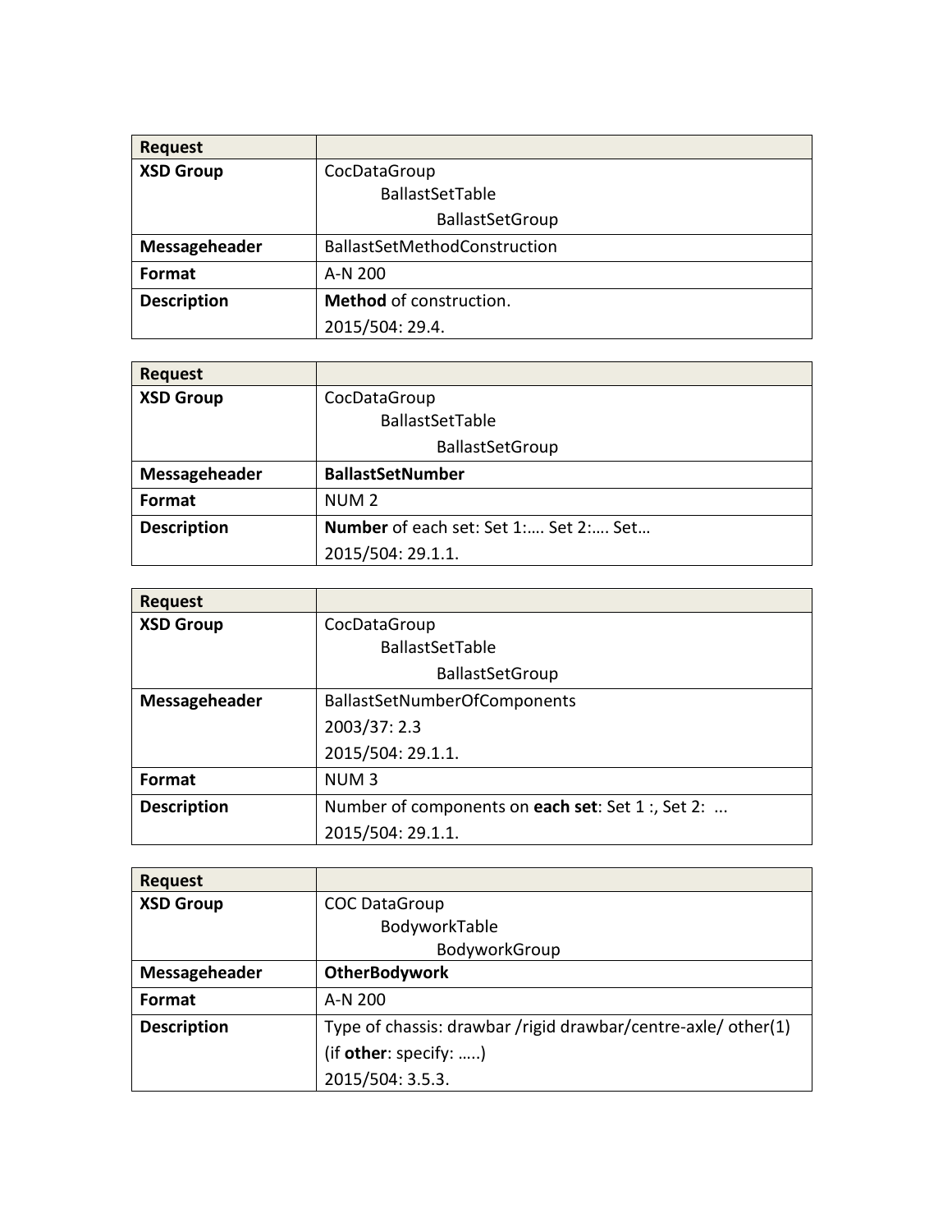| Request | |
|---|---|
| **XSD Group** | CocDataGroup<br>BallastSetTable<br>BallastSetGroup |
| **Messageheader** | BallastSetMethodConstruction |
| **Format** | A-N 200 |
| **Description** | **Method** of construction.<br>2015/504: 29.4. |

| Request | |
|---|---|
| **XSD Group** | CocDataGroup<br>BallastSetTable<br>BallastSetGroup |
| **Messageheader** | **BallastSetNumber** |
| **Format** | NUM 2 |
| **Description** | **Number** of each set: Set 1:…. Set 2:…. Set…<br>2015/504: 29.1.1. |

| Request | |
|---|---|
| **XSD Group** | CocDataGroup<br>BallastSetTable<br>BallastSetGroup |
| **Messageheader** | BallastSetNumberOfComponents<br>2003/37: 2.3<br>2015/504: 29.1.1. |
| **Format** | NUM 3 |
| **Description** | Number of components on **each set**: Set 1 :, Set 2: ...<br>2015/504: 29.1.1. |

| Request | |
|---|---|
| **XSD Group** | COC DataGroup<br>BodyworkTable<br>BodyworkGroup |
| **Messageheader** | **OtherBodywork** |
| **Format** | A-N 200 |
| **Description** | Type of chassis: drawbar /rigid drawbar/centre-axle/ other(1)<br>(if **other**: specify: …..)<br>2015/504: 3.5.3. |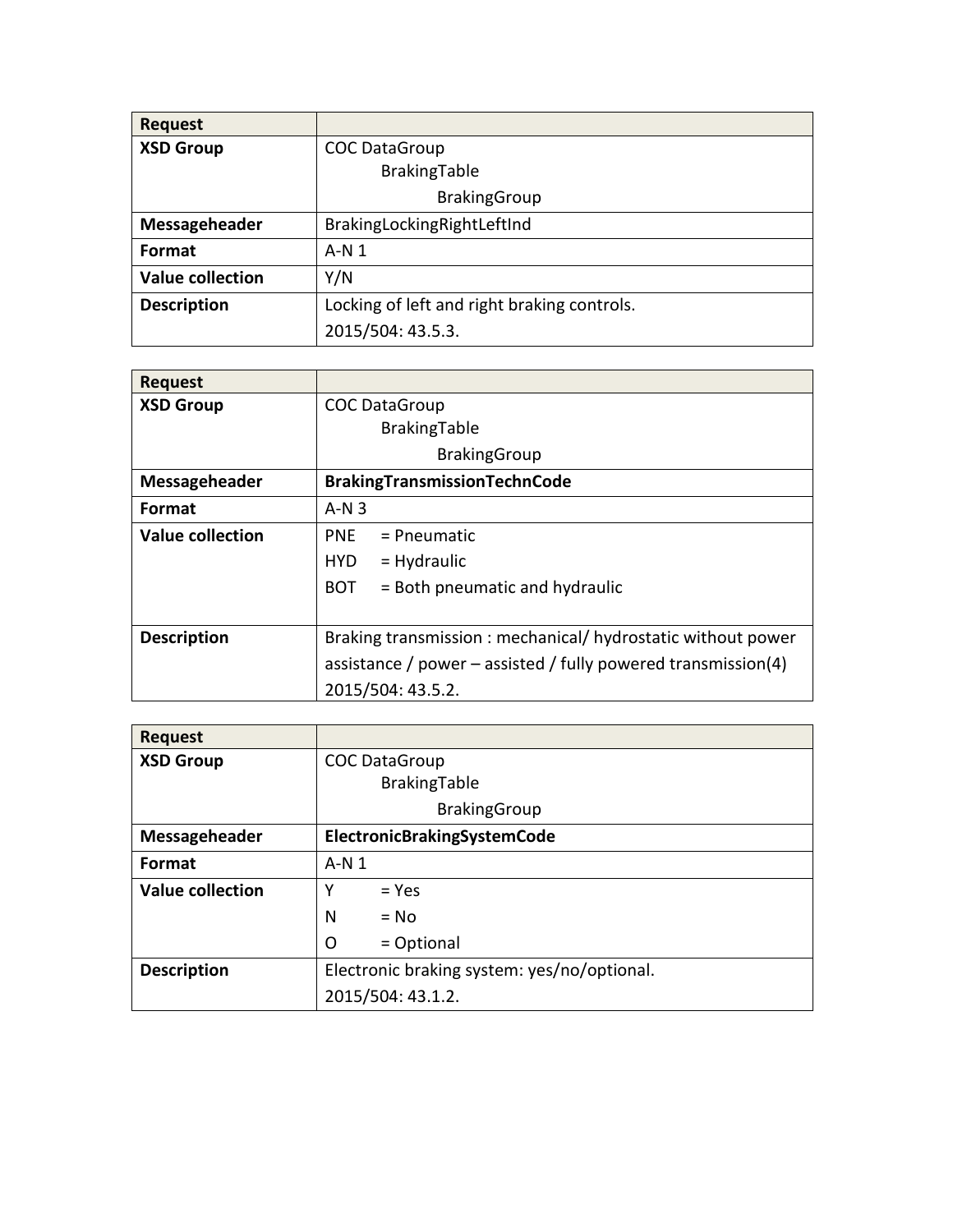| Request | |
|---|---|
| **XSD Group** | COC DataGroup<br>BrakingTable<br>BrakingGroup |
| **Messageheader** | BrakingLockingRightLeftInd |
| **Format** | A-N 1 |
| **Value collection** | Y/N |
| **Description** | Locking of left and right braking controls.<br>2015/504: 43.5.3. |

| Request | |
|---|---|
| **XSD Group** | COC DataGroup<br>BrakingTable<br>BrakingGroup |
| **Messageheader** | **BrakingTransmissionTechnCode** |
| **Format** | A-N 3 |
| **Value collection** | PNE = Pneumatic<br>HYD = Hydraulic<br>BOT = Both pneumatic and hydraulic |
| **Description** | Braking transmission : mechanical/ hydrostatic without power assistance / power – assisted / fully powered transmission(4)<br>2015/504: 43.5.2. |

| Request | |
|---|---|
| **XSD Group** | COC DataGroup<br>BrakingTable<br>BrakingGroup |
| **Messageheader** | **ElectronicBrakingSystemCode** |
| **Format** | A-N 1 |
| **Value collection** | Y = Yes<br>N = No<br>O = Optional |
| **Description** | Electronic braking system: yes/no/optional.<br>2015/504: 43.1.2. |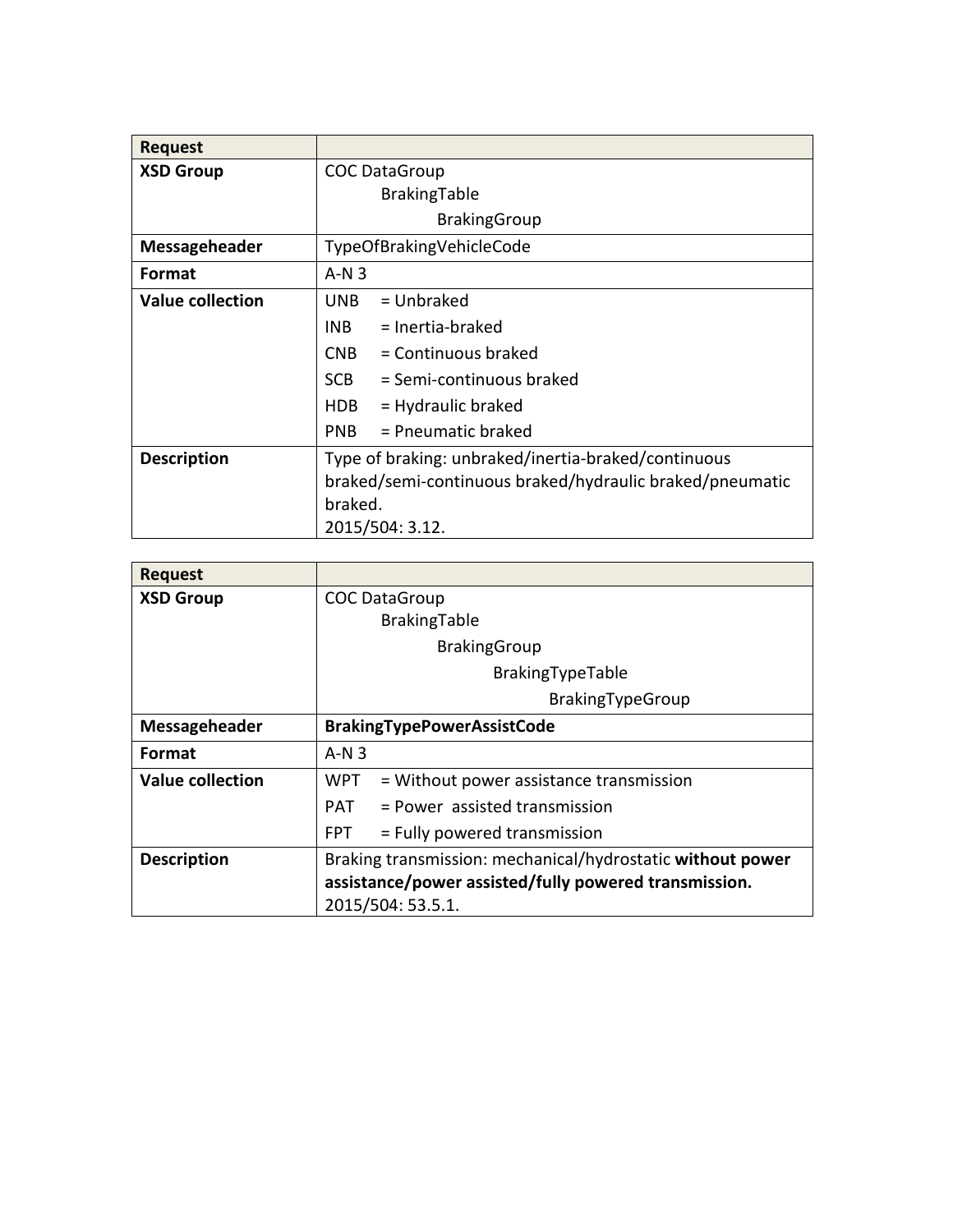| Request | |
|---|---|
| **XSD Group** | COC DataGroup<br>BrakingTable<br>BrakingGroup |
| **Messageheader** | TypeOfBrakingVehicleCode |
| **Format** | A-N 3 |
| **Value collection** | UNB = Unbraked<br>INB = Inertia-braked<br>CNB = Continuous braked<br>SCB = Semi-continuous braked<br>HDB = Hydraulic braked<br>PNB = Pneumatic braked |
| **Description** | Type of braking: unbraked/inertia-braked/continuous braked/semi-continuous braked/hydraulic braked/pneumatic braked.<br>2015/504: 3.12. |

| Request | |
|---|---|
| **XSD Group** | COC DataGroup<br>BrakingTable<br>BrakingGroup<br>BrakingTypeTable<br>BrakingTypeGroup |
| **Messageheader** | **BrakingTypePowerAssistCode** |
| **Format** | A-N 3 |
| **Value collection** | WPT = Without power assistance transmission<br>PAT = Power assisted transmission<br>FPT = Fully powered transmission |
| **Description** | Braking transmission: mechanical/hydrostatic **without power assistance/power assisted/fully powered transmission.**<br>2015/504: 53.5.1. |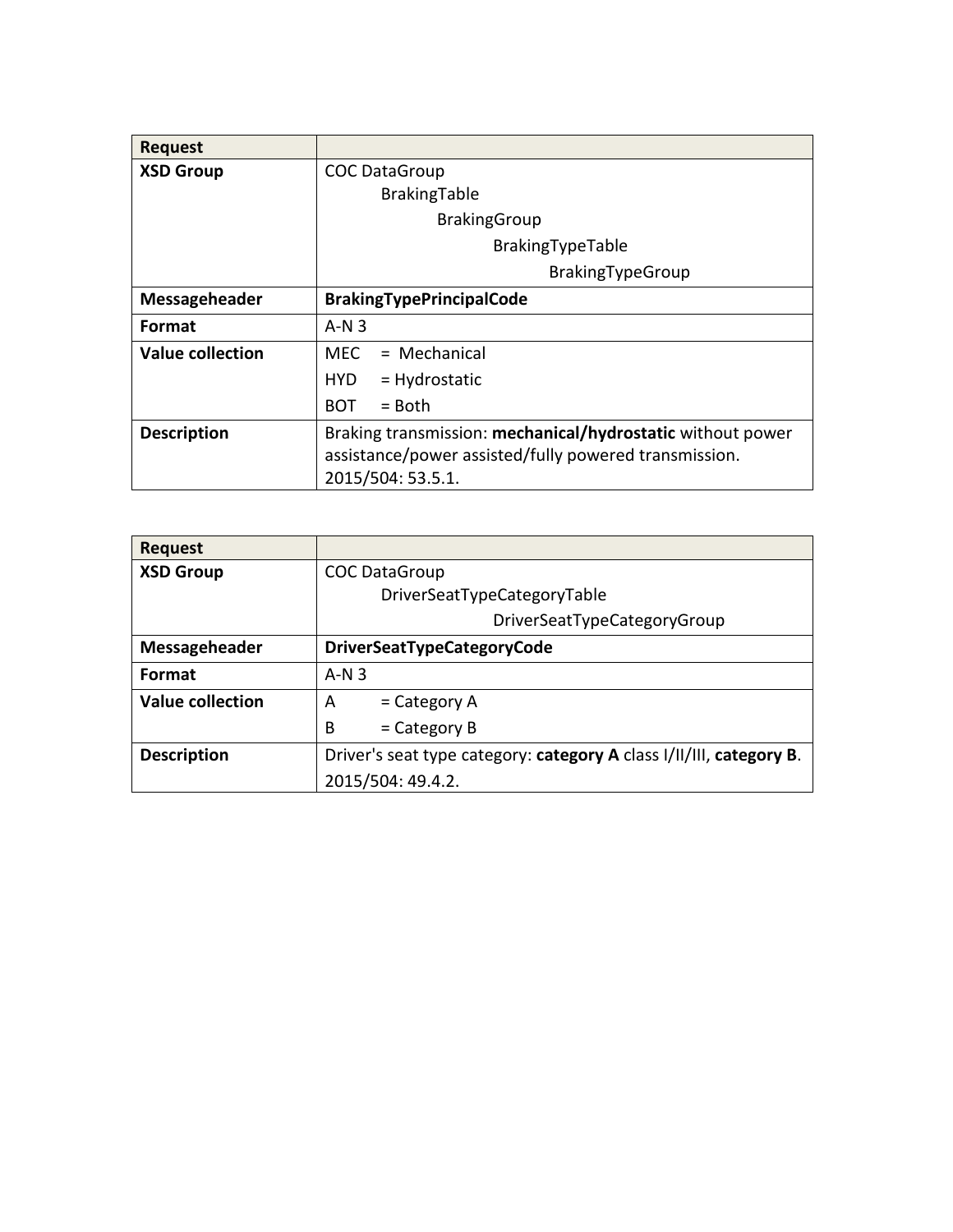| Request | |
|---|---|
| **XSD Group** | COC DataGroup<br>BrakingTable<br>BrakingGroup<br>BrakingTypeTable<br>BrakingTypeGroup |
| **Messageheader** | **BrakingTypePrincipalCode** |
| **Format** | A-N 3 |
| **Value collection** | MEC = Mechanical<br>HYD = Hydrostatic<br>BOT = Both |
| **Description** | Braking transmission: **mechanical/hydrostatic** without power assistance/power assisted/fully powered transmission.<br>2015/504: 53.5.1. |

| Request | |
|---|---|
| **XSD Group** | COC DataGroup<br>DriverSeatTypeCategoryTable<br>DriverSeatTypeCategoryGroup |
| **Messageheader** | **DriverSeatTypeCategoryCode** |
| **Format** | A-N 3 |
| **Value collection** | A = Category A<br>B = Category B |
| **Description** | Driver's seat type category: **category A** class I/II/III, **category B**.<br>2015/504: 49.4.2. |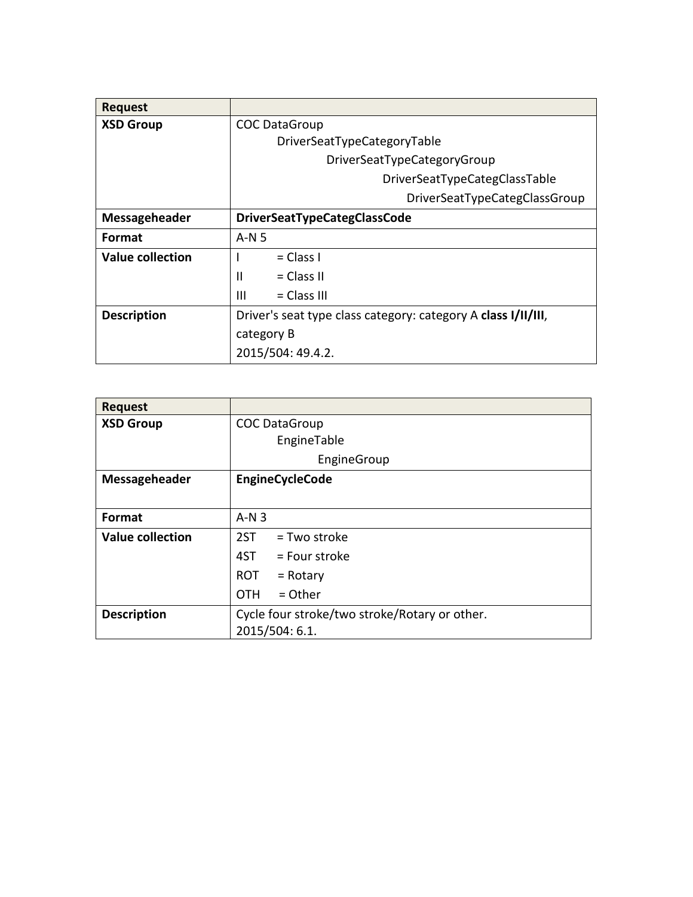| Request | |
|---|---|
| **XSD Group** | COC DataGroup<br>DriverSeatTypeCategoryTable<br>DriverSeatTypeCategoryGroup<br>DriverSeatTypeCategClassTable<br>DriverSeatTypeCategClassGroup |
| **Messageheader** | **DriverSeatTypeCategClassCode** |
| **Format** | A-N 5 |
| **Value collection** | I = Class I<br>II = Class II<br>III = Class III |
| **Description** | Driver's seat type class category: category A **class I/II/III**, category B<br>2015/504: 49.4.2. |

| Request | |
|---|---|
| **XSD Group** | COC DataGroup<br>EngineTable<br>EngineGroup |
| **Messageheader** | **EngineCycleCode** |
| **Format** | A-N 3 |
| **Value collection** | 2ST = Two stroke<br>4ST = Four stroke<br>ROT = Rotary<br>OTH = Other |
| **Description** | Cycle four stroke/two stroke/Rotary or other.<br>2015/504: 6.1. |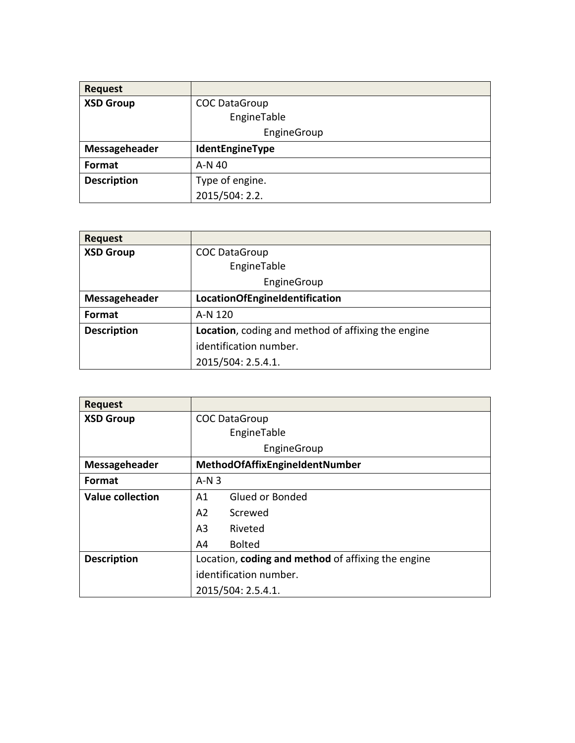| Request | |
|---|---|
| **XSD Group** | COC DataGroup<br>EngineTable<br>EngineGroup |
| **Messageheader** | **IdentEngineType** |
| **Format** | A-N 40 |
| **Description** | Type of engine.<br>2015/504: 2.2. |

| Request | |
|---|---|
| **XSD Group** | COC DataGroup<br>EngineTable<br>EngineGroup |
| **Messageheader** | **LocationOfEngineIdentification** |
| **Format** | A-N 120 |
| **Description** | **Location**, coding and method of affixing the engine identification number.<br>2015/504: 2.5.4.1. |

| Request | |
|---|---|
| **XSD Group** | COC DataGroup<br>EngineTable<br>EngineGroup |
| **Messageheader** | **MethodOfAffixEngineIdentNumber** |
| **Format** | A-N 3 |
| **Value collection** | A1 Glued or Bonded<br>A2 Screwed<br>A3 Riveted<br>A4 Bolted |
| **Description** | Location, **coding and method** of affixing the engine identification number.<br>2015/504: 2.5.4.1. |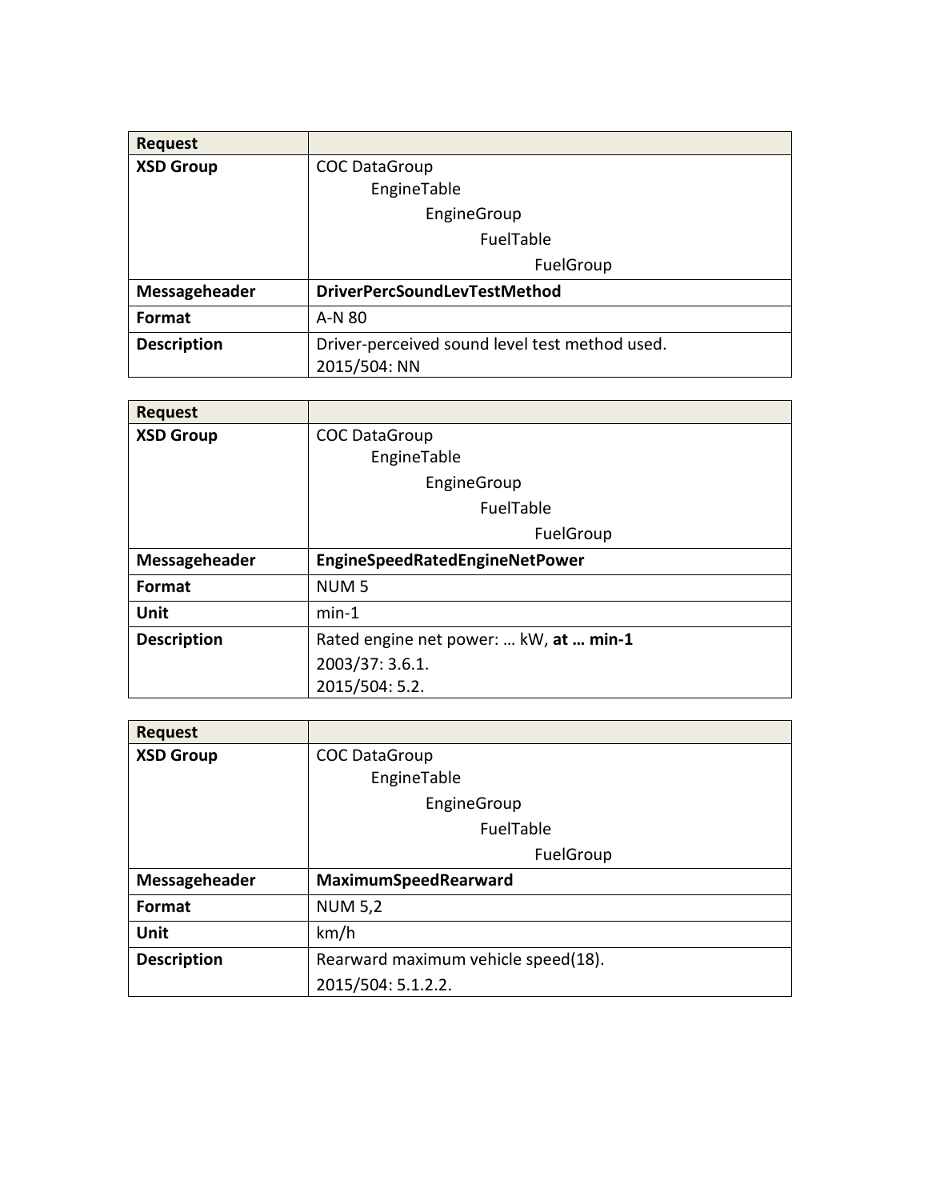| Request | |
| --- | --- |
| **XSD Group** | COC DataGroup<br>EngineTable<br>EngineGroup<br>FuelTable<br>FuelGroup |
| **Messageheader** | **DriverPercSoundLevTestMethod** |
| **Format** | A-N 80 |
| **Description** | Driver-perceived sound level test method used.<br>2015/504: NN |

| Request | |
| --- | --- |
| **XSD Group** | COC DataGroup<br>EngineTable<br>EngineGroup<br>FuelTable<br>FuelGroup |
| **Messageheader** | **EngineSpeedRatedEngineNetPower** |
| **Format** | NUM 5 |
| **Unit** | min-1 |
| **Description** | Rated engine net power: … kW, **at … min-1**<br>2003/37: 3.6.1.<br>2015/504: 5.2. |

| Request | |
| --- | --- |
| **XSD Group** | COC DataGroup<br>EngineTable<br>EngineGroup<br>FuelTable<br>FuelGroup |
| **Messageheader** | **MaximumSpeedRearward** |
| **Format** | NUM 5,2 |
| **Unit** | km/h |
| **Description** | Rearward maximum vehicle speed(18).<br>2015/504: 5.1.2.2. |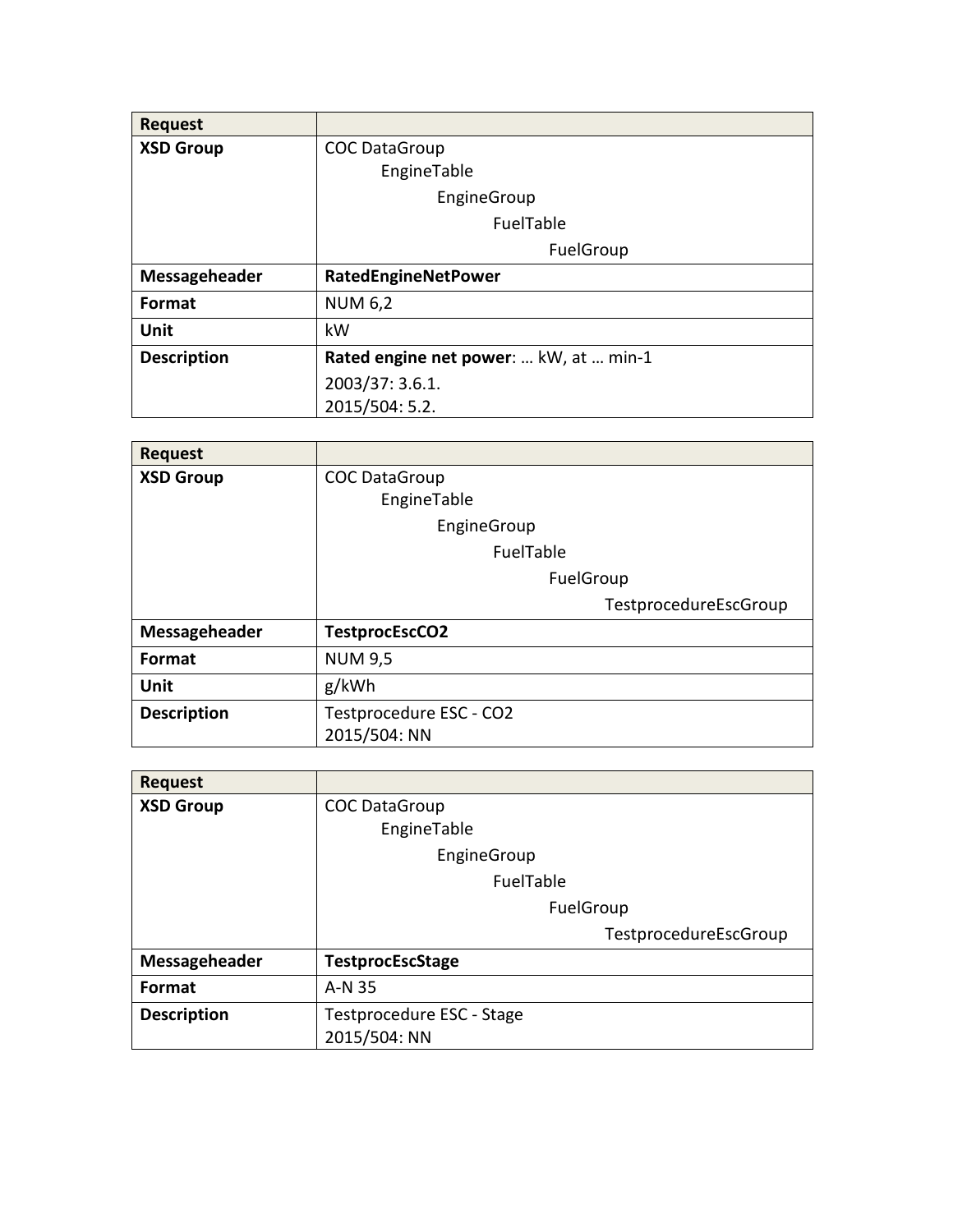| Request | |
|---|---|
| **XSD Group** | COC DataGroup<br>    EngineTable<br>        EngineGroup<br>            FuelTable<br>                FuelGroup |
| **Messageheader** | **RatedEngineNetPower** |
| **Format** | NUM 6,2 |
| **Unit** | kW |
| **Description** | **Rated engine net power**: … kW, at … min-1<br>2003/37: 3.6.1.<br>2015/504: 5.2. |

| Request | |
|---|---|
| **XSD Group** | COC DataGroup<br>    EngineTable<br>        EngineGroup<br>            FuelTable<br>                FuelGroup<br>                    TestprocedureEscGroup |
| **Messageheader** | **TestprocEscCO2** |
| **Format** | NUM 9,5 |
| **Unit** | g/kWh |
| **Description** | Testprocedure ESC - CO2<br>2015/504: NN |

| Request | |
|---|---|
| **XSD Group** | COC DataGroup<br>    EngineTable<br>        EngineGroup<br>            FuelTable<br>                FuelGroup<br>                    TestprocedureEscGroup |
| **Messageheader** | **TestprocEscStage** |
| **Format** | A-N 35 |
| **Description** | Testprocedure ESC - Stage<br>2015/504: NN |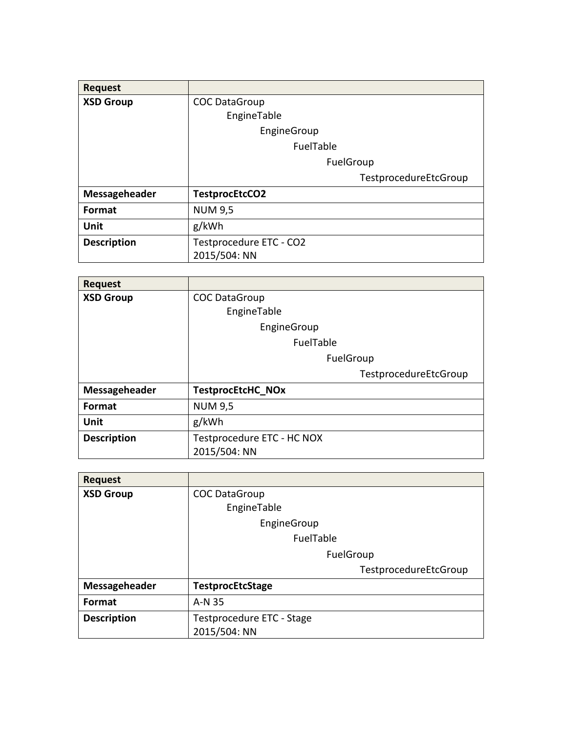| Request | |
|---|---|
| **XSD Group** | COC DataGroup<br>EngineTable<br>EngineGroup<br>FuelTable<br>FuelGroup<br>TestprocedureEtcGroup |
| **Messageheader** | **TestprocEtcCO2** |
| **Format** | NUM 9,5 |
| **Unit** | g/kWh |
| **Description** | Testprocedure ETC - CO2<br>2015/504: NN |

| Request | |
|---|---|
| **XSD Group** | COC DataGroup<br>EngineTable<br>EngineGroup<br>FuelTable<br>FuelGroup<br>TestprocedureEtcGroup |
| **Messageheader** | **TestprocEtcHC_NOx** |
| **Format** | NUM 9,5 |
| **Unit** | g/kWh |
| **Description** | Testprocedure ETC - HC NOX<br>2015/504: NN |

| Request | |
|---|---|
| **XSD Group** | COC DataGroup<br>EngineTable<br>EngineGroup<br>FuelTable<br>FuelGroup<br>TestprocedureEtcGroup |
| **Messageheader** | **TestprocEtcStage** |
| **Format** | A-N 35 |
| **Description** | Testprocedure ETC - Stage<br>2015/504: NN |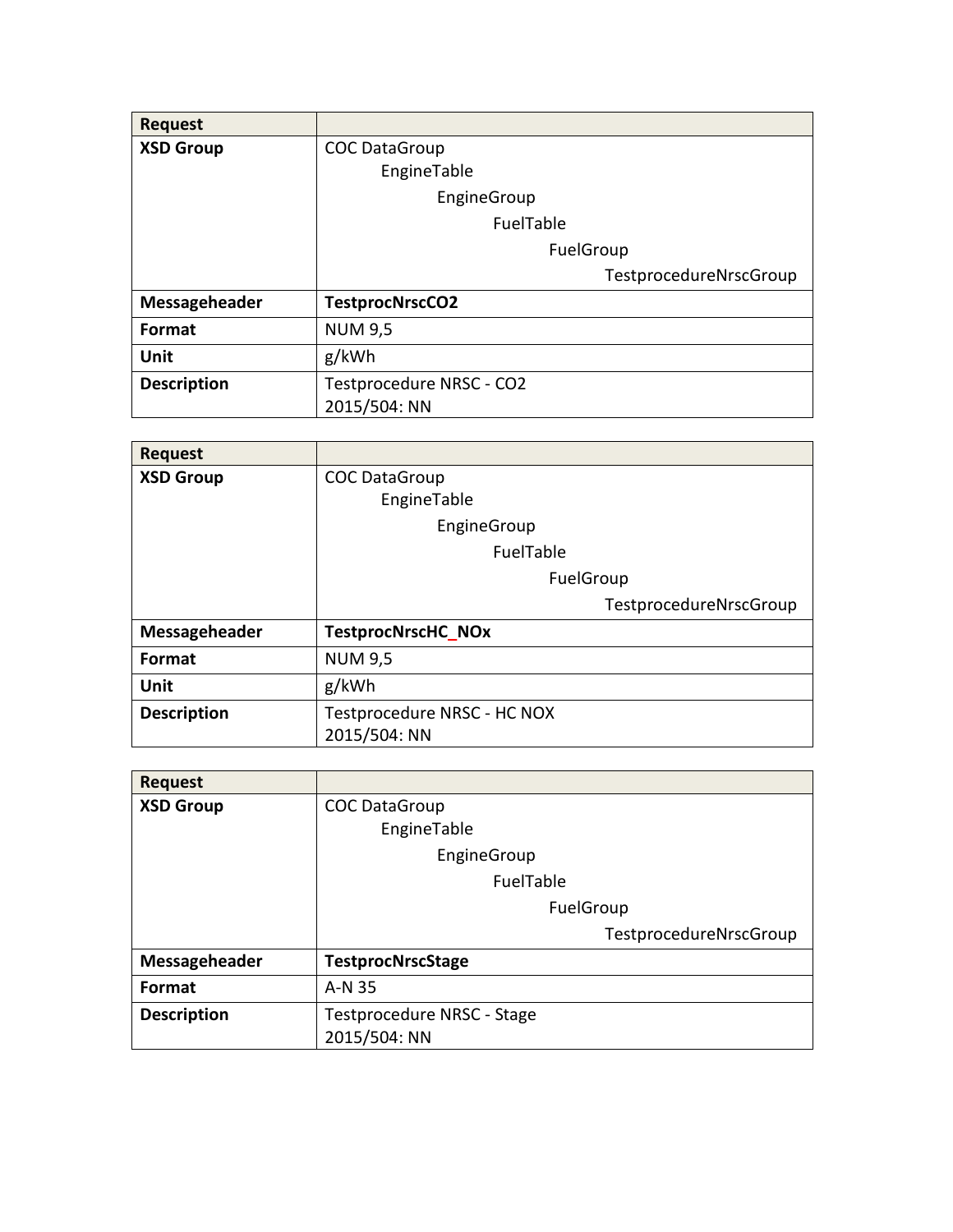| Request | |
|---|---|
| **XSD Group** | COC DataGroup<br>EngineTable<br>EngineGroup<br>FuelTable<br>FuelGroup<br>TestprocedureNrscGroup |
| **Messageheader** | **TestprocNrscCO2** |
| **Format** | NUM 9,5 |
| **Unit** | g/kWh |
| **Description** | Testprocedure NRSC - CO2<br>2015/504: NN |

| Request | |
|---|---|
| **XSD Group** | COC DataGroup<br>EngineTable<br>EngineGroup<br>FuelTable<br>FuelGroup<br>TestprocedureNrscGroup |
| **Messageheader** | **TestprocNrscHC_NOx** |
| **Format** | NUM 9,5 |
| **Unit** | g/kWh |
| **Description** | Testprocedure NRSC - HC NOX<br>2015/504: NN |

| Request | |
|---|---|
| **XSD Group** | COC DataGroup<br>EngineTable<br>EngineGroup<br>FuelTable<br>FuelGroup<br>TestprocedureNrscGroup |
| **Messageheader** | **TestprocNrscStage** |
| **Format** | A-N 35 |
| **Description** | Testprocedure NRSC - Stage<br>2015/504: NN |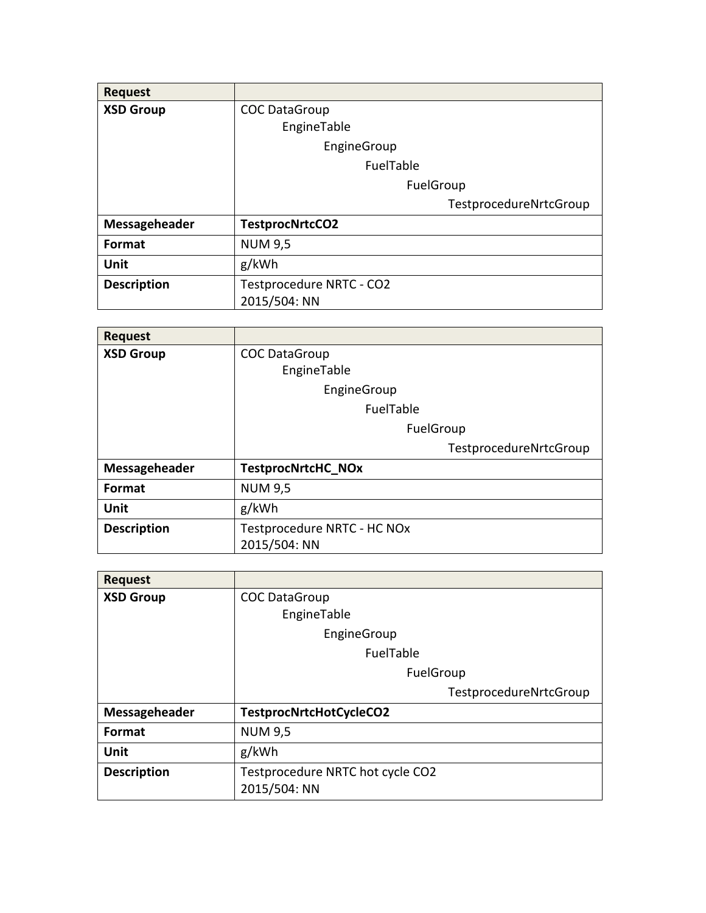| Request | |
|---|---|
| **XSD Group** | COC DataGroup<br>EngineTable<br>EngineGroup<br>FuelTable<br>FuelGroup<br>TestprocedureNrtcGroup |
| **Messageheader** | **TestprocNrtcCO2** |
| **Format** | NUM 9,5 |
| **Unit** | g/kWh |
| **Description** | Testprocedure NRTC - CO2<br>2015/504: NN |

| Request | |
|---|---|
| **XSD Group** | COC DataGroup<br>EngineTable<br>EngineGroup<br>FuelTable<br>FuelGroup<br>TestprocedureNrtcGroup |
| **Messageheader** | **TestprocNrtcHC_NOx** |
| **Format** | NUM 9,5 |
| **Unit** | g/kWh |
| **Description** | Testprocedure NRTC - HC NOx<br>2015/504: NN |

| Request | |
|---|---|
| **XSD Group** | COC DataGroup<br>EngineTable<br>EngineGroup<br>FuelTable<br>FuelGroup<br>TestprocedureNrtcGroup |
| **Messageheader** | **TestprocNrtcHotCycleCO2** |
| **Format** | NUM 9,5 |
| **Unit** | g/kWh |
| **Description** | Testprocedure NRTC hot cycle CO2<br>2015/504: NN |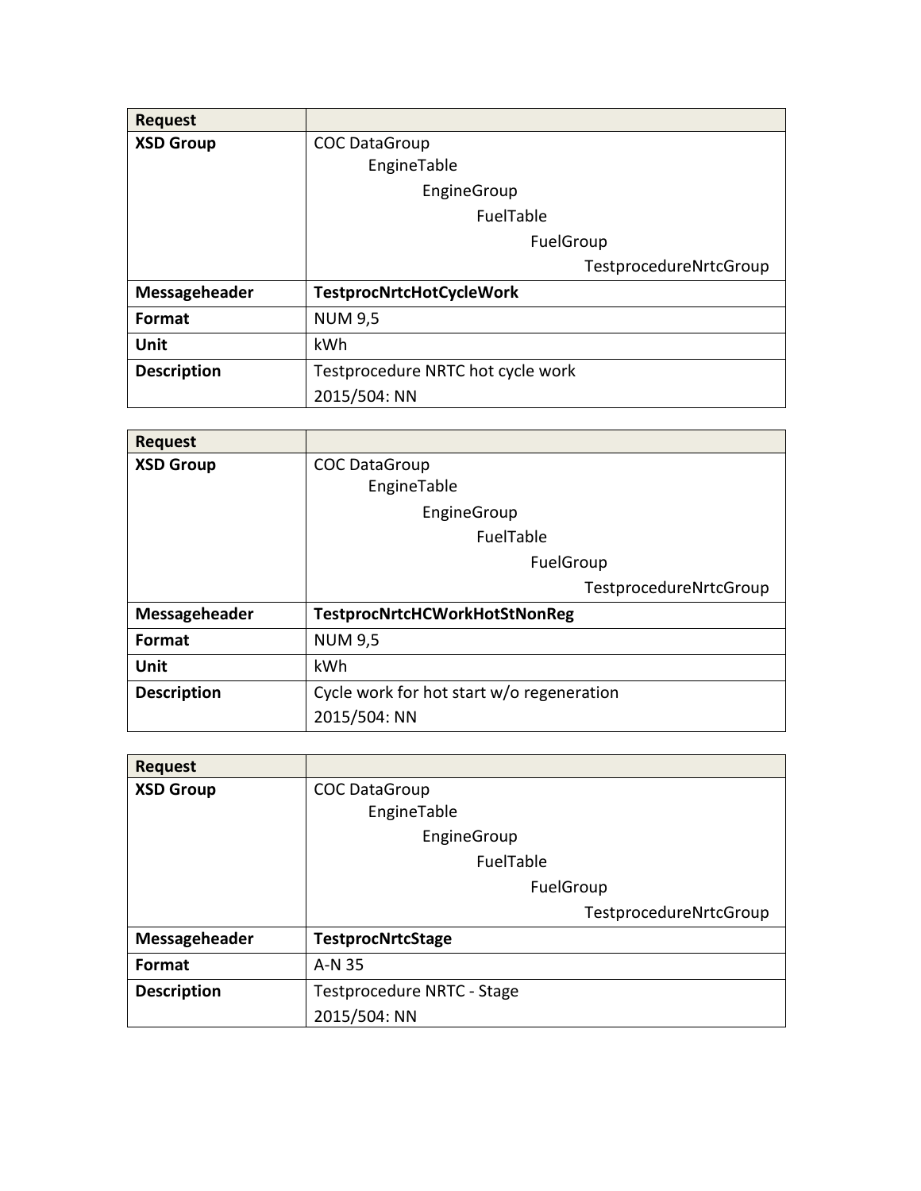| Request | |
|---|---|
| **XSD Group** | COC DataGroup<br>EngineTable<br>EngineGroup<br>FuelTable<br>FuelGroup<br>TestprocedureNrtcGroup |
| **Messageheader** | **TestprocNrtcHotCycleWork** |
| **Format** | NUM 9,5 |
| **Unit** | kWh |
| **Description** | Testprocedure NRTC hot cycle work<br>2015/504: NN |

| Request | |
|---|---|
| **XSD Group** | COC DataGroup<br>EngineTable<br>EngineGroup<br>FuelTable<br>FuelGroup<br>TestprocedureNrtcGroup |
| **Messageheader** | **TestprocNrtcHCWorkHotStNonReg** |
| **Format** | NUM 9,5 |
| **Unit** | kWh |
| **Description** | Cycle work for hot start w/o regeneration<br>2015/504: NN |

| Request | |
|---|---|
| **XSD Group** | COC DataGroup<br>EngineTable<br>EngineGroup<br>FuelTable<br>FuelGroup<br>TestprocedureNrtcGroup |
| **Messageheader** | **TestprocNrtcStage** |
| **Format** | A-N 35 |
| **Description** | Testprocedure NRTC - Stage<br>2015/504: NN |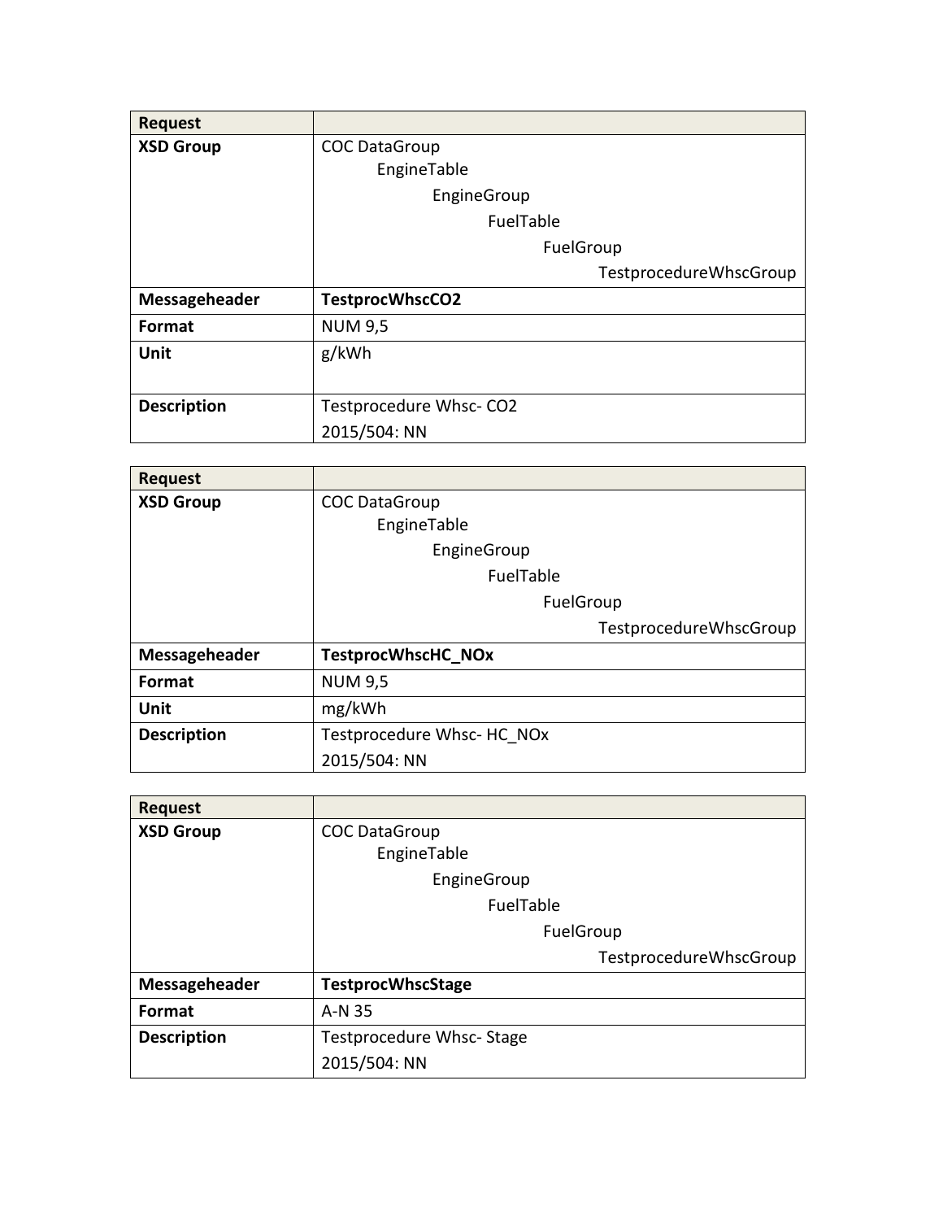| Request | |
|---|---|
| **XSD Group** | COC DataGroup<br>EngineTable<br>EngineGroup<br>FuelTable<br>FuelGroup<br>TestprocedureWhscGroup |
| **Messageheader** | **TestprocWhscCO2** |
| **Format** | NUM 9,5 |
| **Unit** | g/kWh |
| **Description** | Testprocedure Whsc- CO2<br>2015/504: NN |

| Request | |
|---|---|
| **XSD Group** | COC DataGroup<br>EngineTable<br>EngineGroup<br>FuelTable<br>FuelGroup<br>TestprocedureWhscGroup |
| **Messageheader** | **TestprocWhscHC_NOx** |
| **Format** | NUM 9,5 |
| **Unit** | mg/kWh |
| **Description** | Testprocedure Whsc- HC_NOx<br>2015/504: NN |

| Request | |
|---|---|
| **XSD Group** | COC DataGroup<br>EngineTable<br>EngineGroup<br>FuelTable<br>FuelGroup<br>TestprocedureWhscGroup |
| **Messageheader** | **TestprocWhscStage** |
| **Format** | A-N 35 |
| **Description** | Testprocedure Whsc- Stage<br>2015/504: NN |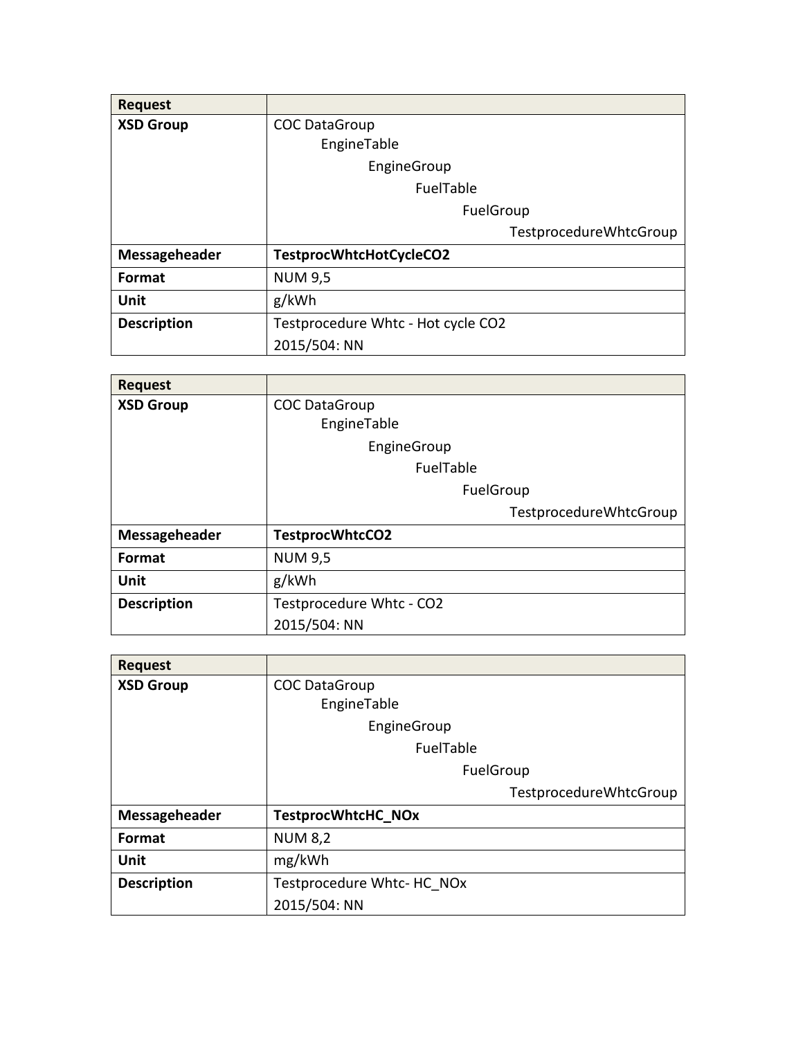| Request | |
|---|---|
| **XSD Group** | COC DataGroup<br>EngineTable<br>EngineGroup<br>FuelTable<br>FuelGroup<br>TestprocedureWhtcGroup |
| **Messageheader** | **TestprocWhtcHotCycleCO2** |
| **Format** | NUM 9,5 |
| **Unit** | g/kWh |
| **Description** | Testprocedure Whtc - Hot cycle CO2<br>2015/504: NN |

| Request | |
|---|---|
| **XSD Group** | COC DataGroup<br>EngineTable<br>EngineGroup<br>FuelTable<br>FuelGroup<br>TestprocedureWhtcGroup |
| **Messageheader** | **TestprocWhtcCO2** |
| **Format** | NUM 9,5 |
| **Unit** | g/kWh |
| **Description** | Testprocedure Whtc - CO2<br>2015/504: NN |

| Request | |
|---|---|
| **XSD Group** | COC DataGroup<br>EngineTable<br>EngineGroup<br>FuelTable<br>FuelGroup<br>TestprocedureWhtcGroup |
| **Messageheader** | **TestprocWhtcHC_NOx** |
| **Format** | NUM 8,2 |
| **Unit** | mg/kWh |
| **Description** | Testprocedure Whtc- HC_NOx<br>2015/504: NN |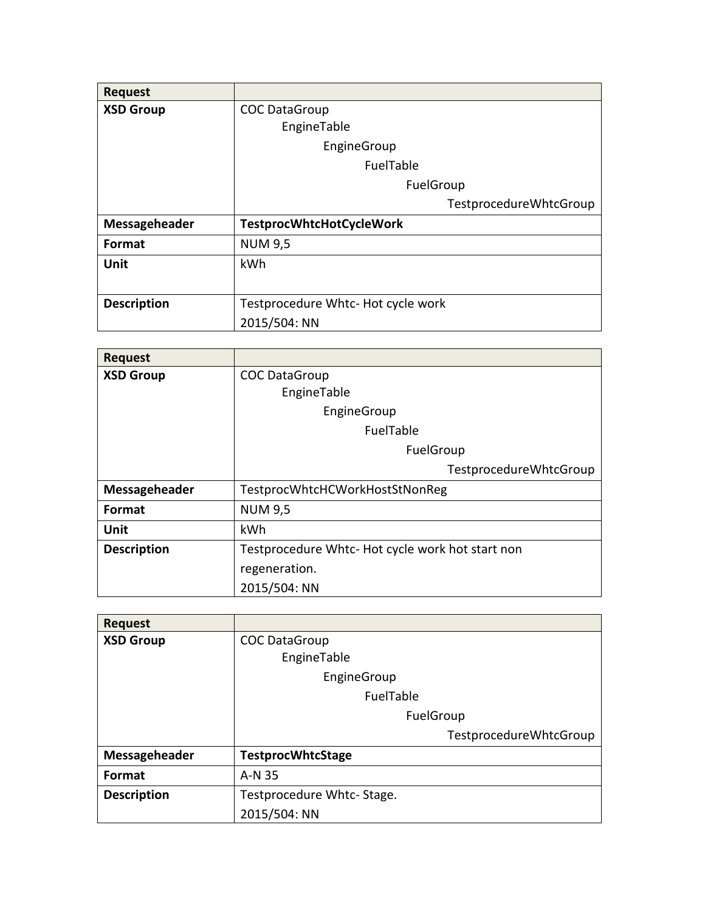| Request | |
|---|---|
| **XSD Group** | COC DataGroup<br>EngineTable<br>EngineGroup<br>FuelTable<br>FuelGroup<br>TestprocedureWhtcGroup |
| **Messageheader** | **TestprocWhtcHotCycleWork** |
| **Format** | NUM 9,5 |
| **Unit** | kWh |
| **Description** | Testprocedure Whtc- Hot cycle work<br>2015/504: NN |

| Request | |
|---|---|
| **XSD Group** | COC DataGroup<br>EngineTable<br>EngineGroup<br>FuelTable<br>FuelGroup<br>TestprocedureWhtcGroup |
| **Messageheader** | TestprocWhtcHCWorkHostStNonReg |
| **Format** | NUM 9,5 |
| **Unit** | kWh |
| **Description** | Testprocedure Whtc- Hot cycle work hot start non regeneration.<br>2015/504: NN |

| Request | |
|---|---|
| **XSD Group** | COC DataGroup<br>EngineTable<br>EngineGroup<br>FuelTable<br>FuelGroup<br>TestprocedureWhtcGroup |
| **Messageheader** | **TestprocWhtcStage** |
| **Format** | A-N 35 |
| **Description** | Testprocedure Whtc- Stage.<br>2015/504: NN |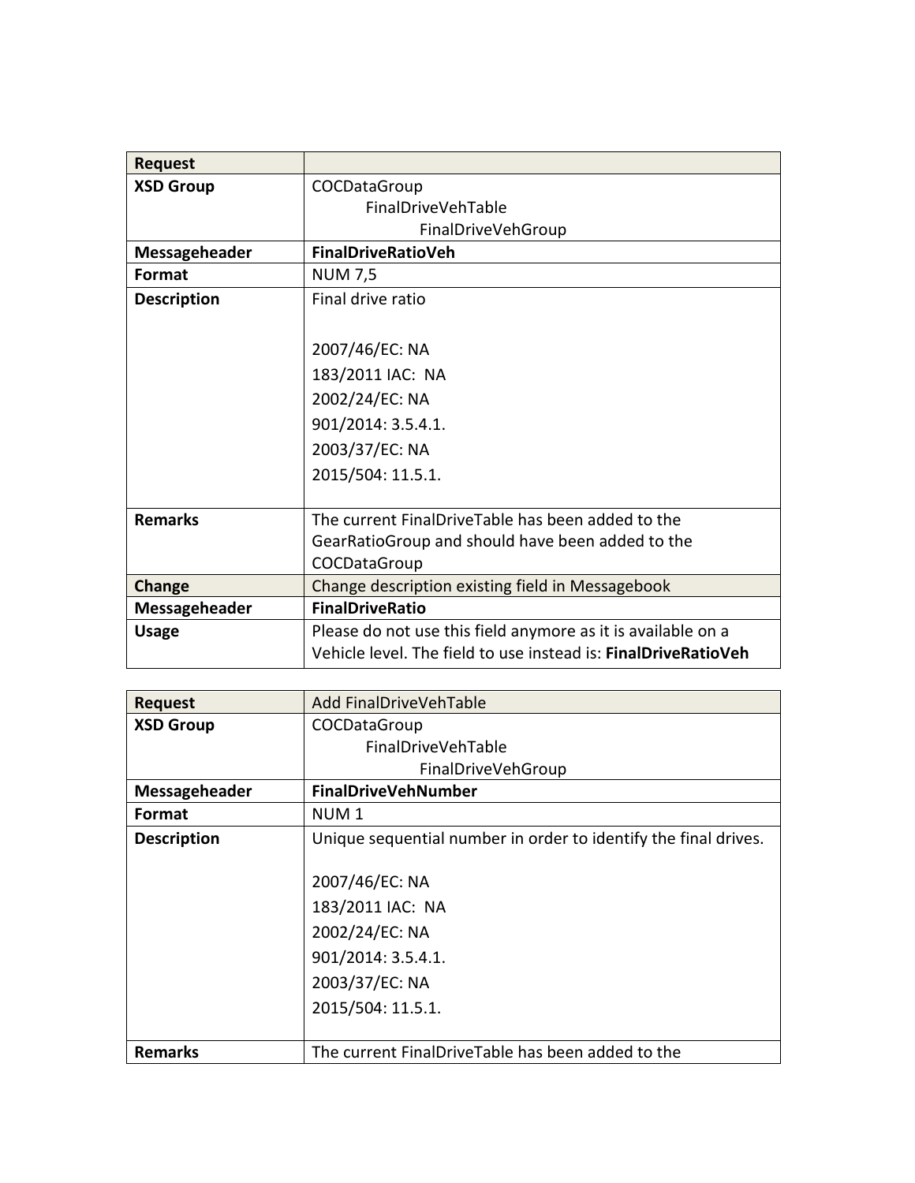| Request | |
|---|---|
| **XSD Group** | COCDataGroup<br>FinalDriveVehTable<br>FinalDriveVehGroup |
| **Messageheader** | **FinalDriveRatioVeh** |
| **Format** | NUM 7,5 |
| **Description** | Final drive ratio<br><br>2007/46/EC: NA<br>183/2011 IAC: NA<br>2002/24/EC: NA<br>901/2014: 3.5.4.1.<br>2003/37/EC: NA<br>2015/504: 11.5.1. |
| **Remarks** | The current FinalDriveTable has been added to the GearRatioGroup and should have been added to the COCDataGroup |
| **Change** | Change description existing field in Messagebook |
| **Messageheader** | **FinalDriveRatio** |
| **Usage** | Please do not use this field anymore as it is available on a Vehicle level. The field to use instead is: **FinalDriveRatioVeh** |

| Request | Add FinalDriveVehTable |
|---|---|
| **XSD Group** | COCDataGroup<br>FinalDriveVehTable<br>FinalDriveVehGroup |
| **Messageheader** | **FinalDriveVehNumber** |
| **Format** | NUM 1 |
| **Description** | Unique sequential number in order to identify the final drives.<br><br>2007/46/EC: NA<br>183/2011 IAC: NA<br>2002/24/EC: NA<br>901/2014: 3.5.4.1.<br>2003/37/EC: NA<br>2015/504: 11.5.1. |
| **Remarks** | The current FinalDriveTable has been added to the |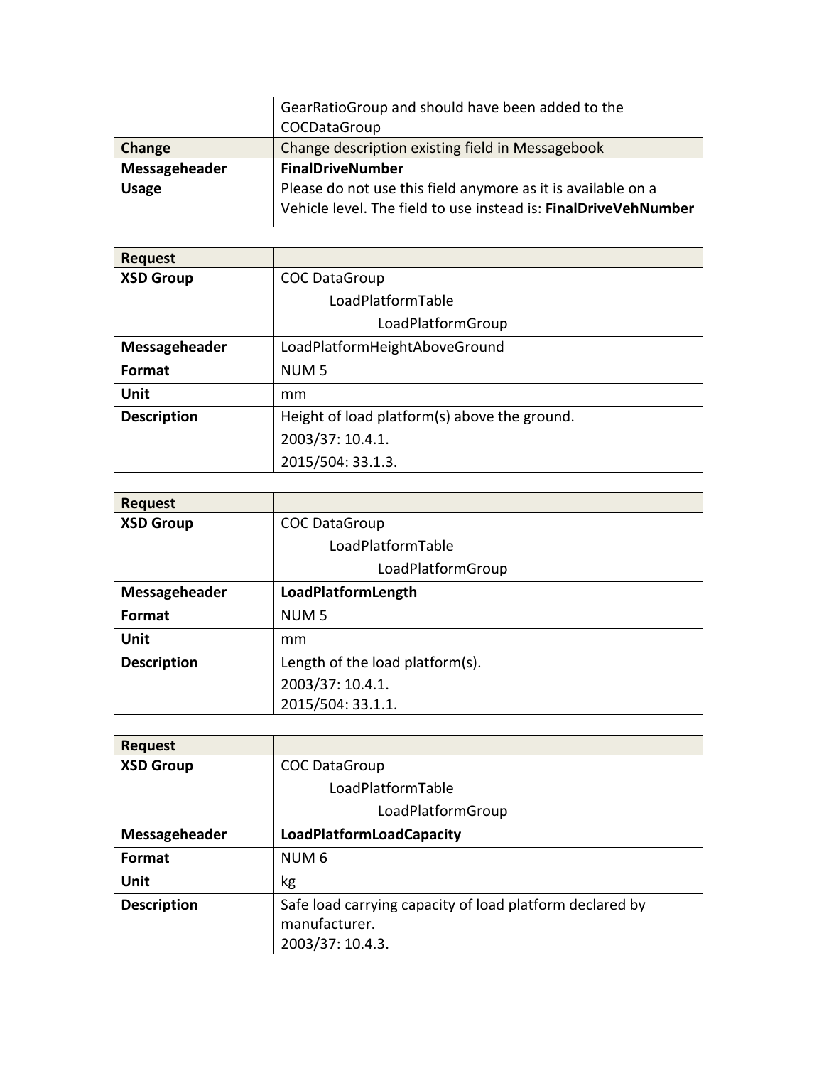|  | GearRatioGroup and should have been added to the COCDataGroup |
|---|---|
| **Change** | Change description existing field in Messagebook |
| **Messageheader** | **FinalDriveNumber** |
| **Usage** | Please do not use this field anymore as it is available on a Vehicle level. The field to use instead is: **FinalDriveVehNumber** |

| **Request** |  |
|---|---|
| **XSD Group** | COC DataGroup<br>LoadPlatformTable<br>LoadPlatformGroup |
| **Messageheader** | LoadPlatformHeightAboveGround |
| **Format** | NUM 5 |
| **Unit** | mm |
| **Description** | Height of load platform(s) above the ground.<br>2003/37: 10.4.1.<br>2015/504: 33.1.3. |

| **Request** |  |
|---|---|
| **XSD Group** | COC DataGroup<br>LoadPlatformTable<br>LoadPlatformGroup |
| **Messageheader** | **LoadPlatformLength** |
| **Format** | NUM 5 |
| **Unit** | mm |
| **Description** | Length of the load platform(s).<br>2003/37: 10.4.1.<br>2015/504: 33.1.1. |

| **Request** |  |
|---|---|
| **XSD Group** | COC DataGroup<br>LoadPlatformTable<br>LoadPlatformGroup |
| **Messageheader** | **LoadPlatformLoadCapacity** |
| **Format** | NUM 6 |
| **Unit** | kg |
| **Description** | Safe load carrying capacity of load platform declared by manufacturer.<br>2003/37: 10.4.3. |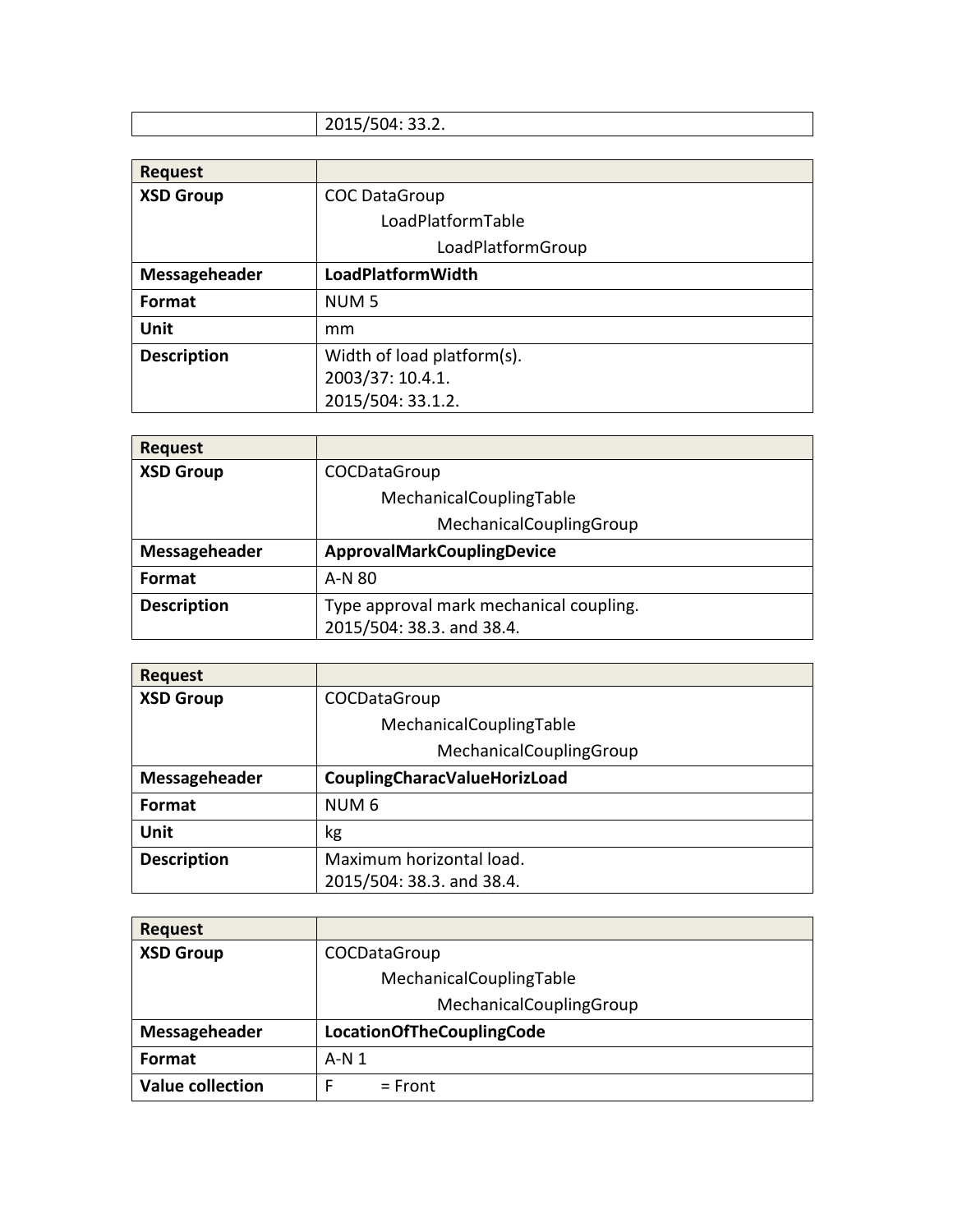| | 2015/504: 33.2. |
|---|---|

| Request | |
|---|---|
| **XSD Group** | COC DataGroup<br>LoadPlatformTable<br>LoadPlatformGroup |
| **Messageheader** | **LoadPlatformWidth** |
| **Format** | NUM 5 |
| **Unit** | mm |
| **Description** | Width of load platform(s).<br>2003/37: 10.4.1.<br>2015/504: 33.1.2. |

| Request | |
|---|---|
| **XSD Group** | COCDataGroup<br>MechanicalCouplingTable<br>MechanicalCouplingGroup |
| **Messageheader** | **ApprovalMarkCouplingDevice** |
| **Format** | A-N 80 |
| **Description** | Type approval mark mechanical coupling.<br>2015/504: 38.3. and 38.4. |

| Request | |
|---|---|
| **XSD Group** | COCDataGroup<br>MechanicalCouplingTable<br>MechanicalCouplingGroup |
| **Messageheader** | **CouplingCharacValueHorizLoad** |
| **Format** | NUM 6 |
| **Unit** | kg |
| **Description** | Maximum horizontal load.<br>2015/504: 38.3. and 38.4. |

| Request | |
|---|---|
| **XSD Group** | COCDataGroup<br>MechanicalCouplingTable<br>MechanicalCouplingGroup |
| **Messageheader** | **LocationOfTheCouplingCode** |
| **Format** | A-N 1 |
| **Value collection** | F = Front |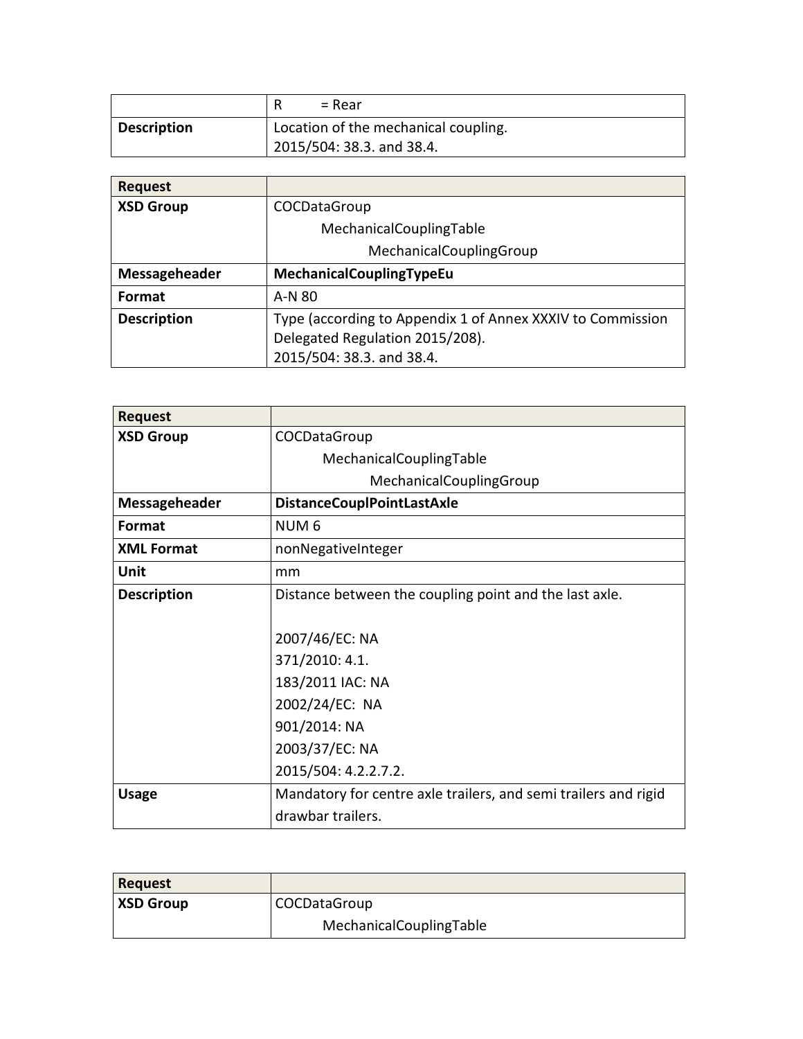| | R = Rear |
|---|---|
| **Description** | Location of the mechanical coupling.<br>2015/504: 38.3. and 38.4. |

| **Request** | |
|---|---|
| **XSD Group** | COCDataGroup<br>MechanicalCouplingTable<br>MechanicalCouplingGroup |
| **Messageheader** | **MechanicalCouplingTypeEu** |
| **Format** | A-N 80 |
| **Description** | Type (according to Appendix 1 of Annex XXXIV to Commission Delegated Regulation 2015/208).<br>2015/504: 38.3. and 38.4. |

| **Request** | |
|---|---|
| **XSD Group** | COCDataGroup<br>MechanicalCouplingTable<br>MechanicalCouplingGroup |
| **Messageheader** | **DistanceCouplPointLastAxle** |
| **Format** | NUM 6 |
| **XML Format** | nonNegativeInteger |
| **Unit** | mm |
| **Description** | Distance between the coupling point and the last axle.<br><br>2007/46/EC: NA<br>371/2010: 4.1.<br>183/2011 IAC: NA<br>2002/24/EC: NA<br>901/2014: NA<br>2003/37/EC: NA<br>2015/504: 4.2.2.7.2. |
| **Usage** | Mandatory for centre axle trailers, and semi trailers and rigid drawbar trailers. |

| **Request** | |
|---|---|
| **XSD Group** | COCDataGroup<br>MechanicalCouplingTable |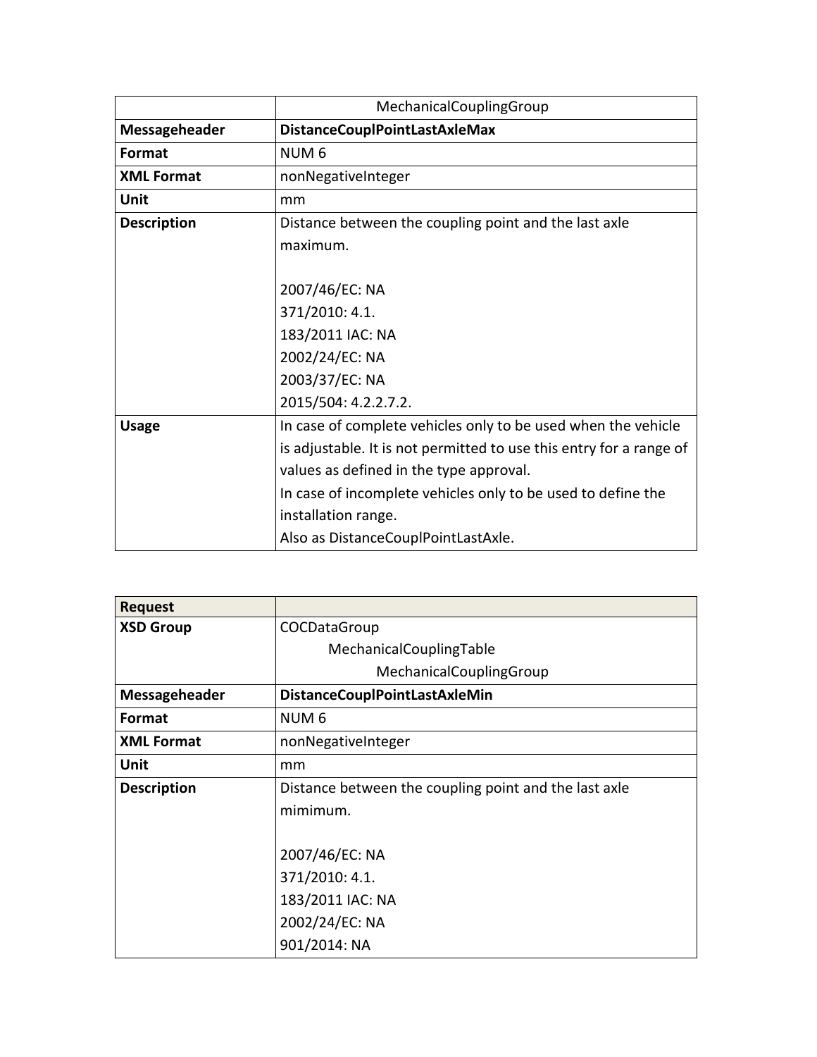| | MechanicalCouplingGroup |
|---|---|
| **Messageheader** | **DistanceCouplPointLastAxleMax** |
| **Format** | NUM 6 |
| **XML Format** | nonNegativeInteger |
| **Unit** | mm |
| **Description** | Distance between the coupling point and the last axle maximum.<br><br>2007/46/EC: NA<br>371/2010: 4.1.<br>183/2011 IAC: NA<br>2002/24/EC: NA<br>2003/37/EC: NA<br>2015/504: 4.2.2.7.2. |
| **Usage** | In case of complete vehicles only to be used when the vehicle is adjustable. It is not permitted to use this entry for a range of values as defined in the type approval.<br>In case of incomplete vehicles only to be used to define the installation range.<br>Also as DistanceCouplPointLastAxle. |

| **Request** | |
|---|---|
| **XSD Group** | COCDataGroup<br>MechanicalCouplingTable<br>MechanicalCouplingGroup |
| **Messageheader** | **DistanceCouplPointLastAxleMin** |
| **Format** | NUM 6 |
| **XML Format** | nonNegativeInteger |
| **Unit** | mm |
| **Description** | Distance between the coupling point and the last axle mimimum.<br><br>2007/46/EC: NA<br>371/2010: 4.1.<br>183/2011 IAC: NA<br>2002/24/EC: NA<br>901/2014: NA |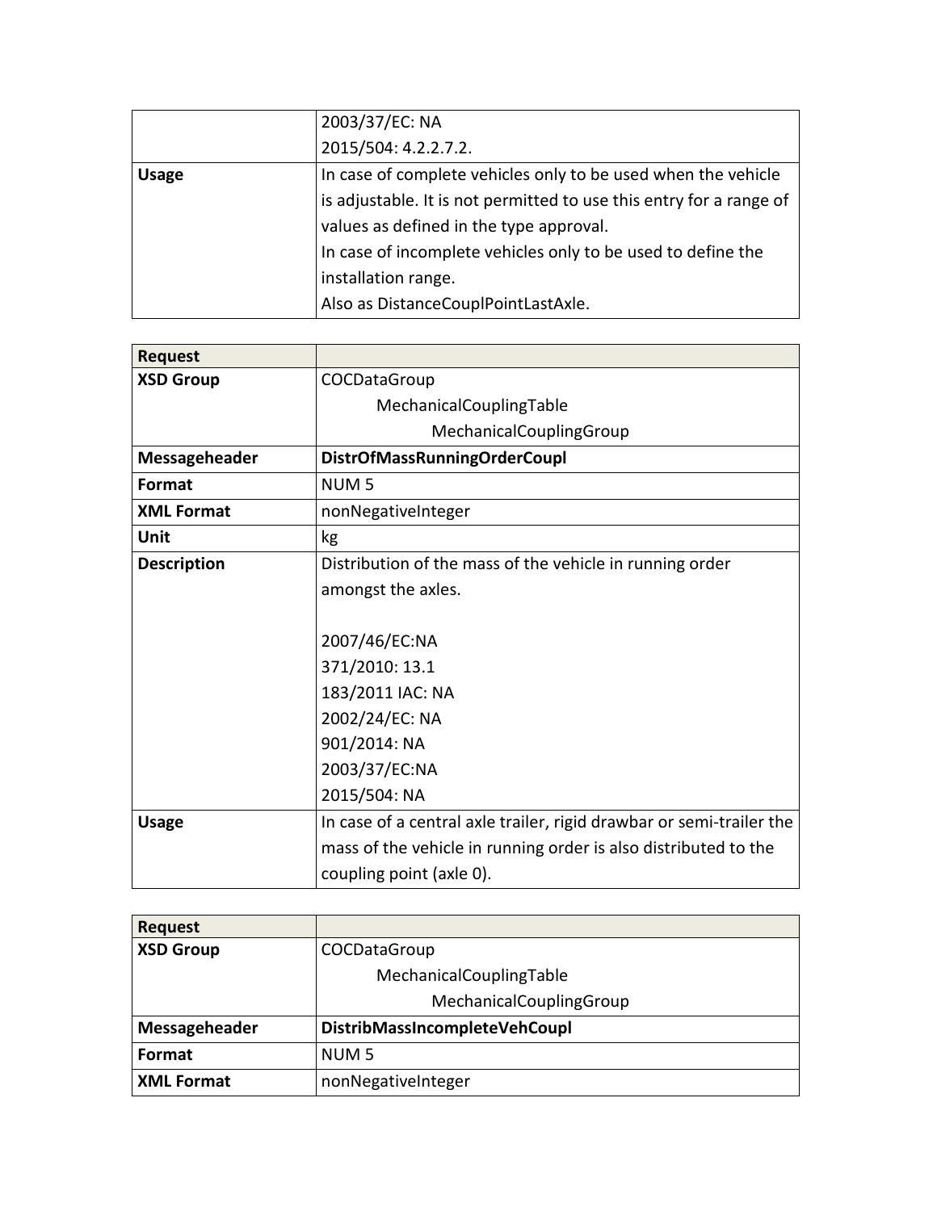| | |
|---|---|
| | 2003/37/EC: NA<br>2015/504: 4.2.2.7.2. |
| **Usage** | In case of complete vehicles only to be used when the vehicle is adjustable. It is not permitted to use this entry for a range of values as defined in the type approval.<br>In case of incomplete vehicles only to be used to define the installation range.<br>Also as DistanceCouplPointLastAxle. |

| **Request** | |
|---|---|
| **XSD Group** | COCDataGroup<br>MechanicalCouplingTable<br>MechanicalCouplingGroup |
| **Messageheader** | **DistrOfMassRunningOrderCoupl** |
| **Format** | NUM 5 |
| **XML Format** | nonNegativeInteger |
| **Unit** | kg |
| **Description** | Distribution of the mass of the vehicle in running order amongst the axles.<br><br>2007/46/EC:NA<br>371/2010: 13.1<br>183/2011 IAC: NA<br>2002/24/EC: NA<br>901/2014: NA<br>2003/37/EC:NA<br>2015/504: NA |
| **Usage** | In case of a central axle trailer, rigid drawbar or semi-trailer the mass of the vehicle in running order is also distributed to the coupling point (axle 0). |

| **Request** | |
|---|---|
| **XSD Group** | COCDataGroup<br>MechanicalCouplingTable<br>MechanicalCouplingGroup |
| **Messageheader** | **DistribMassIncompleteVehCoupl** |
| **Format** | NUM 5 |
| **XML Format** | nonNegativeInteger |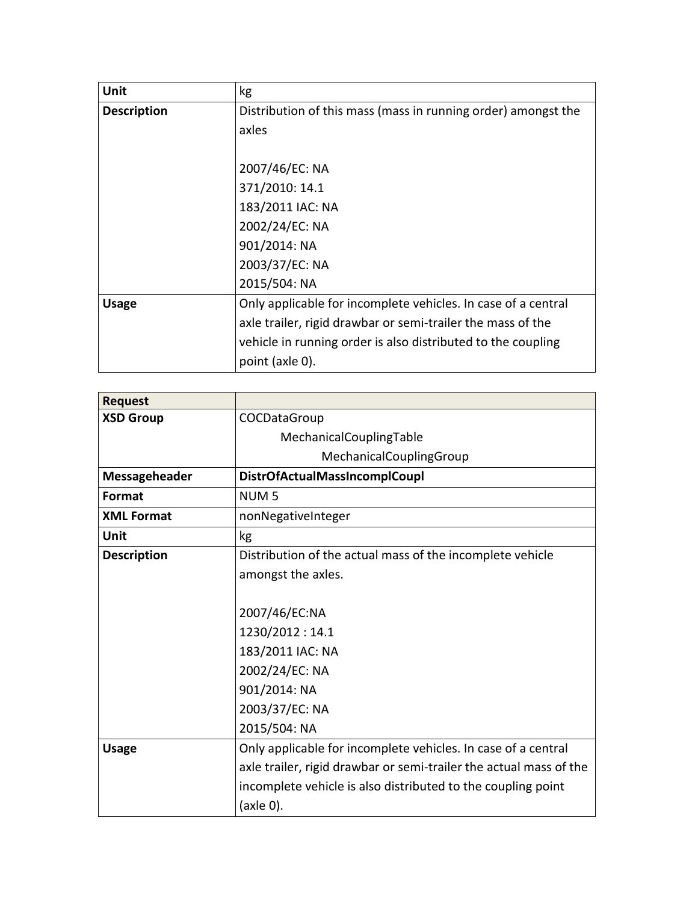| Unit | kg |
| --- | --- |
| Description | Distribution of this mass (mass in running order) amongst the axles<br><br>2007/46/EC: NA<br>371/2010: 14.1<br>183/2011 IAC: NA<br>2002/24/EC: NA<br>901/2014: NA<br>2003/37/EC: NA<br>2015/504: NA |
| Usage | Only applicable for incomplete vehicles. In case of a central axle trailer, rigid drawbar or semi-trailer the mass of the vehicle in running order is also distributed to the coupling point (axle 0). |

| Request | |
| --- | --- |
| XSD Group | COCDataGroup<br>MechanicalCouplingTable<br>MechanicalCouplingGroup |
| Messageheader | **DistrOfActualMassIncomplCoupl** |
| Format | NUM 5 |
| XML Format | nonNegativeInteger |
| Unit | kg |
| Description | Distribution of the actual mass of the incomplete vehicle amongst the axles.<br><br>2007/46/EC:NA<br>1230/2012 : 14.1<br>183/2011 IAC: NA<br>2002/24/EC: NA<br>901/2014: NA<br>2003/37/EC: NA<br>2015/504: NA |
| Usage | Only applicable for incomplete vehicles. In case of a central axle trailer, rigid drawbar or semi-trailer the actual mass of the incomplete vehicle is also distributed to the coupling point (axle 0). |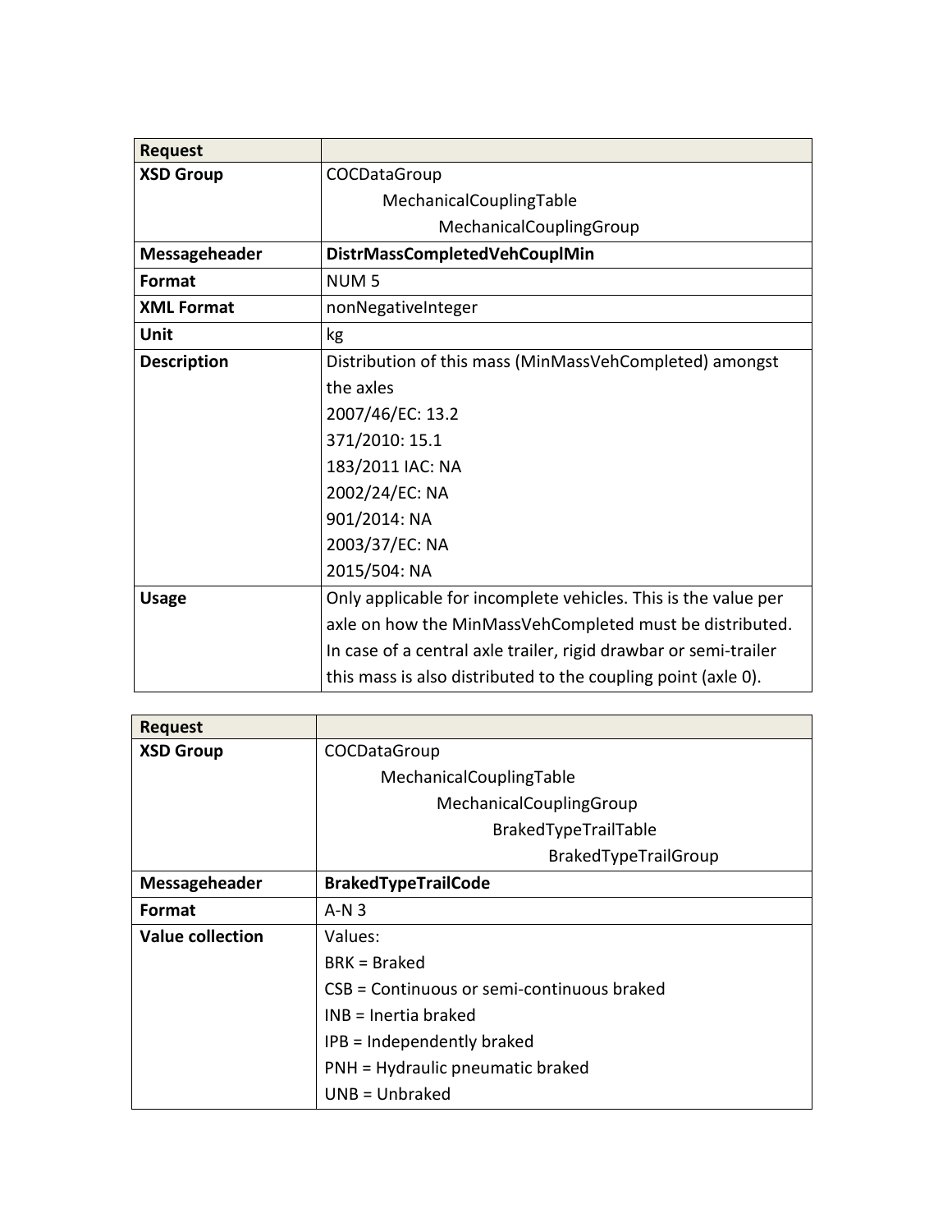| Request | |
|---|---|
| **XSD Group** | COCDataGroup<br>MechanicalCouplingTable<br>MechanicalCouplingGroup |
| **Messageheader** | **DistrMassCompletedVehCouplMin** |
| **Format** | NUM 5 |
| **XML Format** | nonNegativeInteger |
| **Unit** | kg |
| **Description** | Distribution of this mass (MinMassVehCompleted) amongst the axles<br>2007/46/EC: 13.2<br>371/2010: 15.1<br>183/2011 IAC: NA<br>2002/24/EC: NA<br>901/2014: NA<br>2003/37/EC: NA<br>2015/504: NA |
| **Usage** | Only applicable for incomplete vehicles. This is the value per axle on how the MinMassVehCompleted must be distributed. In case of a central axle trailer, rigid drawbar or semi-trailer this mass is also distributed to the coupling point (axle 0). |

| Request | |
|---|---|
| **XSD Group** | COCDataGroup<br>MechanicalCouplingTable<br>MechanicalCouplingGroup<br>BrakedTypeTrailTable<br>BrakedTypeTrailGroup |
| **Messageheader** | **BrakedTypeTrailCode** |
| **Format** | A-N 3 |
| **Value collection** | Values:<br>BRK = Braked<br>CSB = Continuous or semi-continuous braked<br>INB = Inertia braked<br>IPB = Independently braked<br>PNH = Hydraulic pneumatic braked<br>UNB = Unbraked |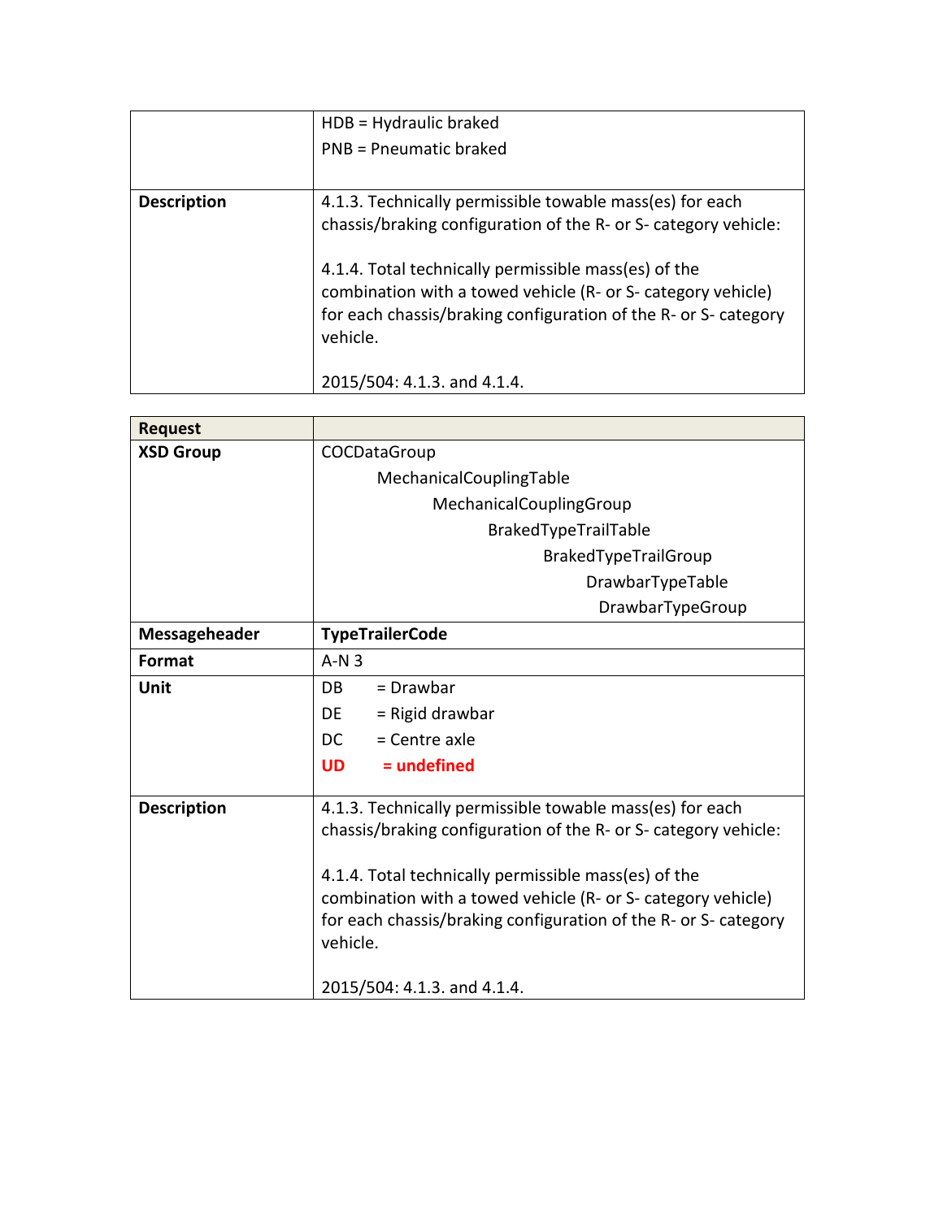| | |
|---|---|
| | HDB = Hydraulic braked<br>PNB = Pneumatic braked |
| **Description** | 4.1.3. Technically permissible towable mass(es) for each chassis/braking configuration of the R- or S- category vehicle:<br><br>4.1.4. Total technically permissible mass(es) of the combination with a towed vehicle (R- or S- category vehicle) for each chassis/braking configuration of the R- or S- category vehicle.<br><br>2015/504: 4.1.3. and 4.1.4. |

| **Request** | |
|---|---|
| **XSD Group** | COCDataGroup<br>MechanicalCouplingTable<br>MechanicalCouplingGroup<br>BrakedTypeTrailTable<br>BrakedTypeTrailGroup<br>DrawbarTypeTable<br>DrawbarTypeGroup |
| **Messageheader** | **TypeTrailerCode** |
| **Format** | A-N 3 |
| **Unit** | DB = Drawbar<br>DE = Rigid drawbar<br>DC = Centre axle<br>**UD = undefined** |
| **Description** | 4.1.3. Technically permissible towable mass(es) for each chassis/braking configuration of the R- or S- category vehicle:<br><br>4.1.4. Total technically permissible mass(es) of the combination with a towed vehicle (R- or S- category vehicle) for each chassis/braking configuration of the R- or S- category vehicle.<br><br>2015/504: 4.1.3. and 4.1.4. |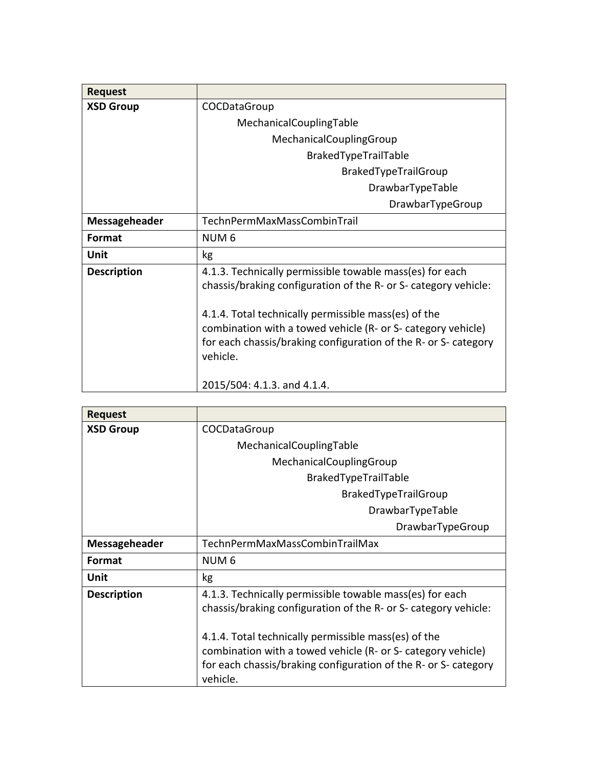| Request | |
|---|---|
| **XSD Group** | COCDataGroup<br>MechanicalCouplingTable<br>MechanicalCouplingGroup<br>BrakedTypeTrailTable<br>BrakedTypeTrailGroup<br>DrawbarTypeTable<br>DrawbarTypeGroup |
| **Messageheader** | TechnPermMaxMassCombinTrail |
| **Format** | NUM 6 |
| **Unit** | kg |
| **Description** | 4.1.3. Technically permissible towable mass(es) for each chassis/braking configuration of the R- or S- category vehicle:<br><br>4.1.4. Total technically permissible mass(es) of the combination with a towed vehicle (R- or S- category vehicle) for each chassis/braking configuration of the R- or S- category vehicle.<br><br>2015/504: 4.1.3. and 4.1.4. |

| Request | |
|---|---|
| **XSD Group** | COCDataGroup<br>MechanicalCouplingTable<br>MechanicalCouplingGroup<br>BrakedTypeTrailTable<br>BrakedTypeTrailGroup<br>DrawbarTypeTable<br>DrawbarTypeGroup |
| **Messageheader** | TechnPermMaxMassCombinTrailMax |
| **Format** | NUM 6 |
| **Unit** | kg |
| **Description** | 4.1.3. Technically permissible towable mass(es) for each chassis/braking configuration of the R- or S- category vehicle:<br><br>4.1.4. Total technically permissible mass(es) of the combination with a towed vehicle (R- or S- category vehicle) for each chassis/braking configuration of the R- or S- category vehicle. |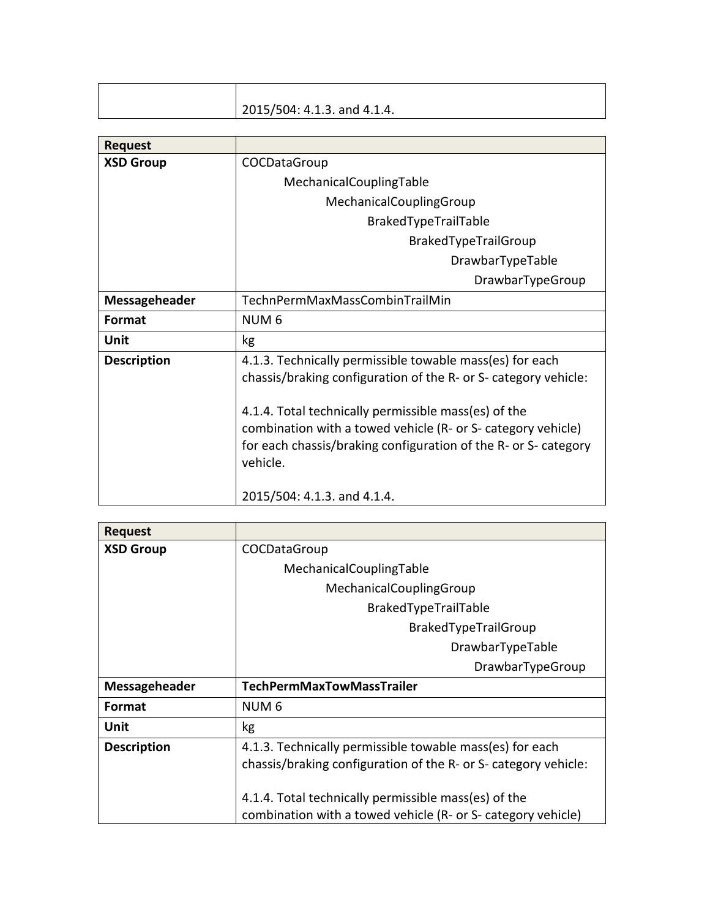| | |
|---|---|
| | 2015/504: 4.1.3. and 4.1.4. |

| Request | |
|---|---|
| **XSD Group** | COCDataGroup<br>MechanicalCouplingTable<br>MechanicalCouplingGroup<br>BrakedTypeTrailTable<br>BrakedTypeTrailGroup<br>DrawbarTypeTable<br>DrawbarTypeGroup |
| **Messageheader** | TechnPermMaxMassCombinTrailMin |
| **Format** | NUM 6 |
| **Unit** | kg |
| **Description** | 4.1.3. Technically permissible towable mass(es) for each chassis/braking configuration of the R- or S- category vehicle:<br><br>4.1.4. Total technically permissible mass(es) of the combination with a towed vehicle (R- or S- category vehicle) for each chassis/braking configuration of the R- or S- category vehicle.<br><br>2015/504: 4.1.3. and 4.1.4. |

| Request | |
|---|---|
| **XSD Group** | COCDataGroup<br>MechanicalCouplingTable<br>MechanicalCouplingGroup<br>BrakedTypeTrailTable<br>BrakedTypeTrailGroup<br>DrawbarTypeTable<br>DrawbarTypeGroup |
| **Messageheader** | **TechPermMaxTowMassTrailer** |
| **Format** | NUM 6 |
| **Unit** | kg |
| **Description** | 4.1.3. Technically permissible towable mass(es) for each chassis/braking configuration of the R- or S- category vehicle:<br><br>4.1.4. Total technically permissible mass(es) of the combination with a towed vehicle (R- or S- category vehicle) |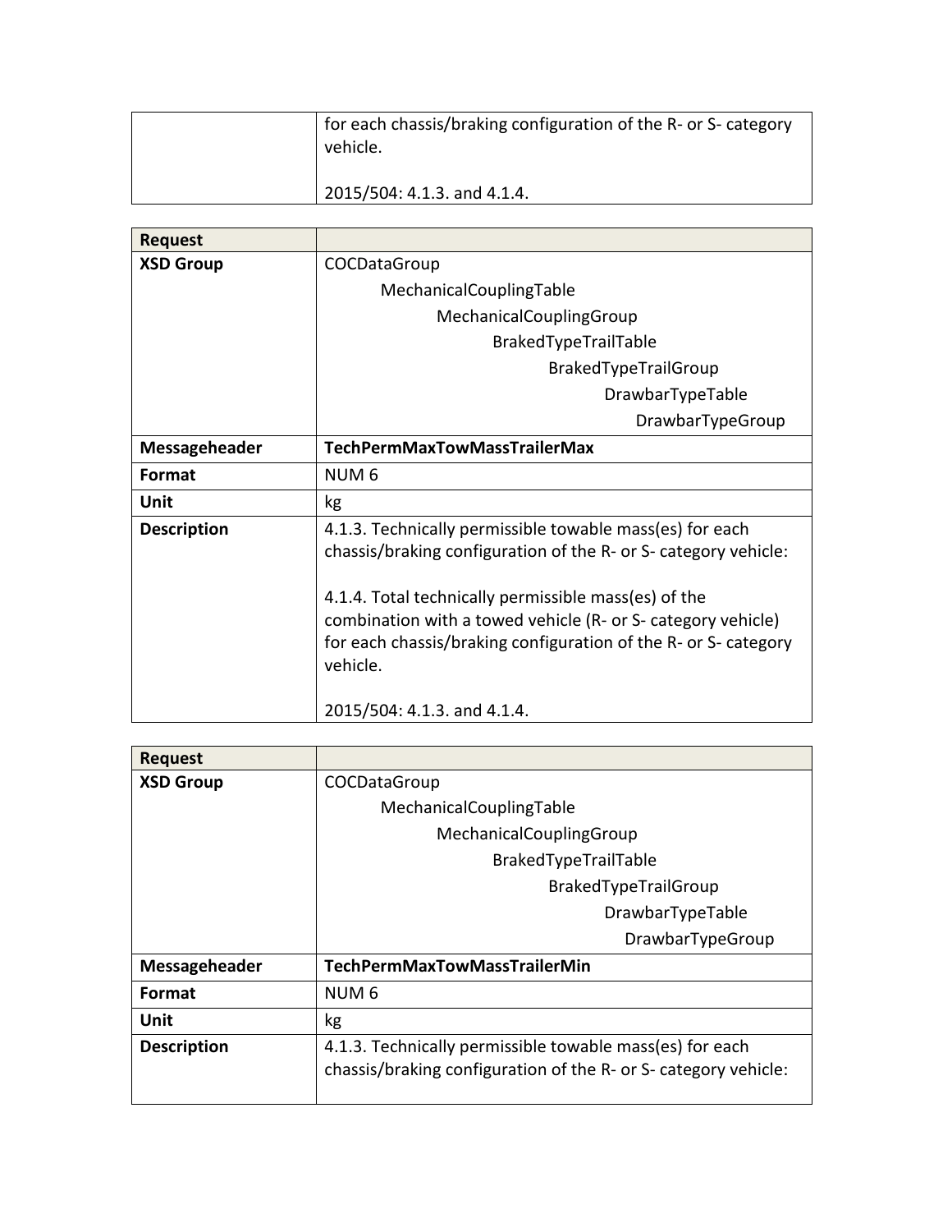|  | for each chassis/braking configuration of the R- or S- category vehicle.<br><br>2015/504: 4.1.3. and 4.1.4. |
|---|---|

| **Request** |  |
|---|---|
| **XSD Group** | COCDataGroup<br>MechanicalCouplingTable<br>MechanicalCouplingGroup<br>BrakedTypeTrailTable<br>BrakedTypeTrailGroup<br>DrawbarTypeTable<br>DrawbarTypeGroup |
| **Messageheader** | **TechPermMaxTowMassTrailerMax** |
| **Format** | NUM 6 |
| **Unit** | kg |
| **Description** | 4.1.3. Technically permissible towable mass(es) for each chassis/braking configuration of the R- or S- category vehicle:<br><br>4.1.4. Total technically permissible mass(es) of the combination with a towed vehicle (R- or S- category vehicle) for each chassis/braking configuration of the R- or S- category vehicle.<br><br>2015/504: 4.1.3. and 4.1.4. |

| **Request** |  |
|---|---|
| **XSD Group** | COCDataGroup<br>MechanicalCouplingTable<br>MechanicalCouplingGroup<br>BrakedTypeTrailTable<br>BrakedTypeTrailGroup<br>DrawbarTypeTable<br>DrawbarTypeGroup |
| **Messageheader** | **TechPermMaxTowMassTrailerMin** |
| **Format** | NUM 6 |
| **Unit** | kg |
| **Description** | 4.1.3. Technically permissible towable mass(es) for each chassis/braking configuration of the R- or S- category vehicle: |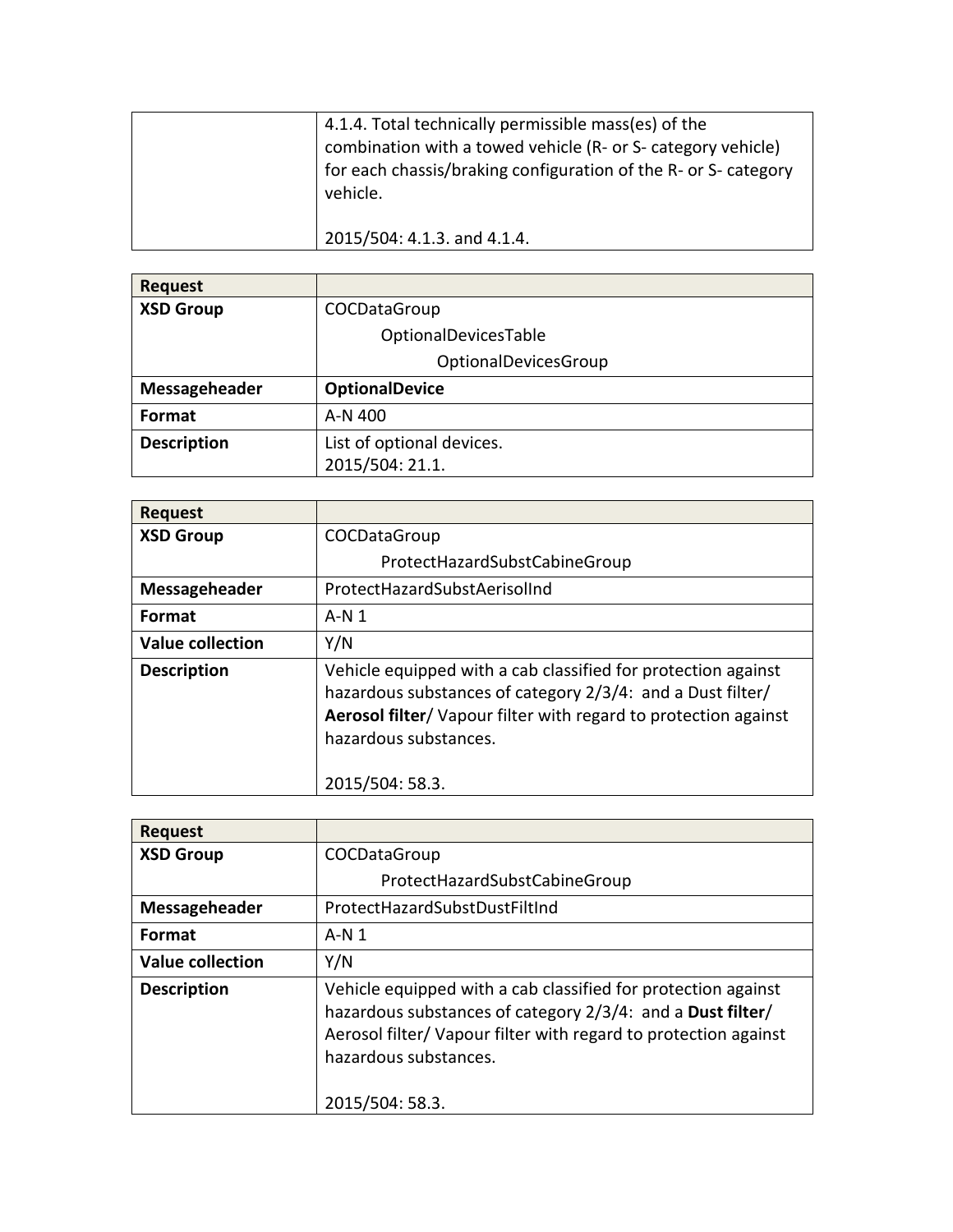| | |
|---|---|
| | 4.1.4. Total technically permissible mass(es) of the combination with a towed vehicle (R- or S- category vehicle) for each chassis/braking configuration of the R- or S- category vehicle.<br><br>2015/504: 4.1.3. and 4.1.4. |

| **Request** | |
|---|---|
| **XSD Group** | COCDataGroup<br>OptionalDevicesTable<br>OptionalDevicesGroup |
| **Messageheader** | **OptionalDevice** |
| **Format** | A-N 400 |
| **Description** | List of optional devices.<br>2015/504: 21.1. |

| **Request** | |
|---|---|
| **XSD Group** | COCDataGroup<br>ProtectHazardSubstCabineGroup |
| **Messageheader** | ProtectHazardSubstAerisolInd |
| **Format** | A-N 1 |
| **Value collection** | Y/N |
| **Description** | Vehicle equipped with a cab classified for protection against hazardous substances of category 2/3/4: and a Dust filter/ **Aerosol filter**/ Vapour filter with regard to protection against hazardous substances.<br><br>2015/504: 58.3. |

| **Request** | |
|---|---|
| **XSD Group** | COCDataGroup<br>ProtectHazardSubstCabineGroup |
| **Messageheader** | ProtectHazardSubstDustFiltInd |
| **Format** | A-N 1 |
| **Value collection** | Y/N |
| **Description** | Vehicle equipped with a cab classified for protection against hazardous substances of category 2/3/4: and a **Dust filter**/ Aerosol filter/ Vapour filter with regard to protection against hazardous substances.<br><br>2015/504: 58.3. |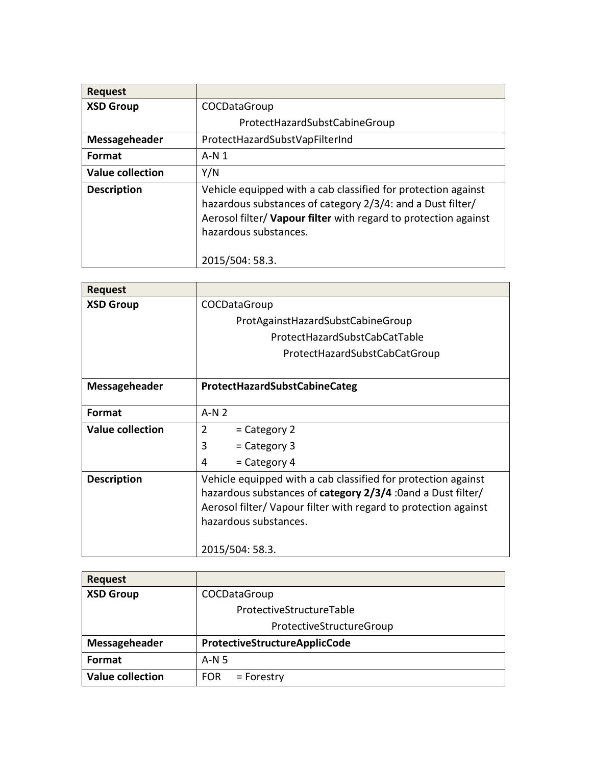| Request | |
|---|---|
| **XSD Group** | COCDataGroup<br>ProtectHazardSubstCabineGroup |
| **Messageheader** | ProtectHazardSubstVapFilterInd |
| **Format** | A-N 1 |
| **Value collection** | Y/N |
| **Description** | Vehicle equipped with a cab classified for protection against hazardous substances of category 2/3/4: and a Dust filter/ Aerosol filter/ **Vapour filter** with regard to protection against hazardous substances.<br><br>2015/504: 58.3. |

| Request | |
|---|---|
| **XSD Group** | COCDataGroup<br>ProtAgainstHazardSubstCabineGroup<br>ProtectHazardSubstCabCatTable<br>ProtectHazardSubstCabCatGroup |
| **Messageheader** | **ProtectHazardSubstCabineCateg** |
| **Format** | A-N 2 |
| **Value collection** | 2 = Category 2<br>3 = Category 3<br>4 = Category 4 |
| **Description** | Vehicle equipped with a cab classified for protection against hazardous substances of **category 2/3/4** :0and a Dust filter/ Aerosol filter/ Vapour filter with regard to protection against hazardous substances.<br><br>2015/504: 58.3. |

| Request | |
|---|---|
| **XSD Group** | COCDataGroup<br>ProtectiveStructureTable<br>ProtectiveStructureGroup |
| **Messageheader** | **ProtectiveStructureApplicCode** |
| **Format** | A-N 5 |
| **Value collection** | FOR = Forestry |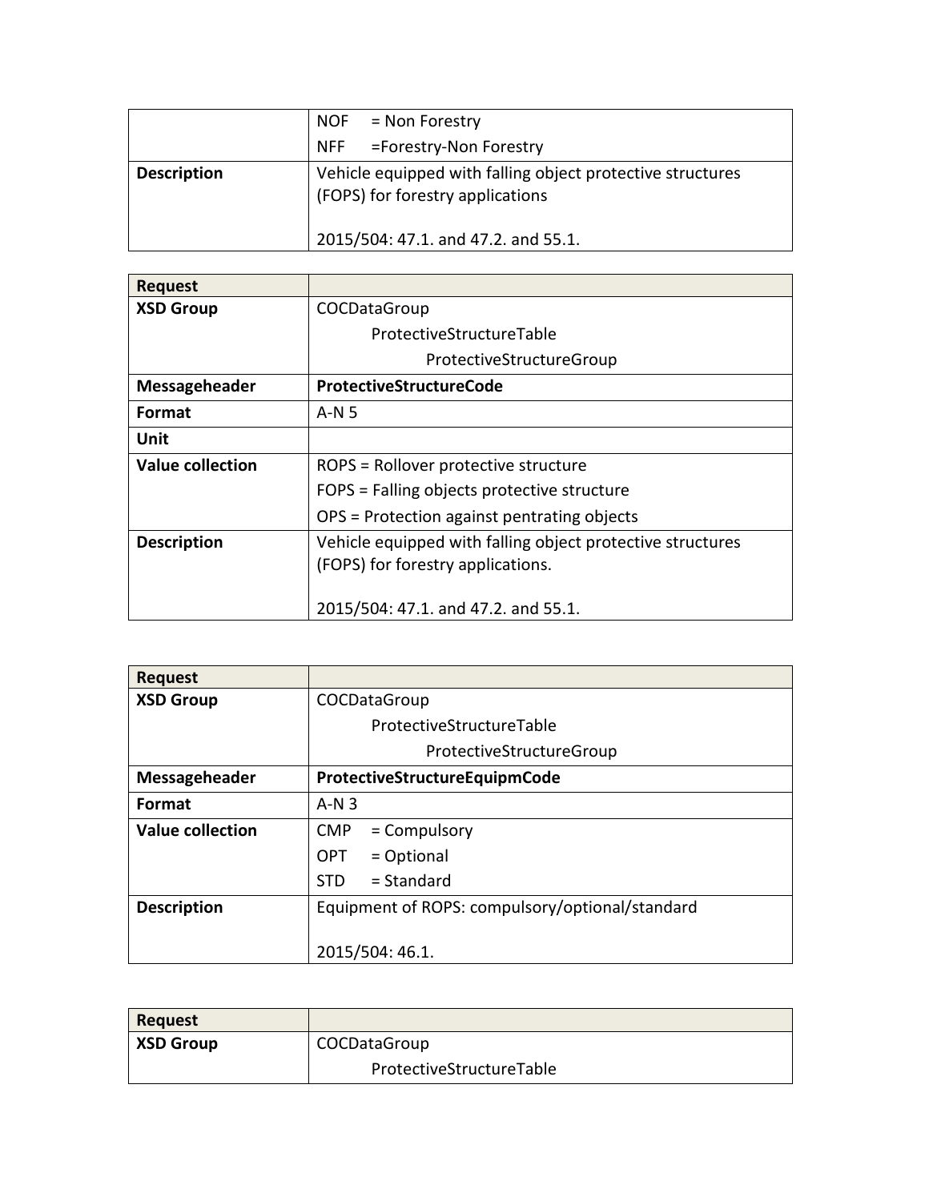| | |
|---|---|
| | NOF = Non Forestry<br>NFF =Forestry-Non Forestry |
| **Description** | Vehicle equipped with falling object protective structures (FOPS) for forestry applications<br><br>2015/504: 47.1. and 47.2. and 55.1. |

| **Request** | |
|---|---|
| **XSD Group** | COCDataGroup<br>ProtectiveStructureTable<br>ProtectiveStructureGroup |
| **Messageheader** | **ProtectiveStructureCode** |
| **Format** | A-N 5 |
| **Unit** | |
| **Value collection** | ROPS = Rollover protective structure<br>FOPS = Falling objects protective structure<br>OPS = Protection against pentrating objects |
| **Description** | Vehicle equipped with falling object protective structures (FOPS) for forestry applications.<br><br>2015/504: 47.1. and 47.2. and 55.1. |

| **Request** | |
|---|---|
| **XSD Group** | COCDataGroup<br>ProtectiveStructureTable<br>ProtectiveStructureGroup |
| **Messageheader** | **ProtectiveStructureEquipmCode** |
| **Format** | A-N 3 |
| **Value collection** | CMP = Compulsory<br>OPT = Optional<br>STD = Standard |
| **Description** | Equipment of ROPS: compulsory/optional/standard<br><br>2015/504: 46.1. |

| **Request** | |
|---|---|
| **XSD Group** | COCDataGroup<br>ProtectiveStructureTable |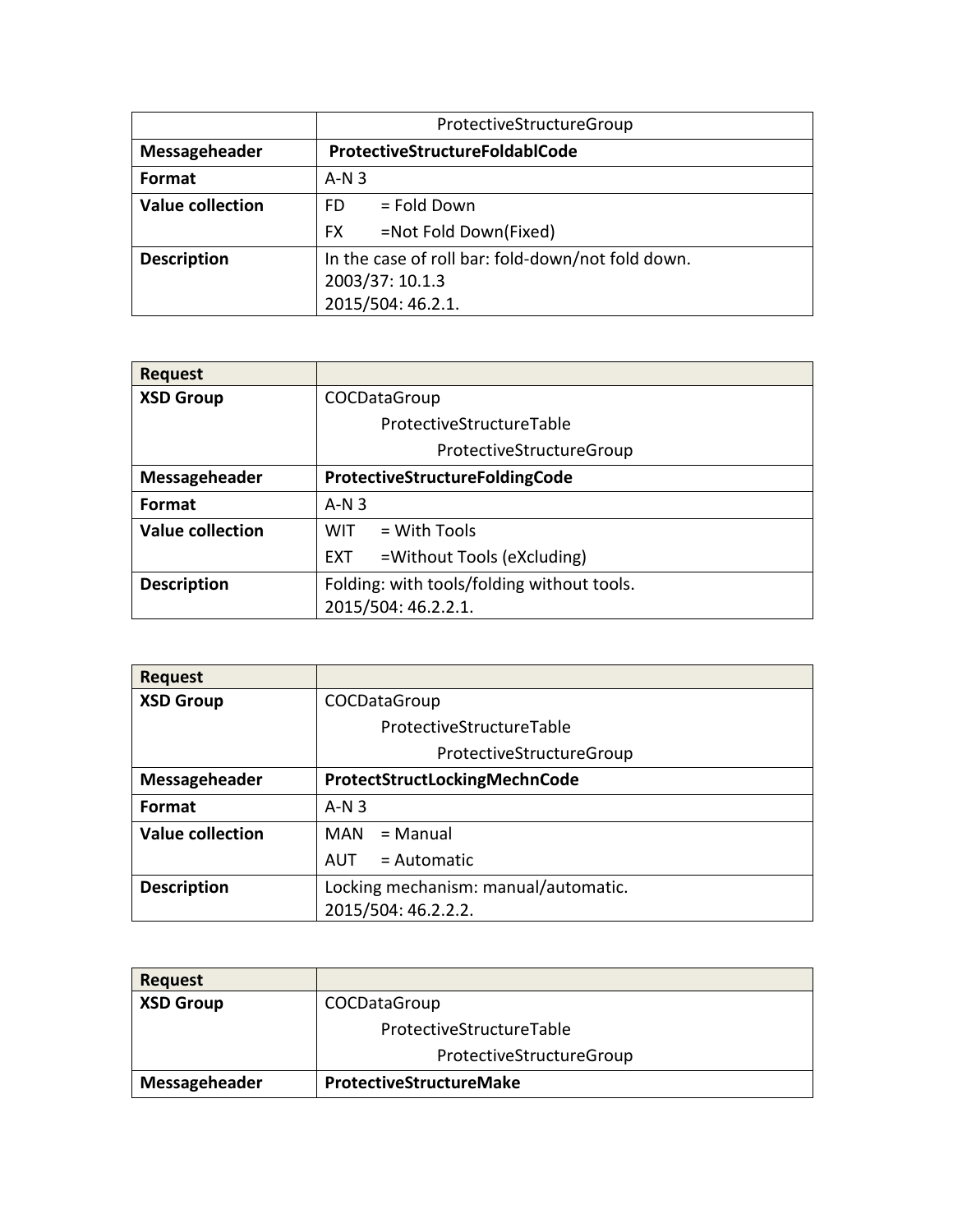| | ProtectiveStructureGroup |
|---|---|
| **Messageheader** | **ProtectiveStructureFoldablCode** |
| **Format** | A-N 3 |
| **Value collection** | FD = Fold Down<br>FX =Not Fold Down(Fixed) |
| **Description** | In the case of roll bar: fold-down/not fold down.<br>2003/37: 10.1.3<br>2015/504: 46.2.1. |

| **Request** | |
|---|---|
| **XSD Group** | COCDataGroup<br>ProtectiveStructureTable<br>ProtectiveStructureGroup |
| **Messageheader** | **ProtectiveStructureFoldingCode** |
| **Format** | A-N 3 |
| **Value collection** | WIT = With Tools<br>EXT =Without Tools (eXcluding) |
| **Description** | Folding: with tools/folding without tools.<br>2015/504: 46.2.2.1. |

| **Request** | |
|---|---|
| **XSD Group** | COCDataGroup<br>ProtectiveStructureTable<br>ProtectiveStructureGroup |
| **Messageheader** | **ProtectStructLockingMechnCode** |
| **Format** | A-N 3 |
| **Value collection** | MAN = Manual<br>AUT = Automatic |
| **Description** | Locking mechanism: manual/automatic.<br>2015/504: 46.2.2.2. |

| **Request** | |
|---|---|
| **XSD Group** | COCDataGroup<br>ProtectiveStructureTable<br>ProtectiveStructureGroup |
| **Messageheader** | **ProtectiveStructureMake** |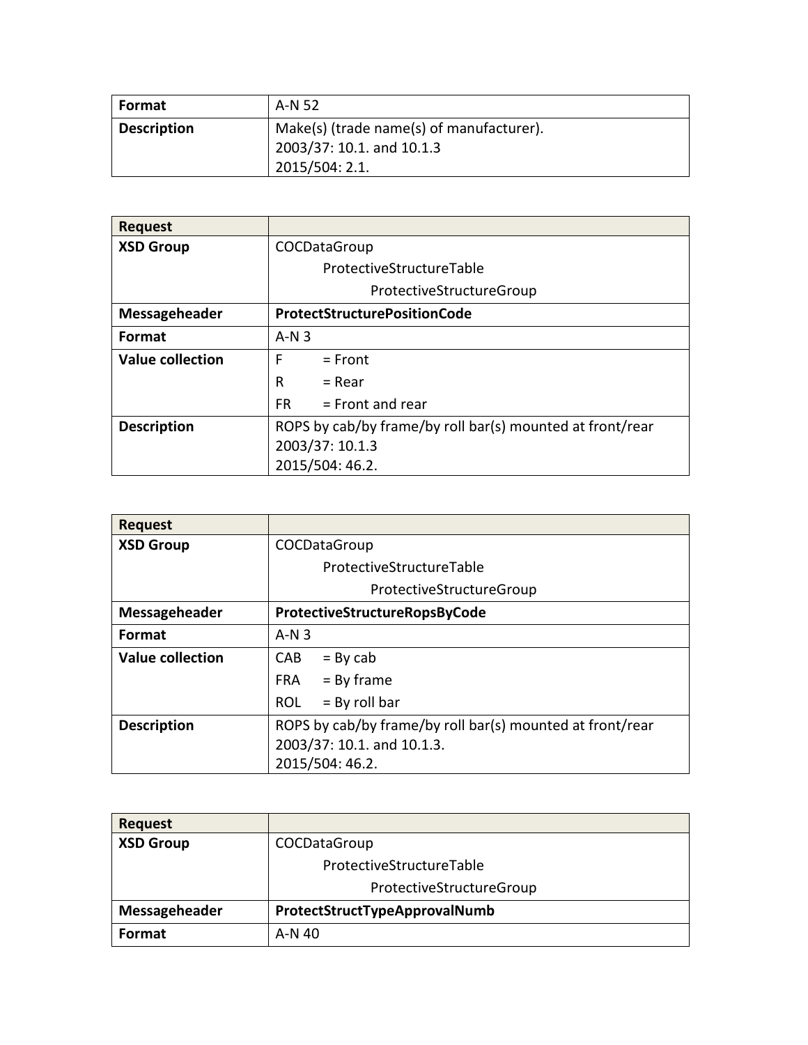| Format | A-N 52 |
|---|---|
| Description | Make(s) (trade name(s) of manufacturer).<br>2003/37: 10.1. and 10.1.3<br>2015/504: 2.1. |

| Request | |
|---|---|
| XSD Group | COCDataGroup<br>ProtectiveStructureTable<br>ProtectiveStructureGroup |
| Messageheader | **ProtectStructurePositionCode** |
| Format | A-N 3 |
| Value collection | F = Front<br>R = Rear<br>FR = Front and rear |
| Description | ROPS by cab/by frame/by roll bar(s) mounted at front/rear<br>2003/37: 10.1.3<br>2015/504: 46.2. |

| Request | |
|---|---|
| XSD Group | COCDataGroup<br>ProtectiveStructureTable<br>ProtectiveStructureGroup |
| Messageheader | **ProtectiveStructureRopsByCode** |
| Format | A-N 3 |
| Value collection | CAB = By cab<br>FRA = By frame<br>ROL = By roll bar |
| Description | ROPS by cab/by frame/by roll bar(s) mounted at front/rear<br>2003/37: 10.1. and 10.1.3.<br>2015/504: 46.2. |

| Request | |
|---|---|
| XSD Group | COCDataGroup<br>ProtectiveStructureTable<br>ProtectiveStructureGroup |
| Messageheader | **ProtectStructTypeApprovalNumb** |
| Format | A-N 40 |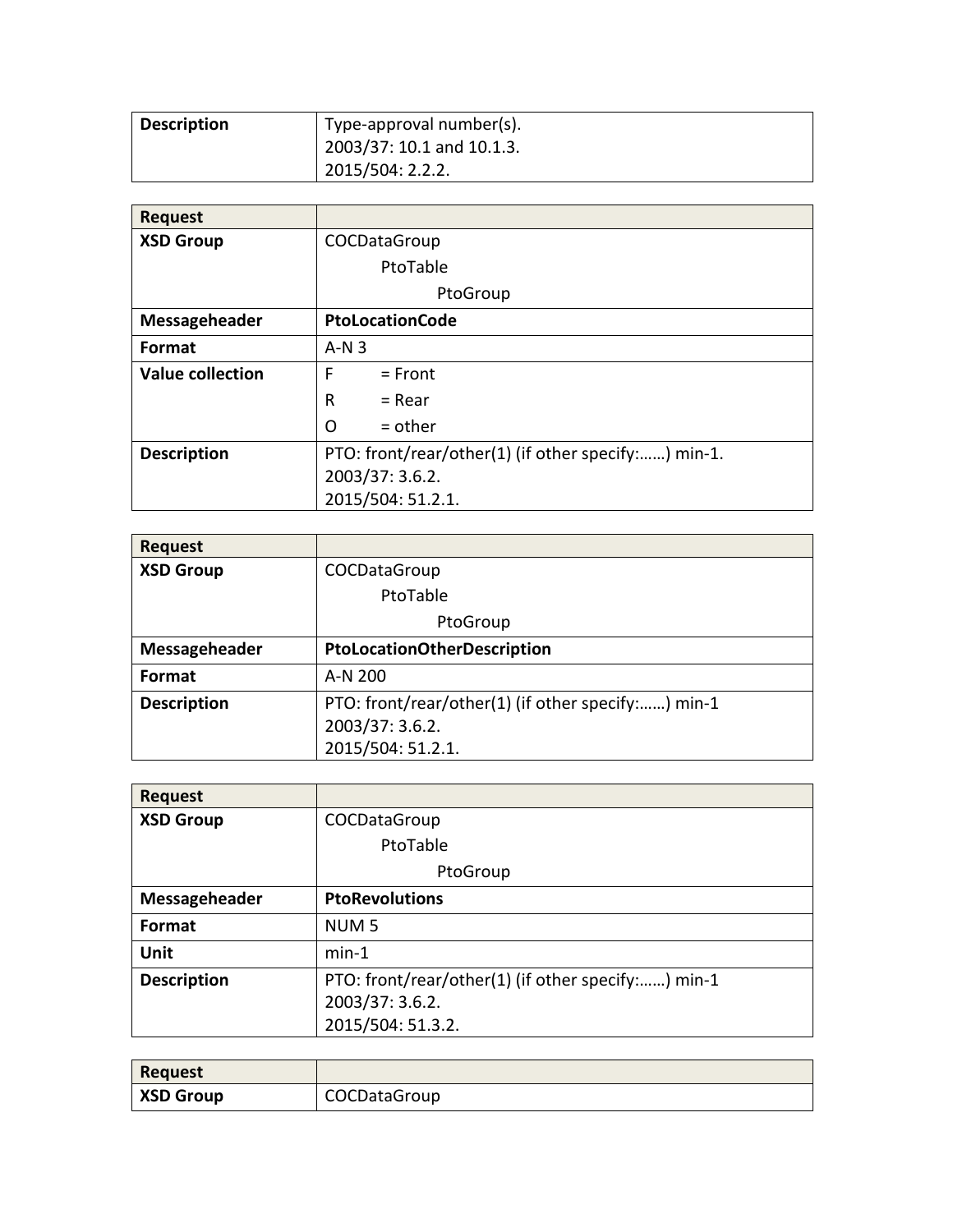| Description | Type-approval number(s).<br>2003/37: 10.1 and 10.1.3.<br>2015/504: 2.2.2. |
|---|---|

| Request | |
|---|---|
| **XSD Group** | COCDataGroup<br>PtoTable<br>PtoGroup |
| **Messageheader** | **PtoLocationCode** |
| **Format** | A-N 3 |
| **Value collection** | F = Front<br>R = Rear<br>O = other |
| **Description** | PTO: front/rear/other(1) (if other specify:……) min-1.<br>2003/37: 3.6.2.<br>2015/504: 51.2.1. |

| Request | |
|---|---|
| **XSD Group** | COCDataGroup<br>PtoTable<br>PtoGroup |
| **Messageheader** | **PtoLocationOtherDescription** |
| **Format** | A-N 200 |
| **Description** | PTO: front/rear/other(1) (if other specify:……) min-1<br>2003/37: 3.6.2.<br>2015/504: 51.2.1. |

| Request | |
|---|---|
| **XSD Group** | COCDataGroup<br>PtoTable<br>PtoGroup |
| **Messageheader** | **PtoRevolutions** |
| **Format** | NUM 5 |
| **Unit** | min-1 |
| **Description** | PTO: front/rear/other(1) (if other specify:……) min-1<br>2003/37: 3.6.2.<br>2015/504: 51.3.2. |

| Request | |
|---|---|
| **XSD Group** | COCDataGroup |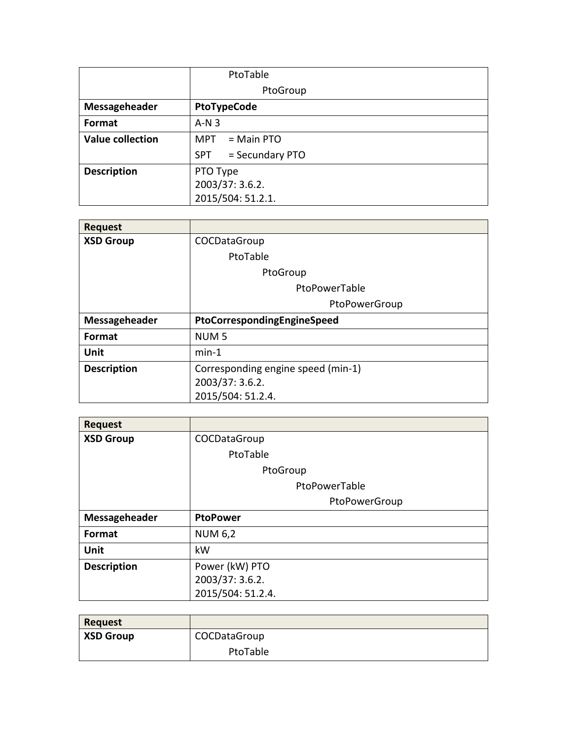| | |
|---|---|
| | PtoTable<br>PtoGroup |
| **Messageheader** | **PtoTypeCode** |
| **Format** | A-N 3 |
| **Value collection** | MPT = Main PTO<br>SPT = Secundary PTO |
| **Description** | PTO Type<br>2003/37: 3.6.2.<br>2015/504: 51.2.1. |

| **Request** | |
|---|---|
| **XSD Group** | COCDataGroup<br>PtoTable<br>PtoGroup<br>PtoPowerTable<br>PtoPowerGroup |
| **Messageheader** | **PtoCorrespondingEngineSpeed** |
| **Format** | NUM 5 |
| **Unit** | min-1 |
| **Description** | Corresponding engine speed (min-1)<br>2003/37: 3.6.2.<br>2015/504: 51.2.4. |

| **Request** | |
|---|---|
| **XSD Group** | COCDataGroup<br>PtoTable<br>PtoGroup<br>PtoPowerTable<br>PtoPowerGroup |
| **Messageheader** | **PtoPower** |
| **Format** | NUM 6,2 |
| **Unit** | kW |
| **Description** | Power (kW) PTO<br>2003/37: 3.6.2.<br>2015/504: 51.2.4. |

| **Request** | |
|---|---|
| **XSD Group** | COCDataGroup<br>PtoTable |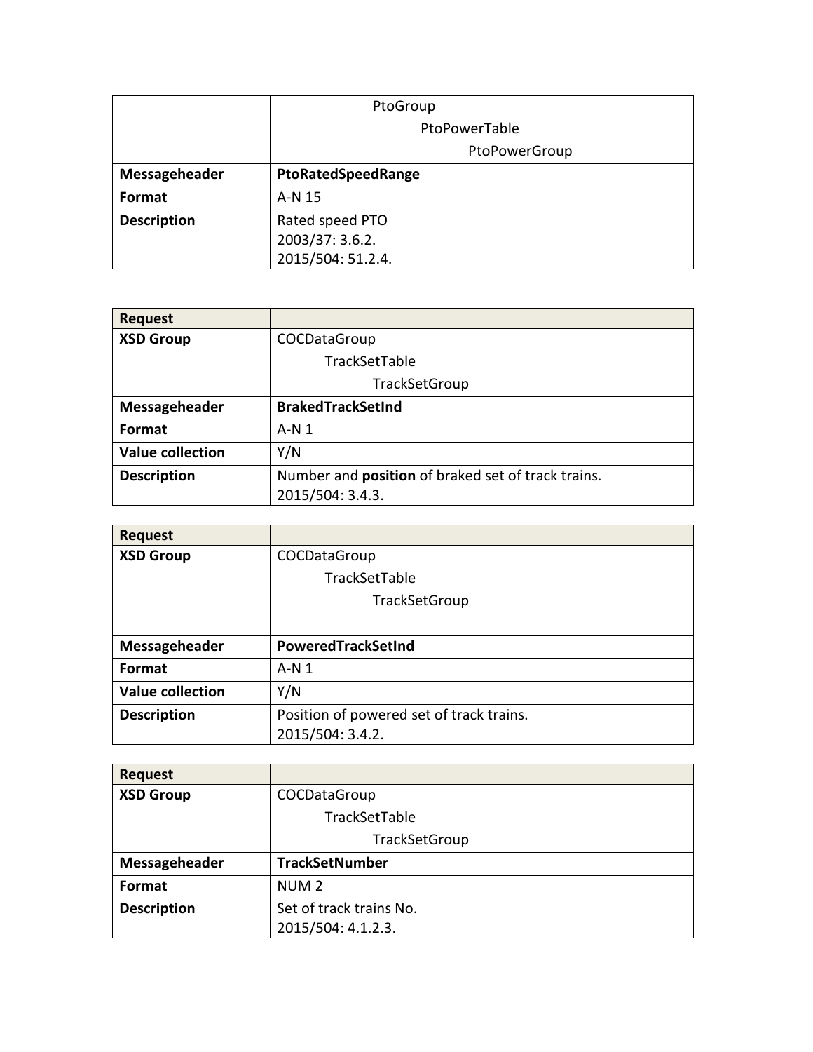| | PtoGroup<br>PtoPowerTable<br>PtoPowerGroup |
|---|---|
| **Messageheader** | **PtoRatedSpeedRange** |
| **Format** | A-N 15 |
| **Description** | Rated speed PTO<br>2003/37: 3.6.2.<br>2015/504: 51.2.4. |

| **Request** | |
|---|---|
| **XSD Group** | COCDataGroup<br>TrackSetTable<br>TrackSetGroup |
| **Messageheader** | **BrakedTrackSetInd** |
| **Format** | A-N 1 |
| **Value collection** | Y/N |
| **Description** | Number and **position** of braked set of track trains.<br>2015/504: 3.4.3. |

| **Request** | |
|---|---|
| **XSD Group** | COCDataGroup<br>TrackSetTable<br>TrackSetGroup |
| **Messageheader** | **PoweredTrackSetInd** |
| **Format** | A-N 1 |
| **Value collection** | Y/N |
| **Description** | Position of powered set of track trains.<br>2015/504: 3.4.2. |

| **Request** | |
|---|---|
| **XSD Group** | COCDataGroup<br>TrackSetTable<br>TrackSetGroup |
| **Messageheader** | **TrackSetNumber** |
| **Format** | NUM 2 |
| **Description** | Set of track trains No.<br>2015/504: 4.1.2.3. |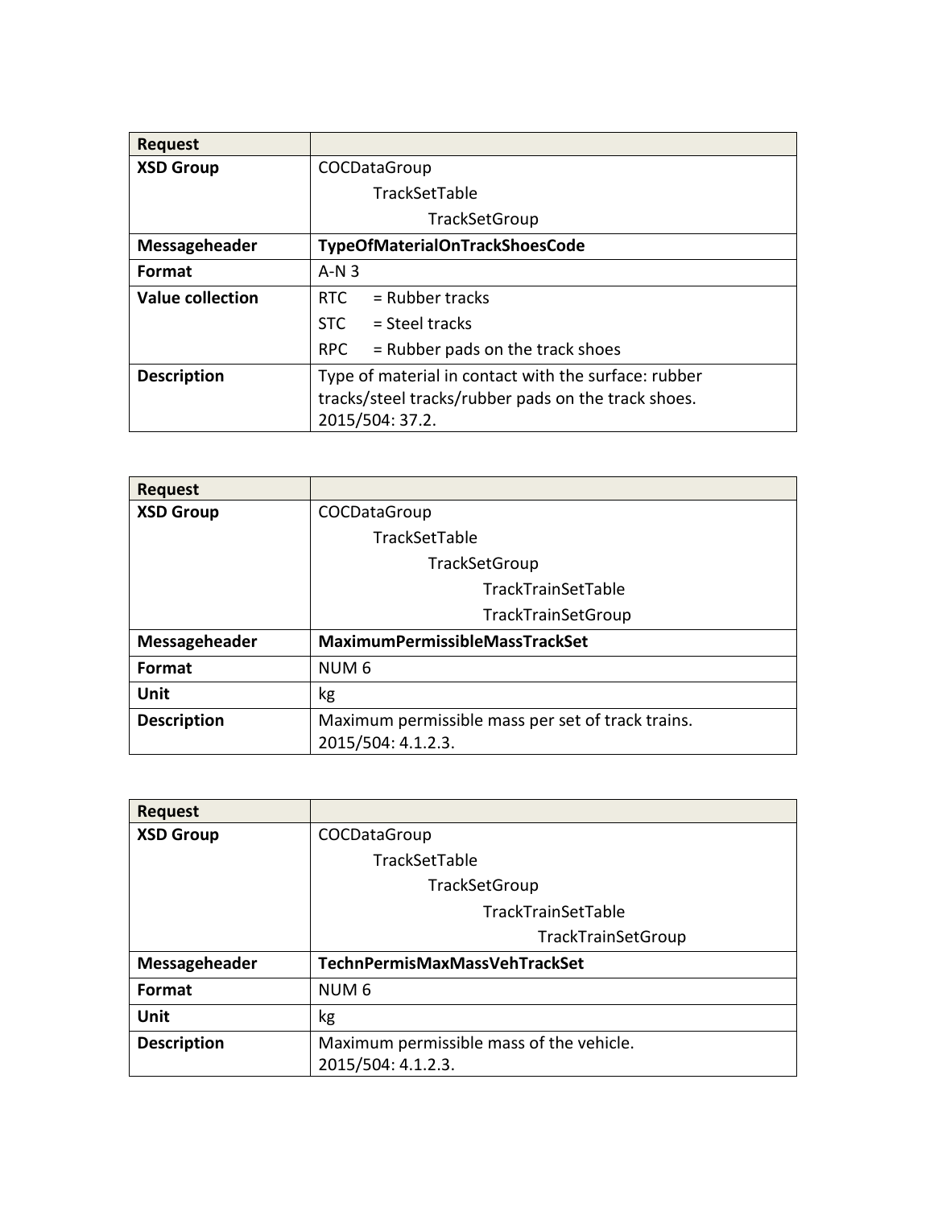| Request | |
|---|---|
| **XSD Group** | COCDataGroup<br>TrackSetTable<br>TrackSetGroup |
| **Messageheader** | **TypeOfMaterialOnTrackShoesCode** |
| **Format** | A-N 3 |
| **Value collection** | RTC = Rubber tracks<br>STC = Steel tracks<br>RPC = Rubber pads on the track shoes |
| **Description** | Type of material in contact with the surface: rubber tracks/steel tracks/rubber pads on the track shoes.<br>2015/504: 37.2. |

| Request | |
|---|---|
| **XSD Group** | COCDataGroup<br>TrackSetTable<br>TrackSetGroup<br>TrackTrainSetTable<br>TrackTrainSetGroup |
| **Messageheader** | **MaximumPermissibleMassTrackSet** |
| **Format** | NUM 6 |
| **Unit** | kg |
| **Description** | Maximum permissible mass per set of track trains.<br>2015/504: 4.1.2.3. |

| Request | |
|---|---|
| **XSD Group** | COCDataGroup<br>TrackSetTable<br>TrackSetGroup<br>TrackTrainSetTable<br>TrackTrainSetGroup |
| **Messageheader** | **TechnPermisMaxMassVehTrackSet** |
| **Format** | NUM 6 |
| **Unit** | kg |
| **Description** | Maximum permissible mass of the vehicle.<br>2015/504: 4.1.2.3. |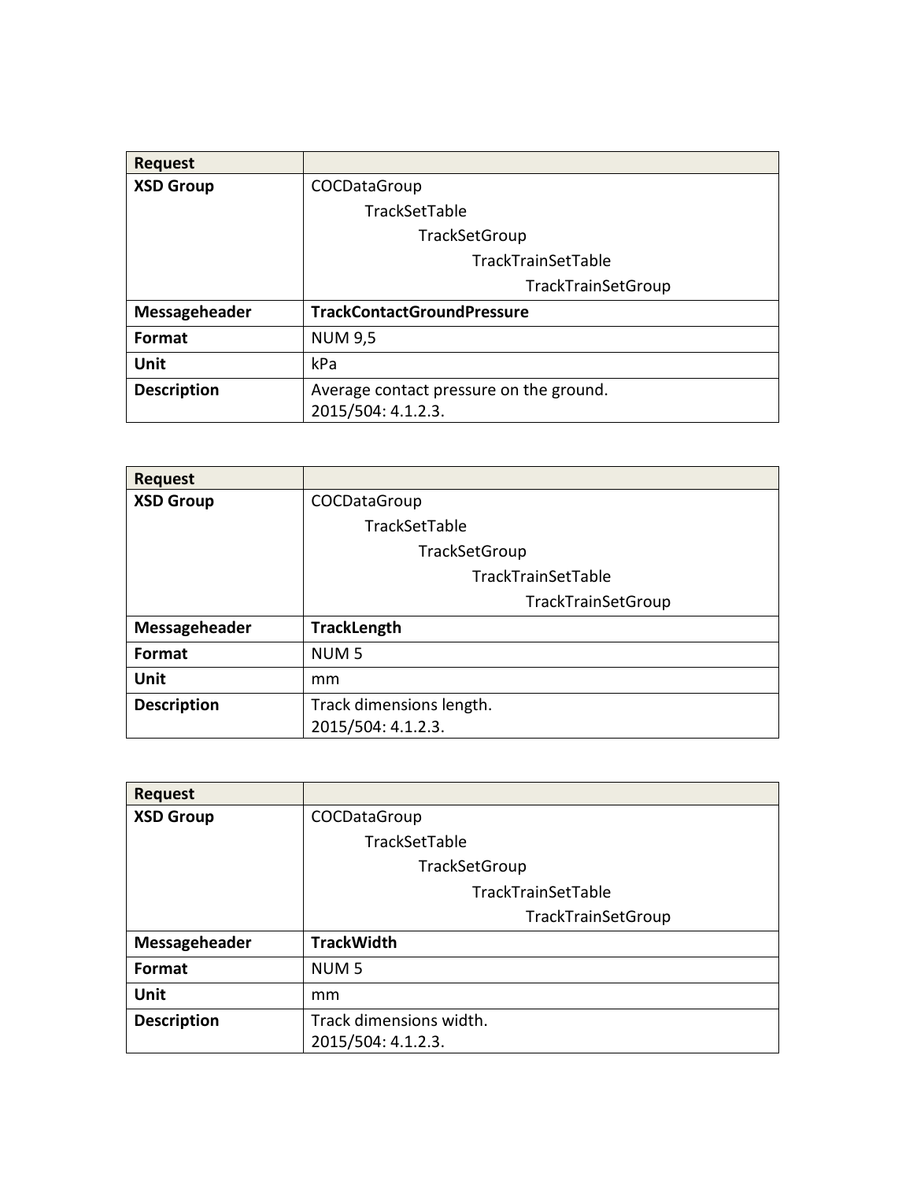| Request | |
|---|---|
| **XSD Group** | COCDataGroup<br>TrackSetTable<br>TrackSetGroup<br>TrackTrainSetTable<br>TrackTrainSetGroup |
| **Messageheader** | **TrackContactGroundPressure** |
| **Format** | NUM 9,5 |
| **Unit** | kPa |
| **Description** | Average contact pressure on the ground.<br>2015/504: 4.1.2.3. |

| Request | |
|---|---|
| **XSD Group** | COCDataGroup<br>TrackSetTable<br>TrackSetGroup<br>TrackTrainSetTable<br>TrackTrainSetGroup |
| **Messageheader** | **TrackLength** |
| **Format** | NUM 5 |
| **Unit** | mm |
| **Description** | Track dimensions length.<br>2015/504: 4.1.2.3. |

| Request | |
|---|---|
| **XSD Group** | COCDataGroup<br>TrackSetTable<br>TrackSetGroup<br>TrackTrainSetTable<br>TrackTrainSetGroup |
| **Messageheader** | **TrackWidth** |
| **Format** | NUM 5 |
| **Unit** | mm |
| **Description** | Track dimensions width.<br>2015/504: 4.1.2.3. |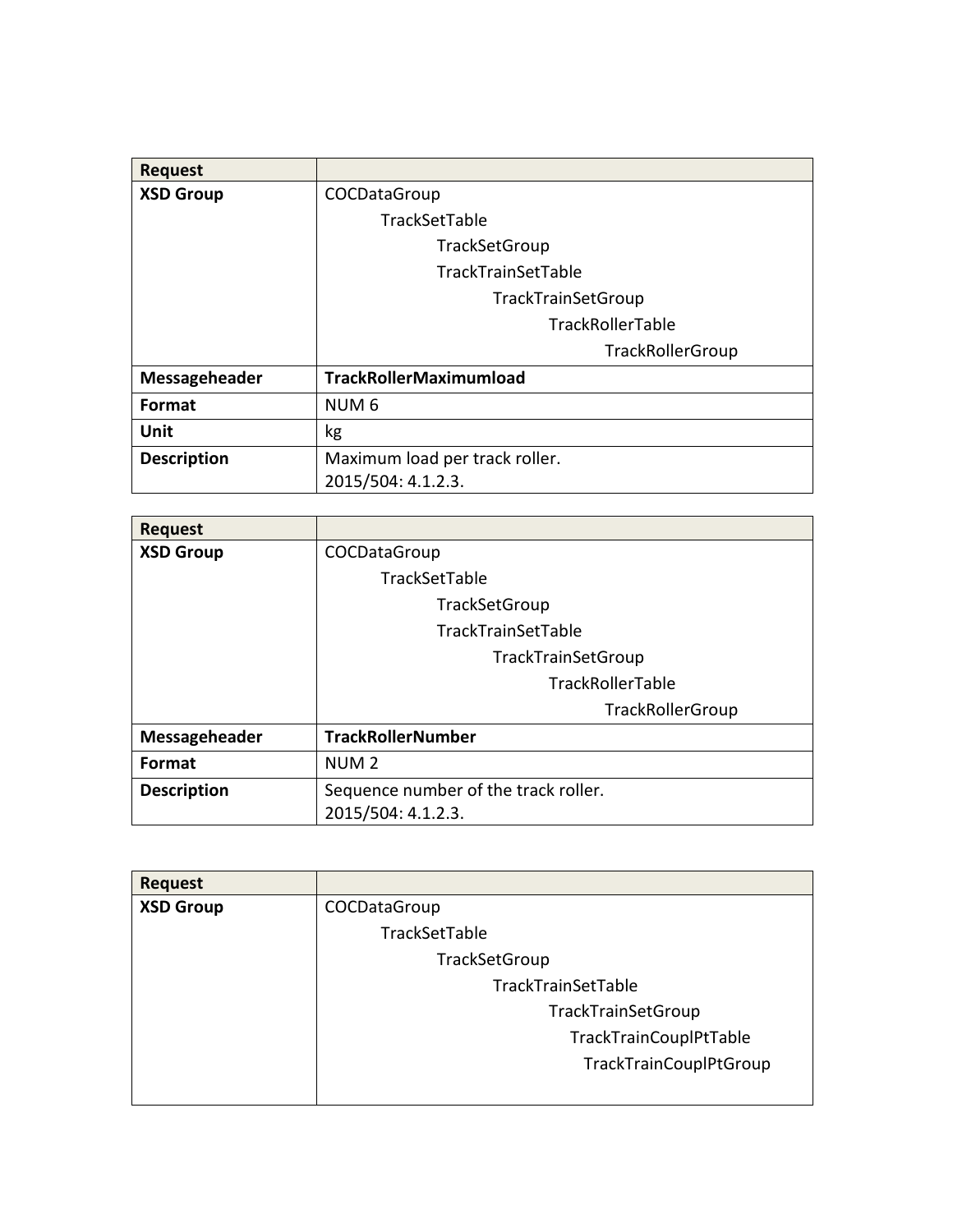| Request | |
|---|---|
| **XSD Group** | COCDataGroup<br>TrackSetTable<br>TrackSetGroup<br>TrackTrainSetTable<br>TrackTrainSetGroup<br>TrackRollerTable<br>TrackRollerGroup |
| **Messageheader** | **TrackRollerMaximumload** |
| **Format** | NUM 6 |
| **Unit** | kg |
| **Description** | Maximum load per track roller.<br>2015/504: 4.1.2.3. |

| Request | |
|---|---|
| **XSD Group** | COCDataGroup<br>TrackSetTable<br>TrackSetGroup<br>TrackTrainSetTable<br>TrackTrainSetGroup<br>TrackRollerTable<br>TrackRollerGroup |
| **Messageheader** | **TrackRollerNumber** |
| **Format** | NUM 2 |
| **Description** | Sequence number of the track roller.<br>2015/504: 4.1.2.3. |

| Request | |
|---|---|
| **XSD Group** | COCDataGroup<br>TrackSetTable<br>TrackSetGroup<br>TrackTrainSetTable<br>TrackTrainSetGroup<br>TrackTrainCouplPtTable<br>TrackTrainCouplPtGroup |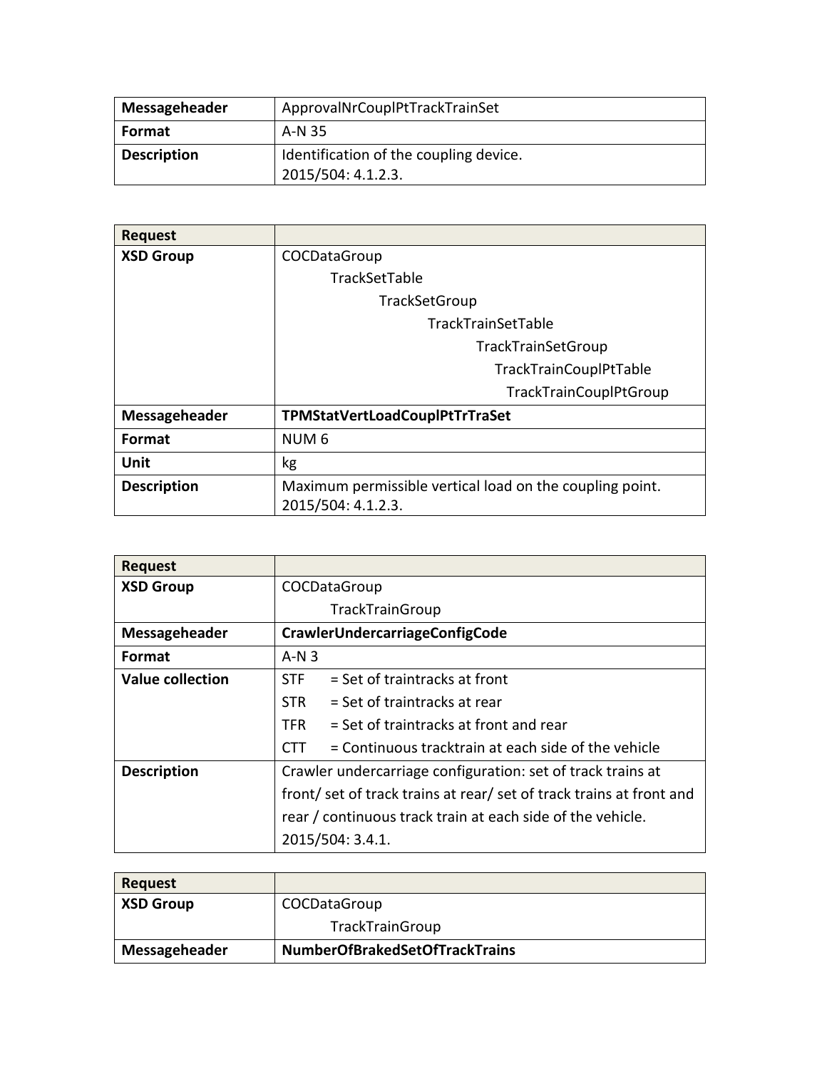| Messageheader | ApprovalNrCouplPtTrackTrainSet |
|---|---|
| **Format** | A-N 35 |
| **Description** | Identification of the coupling device.<br>2015/504: 4.1.2.3. |

| Request | |
|---|---|
| **XSD Group** | COCDataGroup<br>TrackSetTable<br>TrackSetGroup<br>TrackTrainSetTable<br>TrackTrainSetGroup<br>TrackTrainCouplPtTable<br>TrackTrainCouplPtGroup |
| **Messageheader** | **TPMStatVertLoadCouplPtTrTraSet** |
| **Format** | NUM 6 |
| **Unit** | kg |
| **Description** | Maximum permissible vertical load on the coupling point.<br>2015/504: 4.1.2.3. |

| Request | |
|---|---|
| **XSD Group** | COCDataGroup<br>TrackTrainGroup |
| **Messageheader** | **CrawlerUndercarriageConfigCode** |
| **Format** | A-N 3 |
| **Value collection** | STF = Set of traintracks at front<br>STR = Set of traintracks at rear<br>TFR = Set of traintracks at front and rear<br>CTT = Continuous tracktrain at each side of the vehicle |
| **Description** | Crawler undercarriage configuration: set of track trains at front/ set of track trains at rear/ set of track trains at front and rear / continuous track train at each side of the vehicle.<br>2015/504: 3.4.1. |

| Request | |
|---|---|
| **XSD Group** | COCDataGroup<br>TrackTrainGroup |
| **Messageheader** | **NumberOfBrakedSetOfTrackTrains** |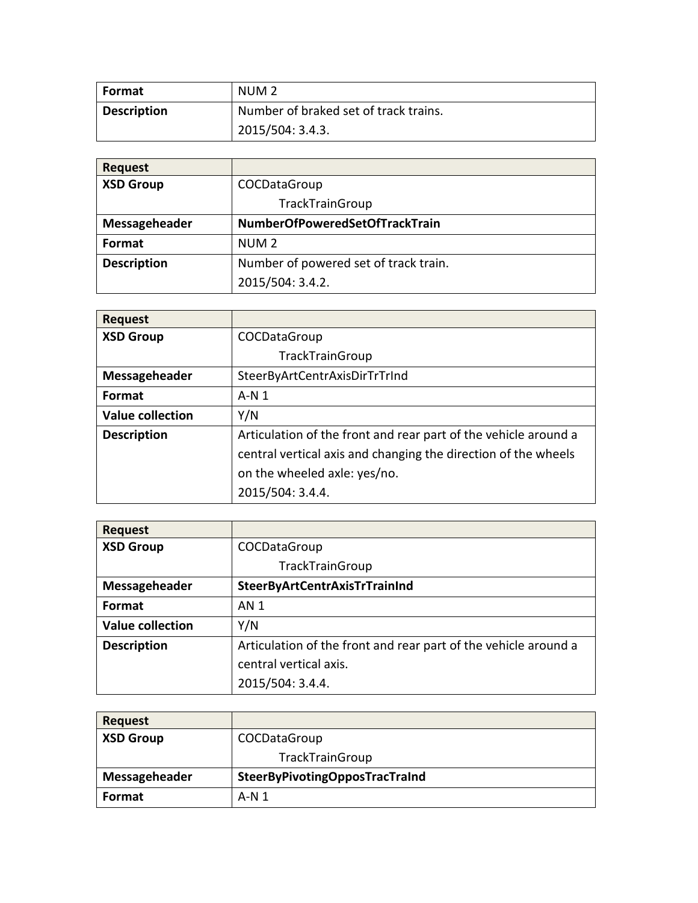| | |
|---|---|
| **Format** | NUM 2 |
| **Description** | Number of braked set of track trains.<br>2015/504: 3.4.3. |

| **Request** | |
|---|---|
| **XSD Group** | COCDataGroup<br>TrackTrainGroup |
| **Messageheader** | **NumberOfPoweredSetOfTrackTrain** |
| **Format** | NUM 2 |
| **Description** | Number of powered set of track train.<br>2015/504: 3.4.2. |

| **Request** | |
|---|---|
| **XSD Group** | COCDataGroup<br>TrackTrainGroup |
| **Messageheader** | SteerByArtCentrAxisDirTrTrInd |
| **Format** | A-N 1 |
| **Value collection** | Y/N |
| **Description** | Articulation of the front and rear part of the vehicle around a central vertical axis and changing the direction of the wheels on the wheeled axle: yes/no.<br>2015/504: 3.4.4. |

| **Request** | |
|---|---|
| **XSD Group** | COCDataGroup<br>TrackTrainGroup |
| **Messageheader** | **SteerByArtCentrAxisTrTrainInd** |
| **Format** | AN 1 |
| **Value collection** | Y/N |
| **Description** | Articulation of the front and rear part of the vehicle around a central vertical axis.<br>2015/504: 3.4.4. |

| **Request** | |
|---|---|
| **XSD Group** | COCDataGroup<br>TrackTrainGroup |
| **Messageheader** | **SteerByPivotingOpposTracTraInd** |
| **Format** | A-N 1 |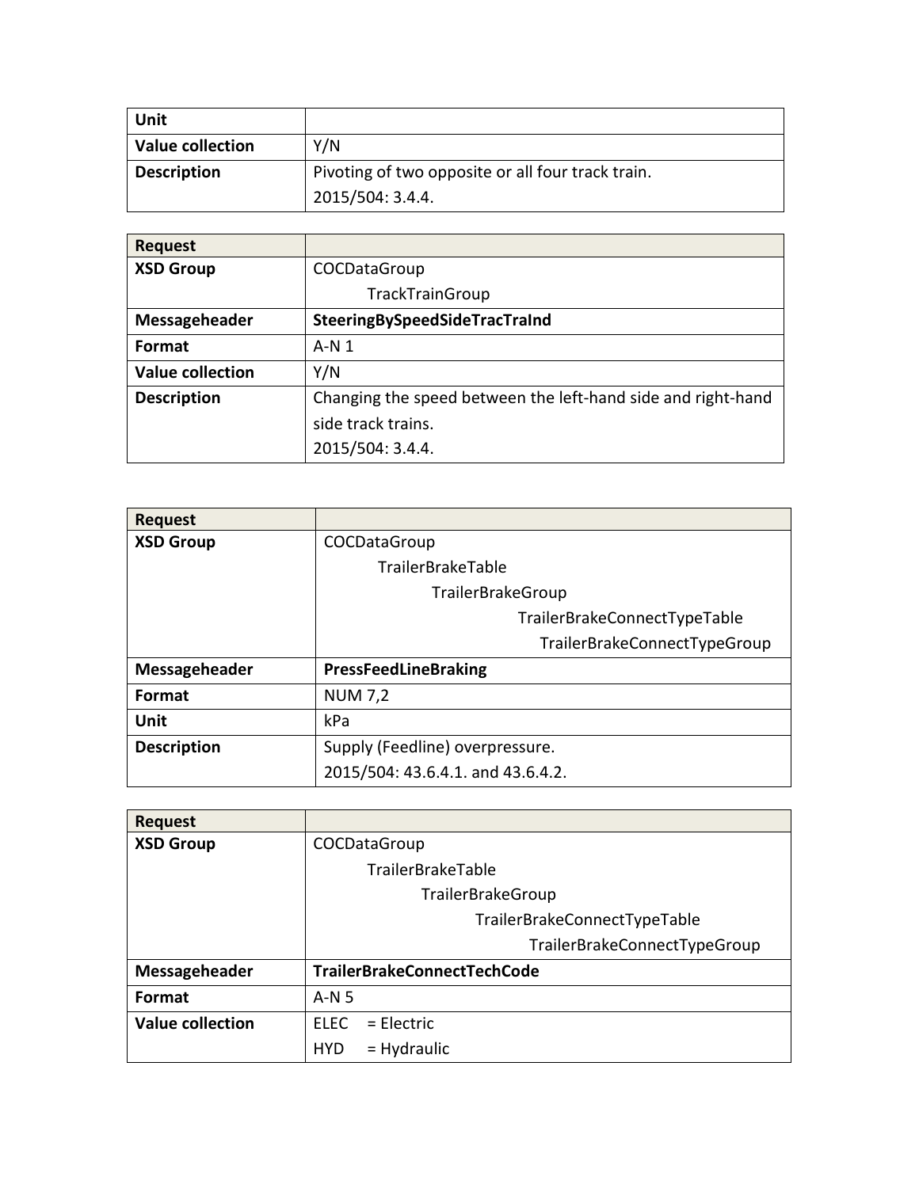| Unit | |
| --- | --- |
| **Value collection** | Y/N |
| **Description** | Pivoting of two opposite or all four track train.<br>2015/504: 3.4.4. |

| Request | |
| --- | --- |
| **XSD Group** | COCDataGroup<br>TrackTrainGroup |
| **Messageheader** | **SteeringBySpeedSideTracTraInd** |
| **Format** | A-N 1 |
| **Value collection** | Y/N |
| **Description** | Changing the speed between the left-hand side and right-hand side track trains.<br>2015/504: 3.4.4. |

| Request | |
| --- | --- |
| **XSD Group** | COCDataGroup<br>TrailerBrakeTable<br>TrailerBrakeGroup<br>TrailerBrakeConnectTypeTable<br>TrailerBrakeConnectTypeGroup |
| **Messageheader** | **PressFeedLineBraking** |
| **Format** | NUM 7,2 |
| **Unit** | kPa |
| **Description** | Supply (Feedline) overpressure.<br>2015/504: 43.6.4.1. and 43.6.4.2. |

| Request | |
| --- | --- |
| **XSD Group** | COCDataGroup<br>TrailerBrakeTable<br>TrailerBrakeGroup<br>TrailerBrakeConnectTypeTable<br>TrailerBrakeConnectTypeGroup |
| **Messageheader** | **TrailerBrakeConnectTechCode** |
| **Format** | A-N 5 |
| **Value collection** | ELEC = Electric<br>HYD = Hydraulic |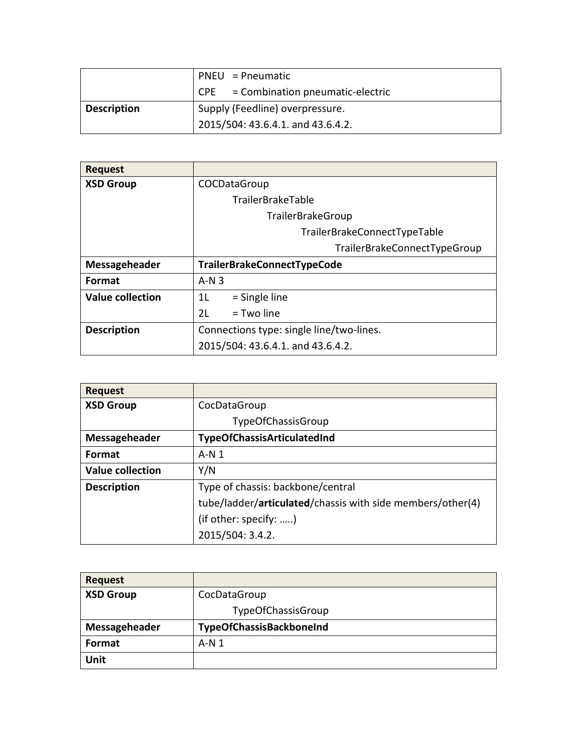| | |
|---|---|
| | PNEU = Pneumatic<br>CPE = Combination pneumatic-electric |
| **Description** | Supply (Feedline) overpressure.<br>2015/504: 43.6.4.1. and 43.6.4.2. |

| **Request** | |
|---|---|
| **XSD Group** | COCDataGroup<br>TrailerBrakeTable<br>TrailerBrakeGroup<br>TrailerBrakeConnectTypeTable<br>TrailerBrakeConnectTypeGroup |
| **Messageheader** | **TrailerBrakeConnectTypeCode** |
| **Format** | A-N 3 |
| **Value collection** | 1L = Single line<br>2L = Two line |
| **Description** | Connections type: single line/two-lines.<br>2015/504: 43.6.4.1. and 43.6.4.2. |

| **Request** | |
|---|---|
| **XSD Group** | CocDataGroup<br>TypeOfChassisGroup |
| **Messageheader** | **TypeOfChassisArticulatedInd** |
| **Format** | A-N 1 |
| **Value collection** | Y/N |
| **Description** | Type of chassis: backbone/central tube/ladder/**articulated**/chassis with side members/other(4) (if other: specify: …..)<br>2015/504: 3.4.2. |

| **Request** | |
|---|---|
| **XSD Group** | CocDataGroup<br>TypeOfChassisGroup |
| **Messageheader** | **TypeOfChassisBackboneInd** |
| **Format** | A-N 1 |
| **Unit** | |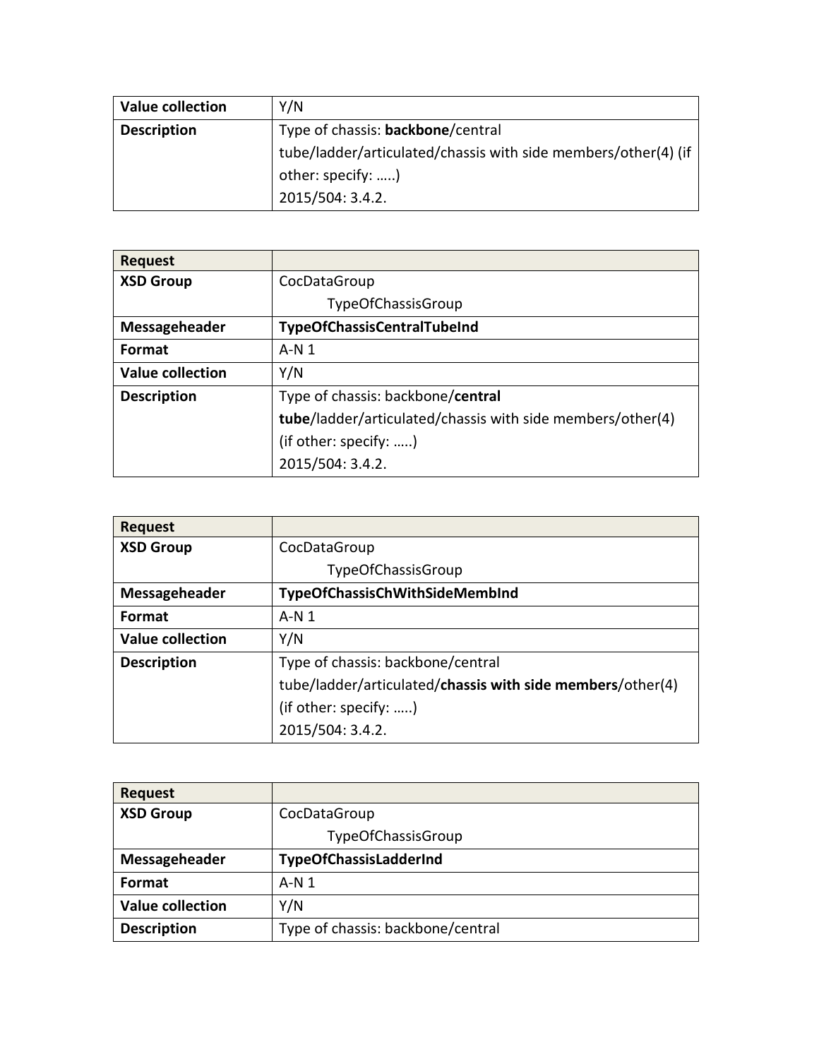| Value collection | Y/N |
|---|---|
| Description | Type of chassis: **backbone**/central tube/ladder/articulated/chassis with side members/other(4) (if other: specify: …..)<br>2015/504: 3.4.2. |

| Request | |
|---|---|
| XSD Group | CocDataGroup<br>TypeOfChassisGroup |
| Messageheader | **TypeOfChassisCentralTubeInd** |
| Format | A-N 1 |
| Value collection | Y/N |
| Description | Type of chassis: backbone/**central tube**/ladder/articulated/chassis with side members/other(4) (if other: specify: …..)<br>2015/504: 3.4.2. |

| Request | |
|---|---|
| XSD Group | CocDataGroup<br>TypeOfChassisGroup |
| Messageheader | **TypeOfChassisChWithSideMembInd** |
| Format | A-N 1 |
| Value collection | Y/N |
| Description | Type of chassis: backbone/central tube/ladder/articulated/**chassis with side members**/other(4) (if other: specify: …..)<br>2015/504: 3.4.2. |

| Request | |
|---|---|
| XSD Group | CocDataGroup<br>TypeOfChassisGroup |
| Messageheader | **TypeOfChassisLadderInd** |
| Format | A-N 1 |
| Value collection | Y/N |
| Description | Type of chassis: backbone/central |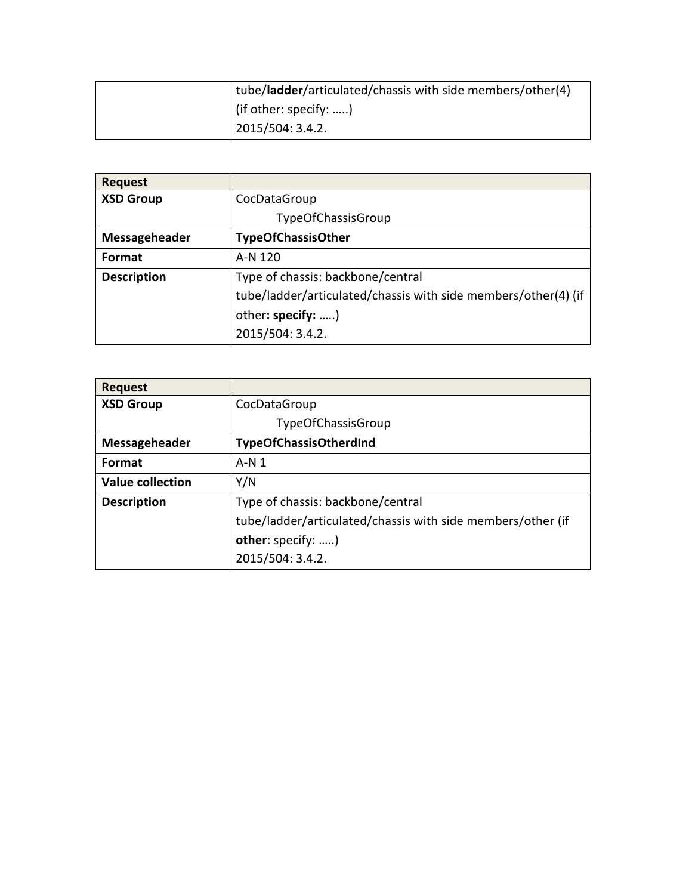| | |
|---|---|
| | tube/**ladder**/articulated/chassis with side members/other(4) (if other: specify: …..) 2015/504: 3.4.2. |

| Request | |
|---|---|
| **XSD Group** | CocDataGroup TypeOfChassisGroup |
| **Messageheader** | **TypeOfChassisOther** |
| **Format** | A-N 120 |
| **Description** | Type of chassis: backbone/central tube/ladder/articulated/chassis with side members/other(4) (if other**: specify:** …..) 2015/504: 3.4.2. |

| Request | |
|---|---|
| **XSD Group** | CocDataGroup TypeOfChassisGroup |
| **Messageheader** | **TypeOfChassisOtherdInd** |
| **Format** | A-N 1 |
| **Value collection** | Y/N |
| **Description** | Type of chassis: backbone/central tube/ladder/articulated/chassis with side members/other (if **other**: specify: …..) 2015/504: 3.4.2. |